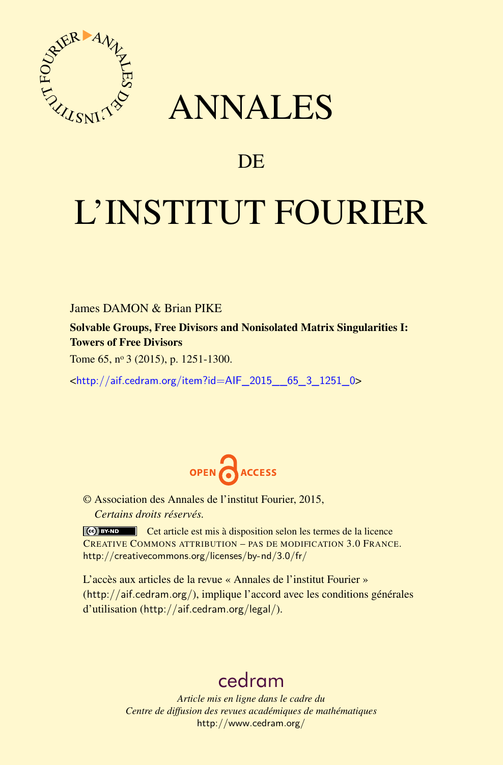# ANNALES

## DE

# L'INSTITUT FOURIER

James DAMON & Brian PIKE

**Solvable Groups, Free Divisors and Nonisolated Matrix Singularities I: Towers of Free Divisors**

Tome 65, n° 3 (2015), p. 1251-1300.

<http://aif.cedram.org/item?id=AIF_2015__65_3_1251_0>

OPEN ACCESS

© Association des Annales de l'institut Fourier, 2015,
*Certains droits réservés.*

Cet article est mis à disposition selon les termes de la licence CREATIVE COMMONS ATTRIBUTION – PAS DE MODIFICATION 3.0 FRANCE.
http://creativecommons.org/licenses/by-nd/3.0/fr/

L'accès aux articles de la revue « Annales de l'institut Fourier » (http://aif.cedram.org/), implique l'accord avec les conditions générales d'utilisation (http://aif.cedram.org/legal/).

cedram

*Article mis en ligne dans le cadre du*
*Centre de diffusion des revues académiques de mathématiques*
http://www.cedram.org/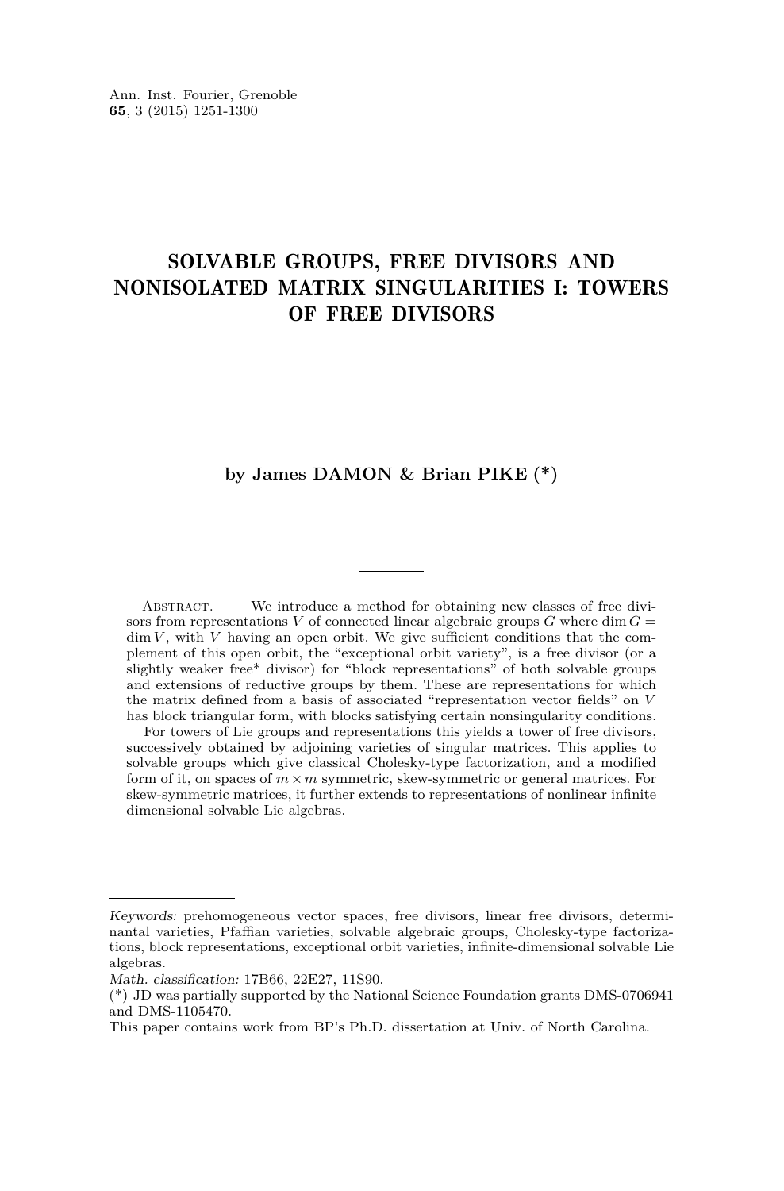# SOLVABLE GROUPS, FREE DIVISORS AND NONISOLATED MATRIX SINGULARITIES I: TOWERS OF FREE DIVISORS

**by James DAMON & Brian PIKE (\*)**

---

Abstract. — We introduce a method for obtaining new classes of free divisors from representations $V$ of connected linear algebraic groups $G$ where $\dim G = \dim V$, with $V$ having an open orbit. We give sufficient conditions that the complement of this open orbit, the "exceptional orbit variety", is a free divisor (or a slightly weaker free* divisor) for "block representations" of both solvable groups and extensions of reductive groups by them. These are representations for which the matrix defined from a basis of associated "representation vector fields" on $V$ has block triangular form, with blocks satisfying certain nonsingularity conditions.

For towers of Lie groups and representations this yields a tower of free divisors, successively obtained by adjoining varieties of singular matrices. This applies to solvable groups which give classical Cholesky-type factorization, and a modified form of it, on spaces of $m \times m$ symmetric, skew-symmetric or general matrices. For skew-symmetric matrices, it further extends to representations of nonlinear infinite dimensional solvable Lie algebras.

---

*Keywords:* prehomogeneous vector spaces, free divisors, linear free divisors, determinantal varieties, Pfaffian varieties, solvable algebraic groups, Cholesky-type factorizations, block representations, exceptional orbit varieties, infinite-dimensional solvable Lie algebras.

*Math. classification:* 17B66, 22E27, 11S90.

(\*) JD was partially supported by the National Science Foundation grants DMS-0706941 and DMS-1105470.

This paper contains work from BP's Ph.D. dissertation at Univ. of North Carolina.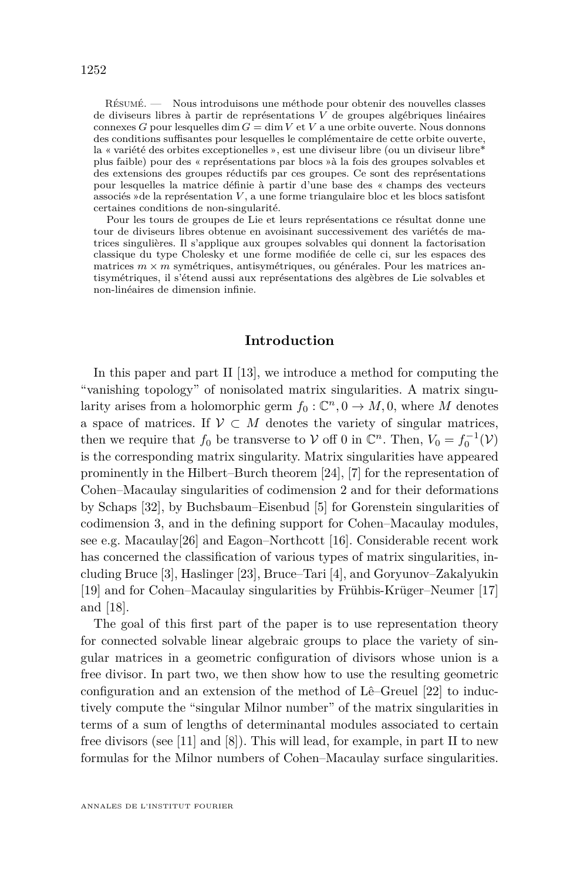Résumé. — Nous introduisons une méthode pour obtenir des nouvelles classes de diviseurs libres à partir de représentations $V$ de groupes algébriques linéaires connexes $G$ pour lesquelles $\dim G = \dim V$ et $V$ a une orbite ouverte. Nous donnons des conditions suffisantes pour lesquelles le complémentaire de cette orbite ouverte, la « variété des orbites exceptionelles », est une diviseur libre (ou un diviseur libre* plus faible) pour des « représentations par blocs »à la fois des groupes solvables et des extensions des groupes réductifs par ces groupes. Ce sont des représentations pour lesquelles la matrice définie à partir d'une base des « champs des vecteurs associés »de la représentation $V$, a une forme triangulaire bloc et les blocs satisfont certaines conditions de non-singularité.

Pour les tours de groupes de Lie et leurs représentations ce résultat donne une tour de diviseurs libres obtenue en avoisinant successivement des variétés de matrices singulières. Il s'applique aux groupes solvables qui donnent la factorisation classique du type Cholesky et une forme modifiée de celle ci, sur les espaces des matrices $m \times m$ symétriques, antisymétriques, ou générales. Pour les matrices antisymétriques, il s'étend aussi aux représentations des algèbres de Lie solvables et non-linéaires de dimension infinie.

## Introduction

In this paper and part II [13], we introduce a method for computing the "vanishing topology" of nonisolated matrix singularities. A matrix singularity arises from a holomorphic germ $f_0 : \mathbb{C}^n, 0 \to M, 0$, where $M$ denotes a space of matrices. If $\mathcal{V} \subset M$ denotes the variety of singular matrices, then we require that $f_0$ be transverse to $\mathcal{V}$ off 0 in $\mathbb{C}^n$. Then, $V_0 = f_0^{-1}(\mathcal{V})$ is the corresponding matrix singularity. Matrix singularities have appeared prominently in the Hilbert–Burch theorem [24], [7] for the representation of Cohen–Macaulay singularities of codimension 2 and for their deformations by Schaps [32], by Buchsbaum–Eisenbud [5] for Gorenstein singularities of codimension 3, and in the defining support for Cohen–Macaulay modules, see e.g. Macaulay[26] and Eagon–Northcott [16]. Considerable recent work has concerned the classification of various types of matrix singularities, including Bruce [3], Haslinger [23], Bruce–Tari [4], and Goryunov–Zakalyukin [19] and for Cohen–Macaulay singularities by Frühbis-Krüger–Neumer [17] and [18].

The goal of this first part of the paper is to use representation theory for connected solvable linear algebraic groups to place the variety of singular matrices in a geometric configuration of divisors whose union is a free divisor. In part two, we then show how to use the resulting geometric configuration and an extension of the method of Lê–Greuel [22] to inductively compute the "singular Milnor number" of the matrix singularities in terms of a sum of lengths of determinantal modules associated to certain free divisors (see [11] and [8]). This will lead, for example, in part II to new formulas for the Milnor numbers of Cohen–Macaulay surface singularities.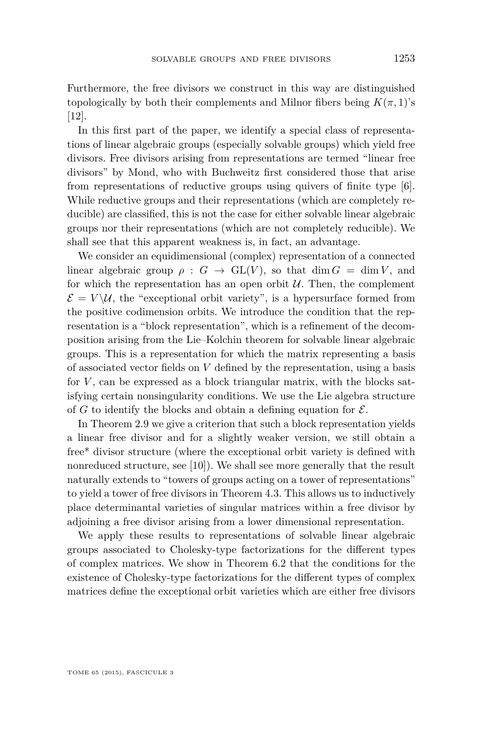Furthermore, the free divisors we construct in this way are distinguished topologically by both their complements and Milnor fibers being $K(\pi, 1)$'s [12].

In this first part of the paper, we identify a special class of representations of linear algebraic groups (especially solvable groups) which yield free divisors. Free divisors arising from representations are termed "linear free divisors" by Mond, who with Buchweitz first considered those that arise from representations of reductive groups using quivers of finite type [6]. While reductive groups and their representations (which are completely reducible) are classified, this is not the case for either solvable linear algebraic groups nor their representations (which are not completely reducible). We shall see that this apparent weakness is, in fact, an advantage.

We consider an equidimensional (complex) representation of a connected linear algebraic group $\rho : G \to \mathrm{GL}(V)$, so that $\dim G = \dim V$, and for which the representation has an open orbit $\mathcal{U}$. Then, the complement $\mathcal{E} = V \backslash \mathcal{U}$, the "exceptional orbit variety", is a hypersurface formed from the positive codimension orbits. We introduce the condition that the representation is a "block representation", which is a refinement of the decomposition arising from the Lie–Kolchin theorem for solvable linear algebraic groups. This is a representation for which the matrix representing a basis of associated vector fields on $V$ defined by the representation, using a basis for $V$, can be expressed as a block triangular matrix, with the blocks satisfying certain nonsingularity conditions. We use the Lie algebra structure of $G$ to identify the blocks and obtain a defining equation for $\mathcal{E}$.

In Theorem 2.9 we give a criterion that such a block representation yields a linear free divisor and for a slightly weaker version, we still obtain a free* divisor structure (where the exceptional orbit variety is defined with nonreduced structure, see [10]). We shall see more generally that the result naturally extends to "towers of groups acting on a tower of representations" to yield a tower of free divisors in Theorem 4.3. This allows us to inductively place determinantal varieties of singular matrices within a free divisor by adjoining a free divisor arising from a lower dimensional representation.

We apply these results to representations of solvable linear algebraic groups associated to Cholesky-type factorizations for the different types of complex matrices. We show in Theorem 6.2 that the conditions for the existence of Cholesky-type factorizations for the different types of complex matrices define the exceptional orbit varieties which are either free divisors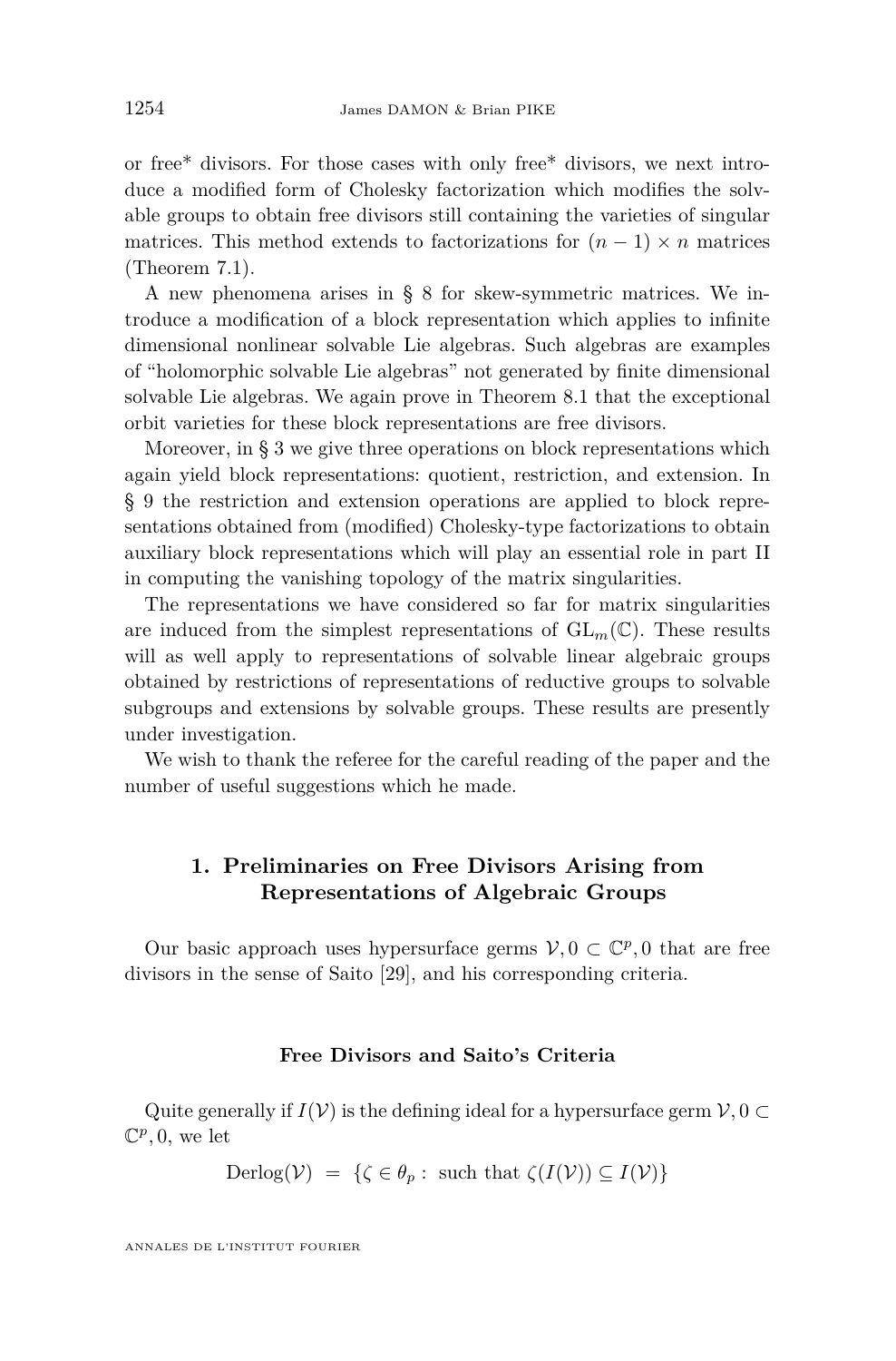or free* divisors. For those cases with only free* divisors, we next introduce a modified form of Cholesky factorization which modifies the solvable groups to obtain free divisors still containing the varieties of singular matrices. This method extends to factorizations for $(n-1) \times n$ matrices (Theorem 7.1).

A new phenomena arises in § 8 for skew-symmetric matrices. We introduce a modification of a block representation which applies to infinite dimensional nonlinear solvable Lie algebras. Such algebras are examples of "holomorphic solvable Lie algebras" not generated by finite dimensional solvable Lie algebras. We again prove in Theorem 8.1 that the exceptional orbit varieties for these block representations are free divisors.

Moreover, in § 3 we give three operations on block representations which again yield block representations: quotient, restriction, and extension. In § 9 the restriction and extension operations are applied to block representations obtained from (modified) Cholesky-type factorizations to obtain auxiliary block representations which will play an essential role in part II in computing the vanishing topology of the matrix singularities.

The representations we have considered so far for matrix singularities are induced from the simplest representations of $\mathrm{GL}_m(\mathbb{C})$. These results will as well apply to representations of solvable linear algebraic groups obtained by restrictions of representations of reductive groups to solvable subgroups and extensions by solvable groups. These results are presently under investigation.

We wish to thank the referee for the careful reading of the paper and the number of useful suggestions which he made.

## 1. Preliminaries on Free Divisors Arising from Representations of Algebraic Groups

Our basic approach uses hypersurface germs $\mathcal{V}, 0 \subset \mathbb{C}^p, 0$ that are free divisors in the sense of Saito [29], and his corresponding criteria.

### Free Divisors and Saito's Criteria

Quite generally if $I(\mathcal{V})$ is the defining ideal for a hypersurface germ $\mathcal{V}, 0 \subset \mathbb{C}^p, 0$, we let

$$\mathrm{Derlog}(\mathcal{V}) \;=\; \{\zeta \in \theta_p : \text{ such that } \zeta(I(\mathcal{V})) \subseteq I(\mathcal{V})\}$$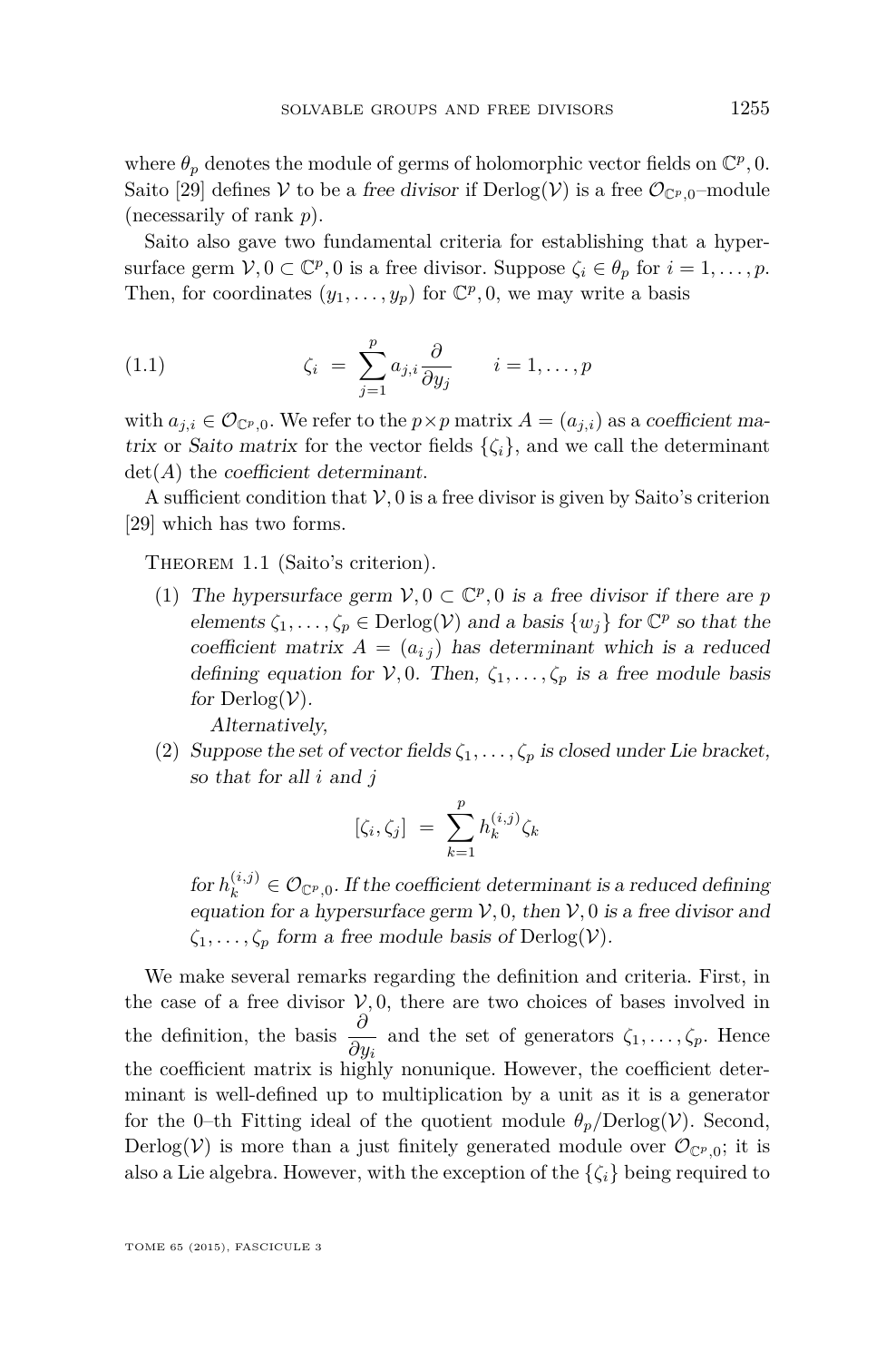where $\theta_p$ denotes the module of germs of holomorphic vector fields on $\mathbb{C}^p, 0$. Saito [29] defines $\mathcal{V}$ to be a *free divisor* if $\mathrm{Derlog}(\mathcal{V})$ is a free $\mathcal{O}_{\mathbb{C}^p,0}$–module (necessarily of rank $p$).

Saito also gave two fundamental criteria for establishing that a hypersurface germ $\mathcal{V}, 0 \subset \mathbb{C}^p, 0$ is a free divisor. Suppose $\zeta_i \in \theta_p$ for $i = 1, \ldots, p$. Then, for coordinates $(y_1, \ldots, y_p)$ for $\mathbb{C}^p, 0$, we may write a basis

$$\zeta_i \;=\; \sum_{j=1}^{p} a_{j,i} \frac{\partial}{\partial y_j} \qquad i = 1, \ldots, p \tag{1.1}$$

with $a_{j,i} \in \mathcal{O}_{\mathbb{C}^p,0}$. We refer to the $p \times p$ matrix $A = (a_{j,i})$ as a *coefficient matrix* or *Saito matrix* for the vector fields $\{\zeta_i\}$, and we call the determinant $\det(A)$ the *coefficient determinant*.

A sufficient condition that $\mathcal{V}, 0$ is a free divisor is given by Saito's criterion [29] which has two forms.

Theorem 1.1 (Saito's criterion).

1. *The hypersurface germ $\mathcal{V}, 0 \subset \mathbb{C}^p, 0$ is a free divisor if there are $p$ elements $\zeta_1, \ldots, \zeta_p \in \mathrm{Derlog}(\mathcal{V})$ and a basis $\{w_j\}$ for $\mathbb{C}^p$ so that the coefficient matrix $A = (a_{i\,j})$ has determinant which is a reduced defining equation for $\mathcal{V}, 0$. Then, $\zeta_1, \ldots, \zeta_p$ is a free module basis for $\mathrm{Derlog}(\mathcal{V})$.*

   *Alternatively,*

2. *Suppose the set of vector fields $\zeta_1, \ldots, \zeta_p$ is closed under Lie bracket, so that for all $i$ and $j$*

$$[\zeta_i, \zeta_j] \;=\; \sum_{k=1}^{p} h_k^{(i,j)} \zeta_k$$

   *for $h_k^{(i,j)} \in \mathcal{O}_{\mathbb{C}^p,0}$. If the coefficient determinant is a reduced defining equation for a hypersurface germ $\mathcal{V}, 0$, then $\mathcal{V}, 0$ is a free divisor and $\zeta_1, \ldots, \zeta_p$ form a free module basis of $\mathrm{Derlog}(\mathcal{V})$.*

We make several remarks regarding the definition and criteria. First, in the case of a free divisor $\mathcal{V}, 0$, there are two choices of bases involved in the definition, the basis $\dfrac{\partial}{\partial y_i}$ and the set of generators $\zeta_1, \ldots, \zeta_p$. Hence the coefficient matrix is highly nonunique. However, the coefficient determinant is well-defined up to multiplication by a unit as it is a generator for the 0–th Fitting ideal of the quotient module $\theta_p/\mathrm{Derlog}(\mathcal{V})$. Second, $\mathrm{Derlog}(\mathcal{V})$ is more than a just finitely generated module over $\mathcal{O}_{\mathbb{C}^p,0}$; it is also a Lie algebra. However, with the exception of the $\{\zeta_i\}$ being required to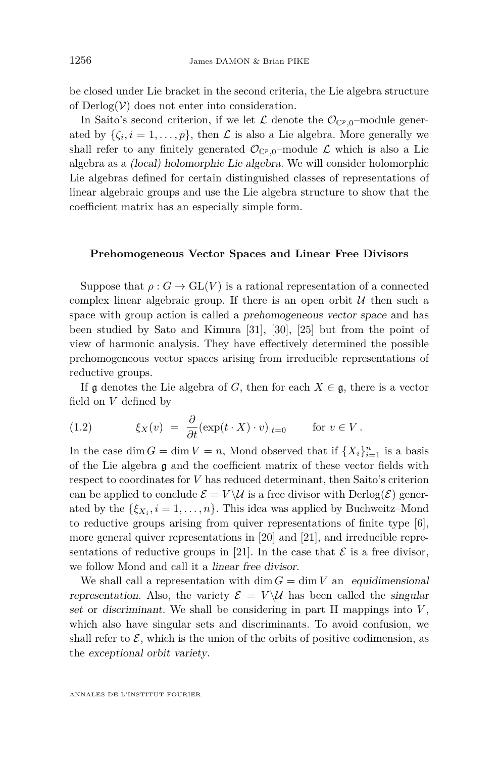be closed under Lie bracket in the second criteria, the Lie algebra structure of $\mathrm{Derlog}(\mathcal{V})$ does not enter into consideration.

In Saito's second criterion, if we let $\mathcal{L}$ denote the $\mathcal{O}_{\mathbb{C}^p,0}$–module generated by $\{\zeta_i, i = 1, \dots, p\}$, then $\mathcal{L}$ is also a Lie algebra. More generally we shall refer to any finitely generated $\mathcal{O}_{\mathbb{C}^p,0}$–module $\mathcal{L}$ which is also a Lie algebra as a *(local) holomorphic Lie algebra*. We will consider holomorphic Lie algebras defined for certain distinguished classes of representations of linear algebraic groups and use the Lie algebra structure to show that the coefficient matrix has an especially simple form.

### Prehomogeneous Vector Spaces and Linear Free Divisors

Suppose that $\rho : G \to \mathrm{GL}(V)$ is a rational representation of a connected complex linear algebraic group. If there is an open orbit $\mathcal{U}$ then such a space with group action is called a *prehomogeneous vector space* and has been studied by Sato and Kimura [31], [30], [25] but from the point of view of harmonic analysis. They have effectively determined the possible prehomogeneous vector spaces arising from irreducible representations of reductive groups.

If $\mathfrak{g}$ denotes the Lie algebra of $G$, then for each $X \in \mathfrak{g}$, there is a vector field on $V$ defined by

$$\xi_X(v) \;=\; \frac{\partial}{\partial t}(\exp(t \cdot X) \cdot v)_{|t=0} \qquad \text{for } v \in V\,. \tag{1.2}$$

In the case $\dim G = \dim V = n$, Mond observed that if $\{X_i\}_{i=1}^n$ is a basis of the Lie algebra $\mathfrak{g}$ and the coefficient matrix of these vector fields with respect to coordinates for $V$ has reduced determinant, then Saito's criterion can be applied to conclude $\mathcal{E} = V \backslash \mathcal{U}$ is a free divisor with $\mathrm{Derlog}(\mathcal{E})$ generated by the $\{\xi_{X_i}, i = 1, \dots, n\}$. This idea was applied by Buchweitz–Mond to reductive groups arising from quiver representations of finite type [6], more general quiver representations in [20] and [21], and irreducible representations of reductive groups in [21]. In the case that $\mathcal{E}$ is a free divisor, we follow Mond and call it a *linear free divisor*.

We shall call a representation with $\dim G = \dim V$ an *equidimensional representation*. Also, the variety $\mathcal{E} = V \backslash \mathcal{U}$ has been called the *singular set* or *discriminant*. We shall be considering in part II mappings into $V$, which also have singular sets and discriminants. To avoid confusion, we shall refer to $\mathcal{E}$, which is the union of the orbits of positive codimension, as the *exceptional orbit variety*.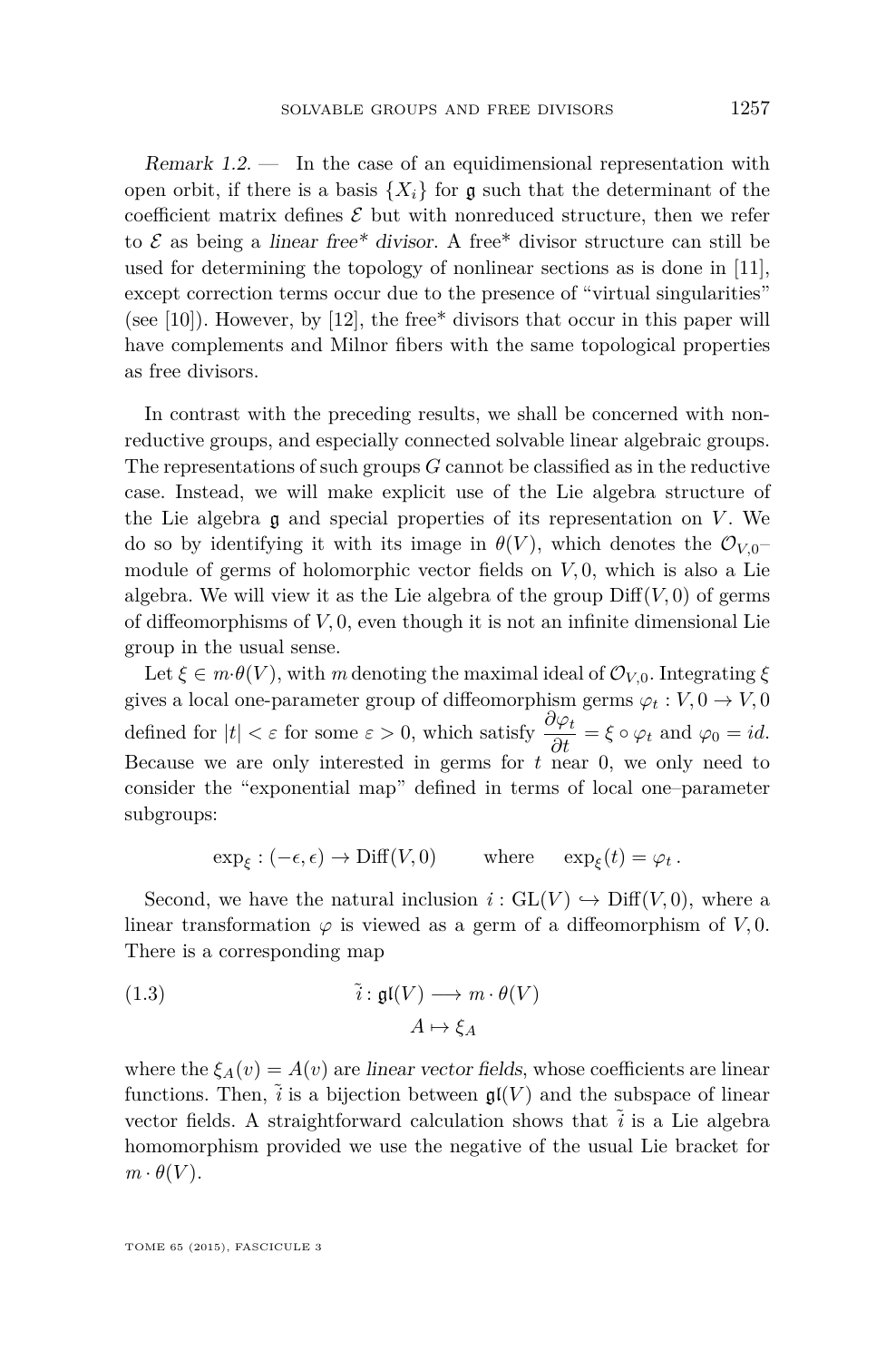*Remark 1.2.* — In the case of an equidimensional representation with open orbit, if there is a basis $\{X_i\}$ for $\mathfrak{g}$ such that the determinant of the coefficient matrix defines $\mathcal{E}$ but with nonreduced structure, then we refer to $\mathcal{E}$ as being a *linear free\* divisor*. A free* divisor structure can still be used for determining the topology of nonlinear sections as is done in [11], except correction terms occur due to the presence of "virtual singularities" (see [10]). However, by [12], the free* divisors that occur in this paper will have complements and Milnor fibers with the same topological properties as free divisors.

In contrast with the preceding results, we shall be concerned with non-reductive groups, and especially connected solvable linear algebraic groups. The representations of such groups $G$ cannot be classified as in the reductive case. Instead, we will make explicit use of the Lie algebra structure of the Lie algebra $\mathfrak{g}$ and special properties of its representation on $V$. We do so by identifying it with its image in $\theta(V)$, which denotes the $\mathcal{O}_{V,0}$–module of germs of holomorphic vector fields on $V, 0$, which is also a Lie algebra. We will view it as the Lie algebra of the group $\mathrm{Diff}(V, 0)$ of germs of diffeomorphisms of $V, 0$, even though it is not an infinite dimensional Lie group in the usual sense.

Let $\xi \in m{\cdot}\theta(V)$, with $m$ denoting the maximal ideal of $\mathcal{O}_{V,0}$. Integrating $\xi$ gives a local one-parameter group of diffeomorphism germs $\varphi_t : V, 0 \to V, 0$ defined for $|t| < \varepsilon$ for some $\varepsilon > 0$, which satisfy $\dfrac{\partial \varphi_t}{\partial t} = \xi \circ \varphi_t$ and $\varphi_0 = id$. Because we are only interested in germs for $t$ near 0, we only need to consider the "exponential map" defined in terms of local one–parameter subgroups:

$$\exp_\xi : (-\epsilon, \epsilon) \to \mathrm{Diff}(V, 0) \qquad \text{where} \qquad \exp_\xi(t) = \varphi_t\,.$$

Second, we have the natural inclusion $i : \mathrm{GL}(V) \hookrightarrow \mathrm{Diff}(V, 0)$, where a linear transformation $\varphi$ is viewed as a germ of a diffeomorphism of $V, 0$. There is a corresponding map

$$\tag{1.3} \begin{aligned} \tilde{i} : \mathfrak{gl}(V) &\longrightarrow m \cdot \theta(V) \\ A &\mapsto \xi_A \end{aligned}$$

where the $\xi_A(v) = A(v)$ are *linear vector fields*, whose coefficients are linear functions. Then, $\tilde{i}$ is a bijection between $\mathfrak{gl}(V)$ and the subspace of linear vector fields. A straightforward calculation shows that $\tilde{i}$ is a Lie algebra homomorphism provided we use the negative of the usual Lie bracket for $m \cdot \theta(V)$.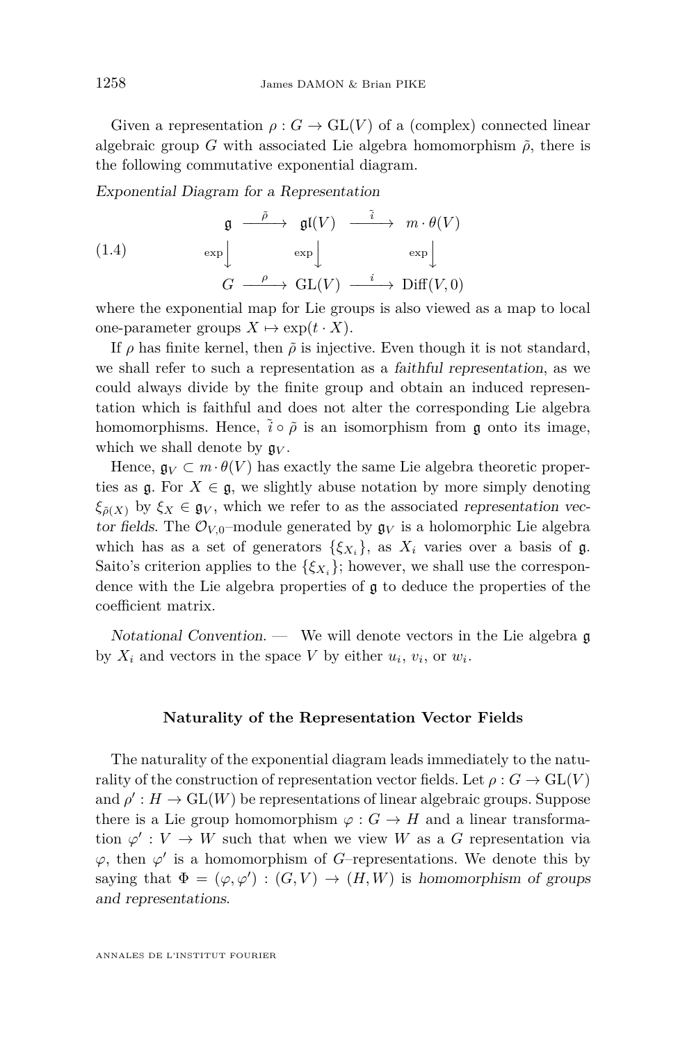Given a representation $\rho : G \to \mathrm{GL}(V)$ of a (complex) connected linear algebraic group $G$ with associated Lie algebra homomorphism $\tilde{\rho}$, there is the following commutative exponential diagram.

*Exponential Diagram for a Representation*

$$
\begin{array}{ccccc}
\mathfrak{g} & \xrightarrow{\tilde{\rho}} & \mathfrak{gl}(V) & \xrightarrow{\tilde{i}} & m \cdot \theta(V) \\
\exp\big\downarrow & & \exp\big\downarrow & & \exp\big\downarrow \\
G & \xrightarrow{\rho} & \mathrm{GL}(V) & \xrightarrow{i} & \mathrm{Diff}(V, 0)
\end{array}
\tag{1.4}
$$

where the exponential map for Lie groups is also viewed as a map to local one-parameter groups $X \mapsto \exp(t \cdot X)$.

If $\rho$ has finite kernel, then $\tilde{\rho}$ is injective. Even though it is not standard, we shall refer to such a representation as a *faithful representation*, as we could always divide by the finite group and obtain an induced representation which is faithful and does not alter the corresponding Lie algebra homomorphisms. Hence, $\tilde{i} \circ \tilde{\rho}$ is an isomorphism from $\mathfrak{g}$ onto its image, which we shall denote by $\mathfrak{g}_V$.

Hence, $\mathfrak{g}_V \subset m \cdot \theta(V)$ has exactly the same Lie algebra theoretic properties as $\mathfrak{g}$. For $X \in \mathfrak{g}$, we slightly abuse notation by more simply denoting $\xi_{\tilde{\rho}(X)}$ by $\xi_X \in \mathfrak{g}_V$, which we refer to as the associated *representation vector fields*. The $\mathcal{O}_{V,0}$–module generated by $\mathfrak{g}_V$ is a holomorphic Lie algebra which has as a set of generators $\{\xi_{X_i}\}$, as $X_i$ varies over a basis of $\mathfrak{g}$. Saito's criterion applies to the $\{\xi_{X_i}\}$; however, we shall use the correspondence with the Lie algebra properties of $\mathfrak{g}$ to deduce the properties of the coefficient matrix.

*Notational Convention.* — We will denote vectors in the Lie algebra $\mathfrak{g}$ by $X_i$ and vectors in the space $V$ by either $u_i$, $v_i$, or $w_i$.

### Naturality of the Representation Vector Fields

The naturality of the exponential diagram leads immediately to the naturality of the construction of representation vector fields. Let $\rho : G \to \mathrm{GL}(V)$ and $\rho' : H \to \mathrm{GL}(W)$ be representations of linear algebraic groups. Suppose there is a Lie group homomorphism $\varphi : G \to H$ and a linear transformation $\varphi' : V \to W$ such that when we view $W$ as a $G$ representation via $\varphi$, then $\varphi'$ is a homomorphism of $G$–representations. We denote this by saying that $\Phi = (\varphi, \varphi') : (G, V) \to (H, W)$ is *homomorphism of groups and representations*.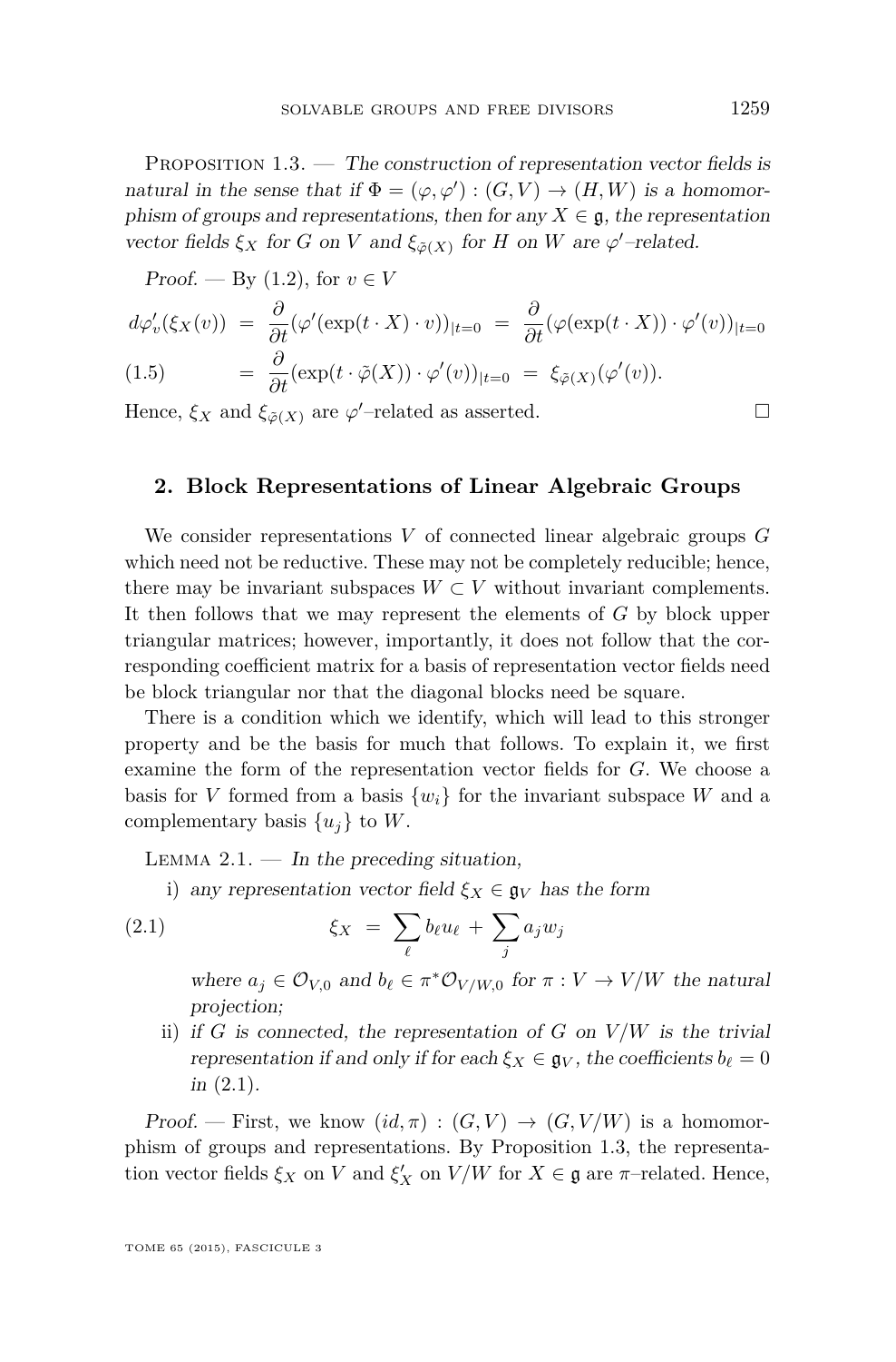Proposition 1.3. — *The construction of representation vector fields is natural in the sense that if $\Phi = (\varphi, \varphi') : (G, V) \to (H, W)$ is a homomorphism of groups and representations, then for any $X \in \mathfrak{g}$, the representation vector fields $\xi_X$ for $G$ on $V$ and $\xi_{\tilde{\varphi}(X)}$ for $H$ on $W$ are $\varphi'$–related.*

*Proof.* — By (1.2), for $v \in V$

$$d\varphi'_v(\xi_X(v)) \;=\; \frac{\partial}{\partial t}(\varphi'(\exp(t \cdot X) \cdot v))_{|t=0} \;=\; \frac{\partial}{\partial t}(\varphi(\exp(t \cdot X)) \cdot \varphi'(v))_{|t=0}$$

$$(1.5) \qquad\qquad = \frac{\partial}{\partial t}(\exp(t \cdot \tilde{\varphi}(X)) \cdot \varphi'(v))_{|t=0} \;=\; \xi_{\tilde{\varphi}(X)}(\varphi'(v)).$$

Hence, $\xi_X$ and $\xi_{\tilde{\varphi}(X)}$ are $\varphi'$–related as asserted. $\square$

## 2. Block Representations of Linear Algebraic Groups

We consider representations $V$ of connected linear algebraic groups $G$ which need not be reductive. These may not be completely reducible; hence, there may be invariant subspaces $W \subset V$ without invariant complements. It then follows that we may represent the elements of $G$ by block upper triangular matrices; however, importantly, it does not follow that the corresponding coefficient matrix for a basis of representation vector fields need be block triangular nor that the diagonal blocks need be square.

There is a condition which we identify, which will lead to this stronger property and be the basis for much that follows. To explain it, we first examine the form of the representation vector fields for $G$. We choose a basis for $V$ formed from a basis $\{w_i\}$ for the invariant subspace $W$ and a complementary basis $\{u_j\}$ to $W$.

Lemma 2.1. — *In the preceding situation,*

i) *any representation vector field $\xi_X \in \mathfrak{g}_V$ has the form*

$$(2.1) \qquad\qquad \xi_X \;=\; \sum_{\ell} b_\ell u_\ell \;+\; \sum_j a_j w_j$$

*where $a_j \in \mathcal{O}_{V,0}$ and $b_\ell \in \pi^*\mathcal{O}_{V/W,0}$ for $\pi : V \to V/W$ the natural projection;*

ii) *if $G$ is connected, the representation of $G$ on $V/W$ is the trivial representation if and only if for each $\xi_X \in \mathfrak{g}_V$, the coefficients $b_\ell = 0$ in (2.1).*

*Proof.* — First, we know $(id, \pi) : (G, V) \to (G, V/W)$ is a homomorphism of groups and representations. By Proposition 1.3, the representation vector fields $\xi_X$ on $V$ and $\xi'_X$ on $V/W$ for $X \in \mathfrak{g}$ are $\pi$–related. Hence,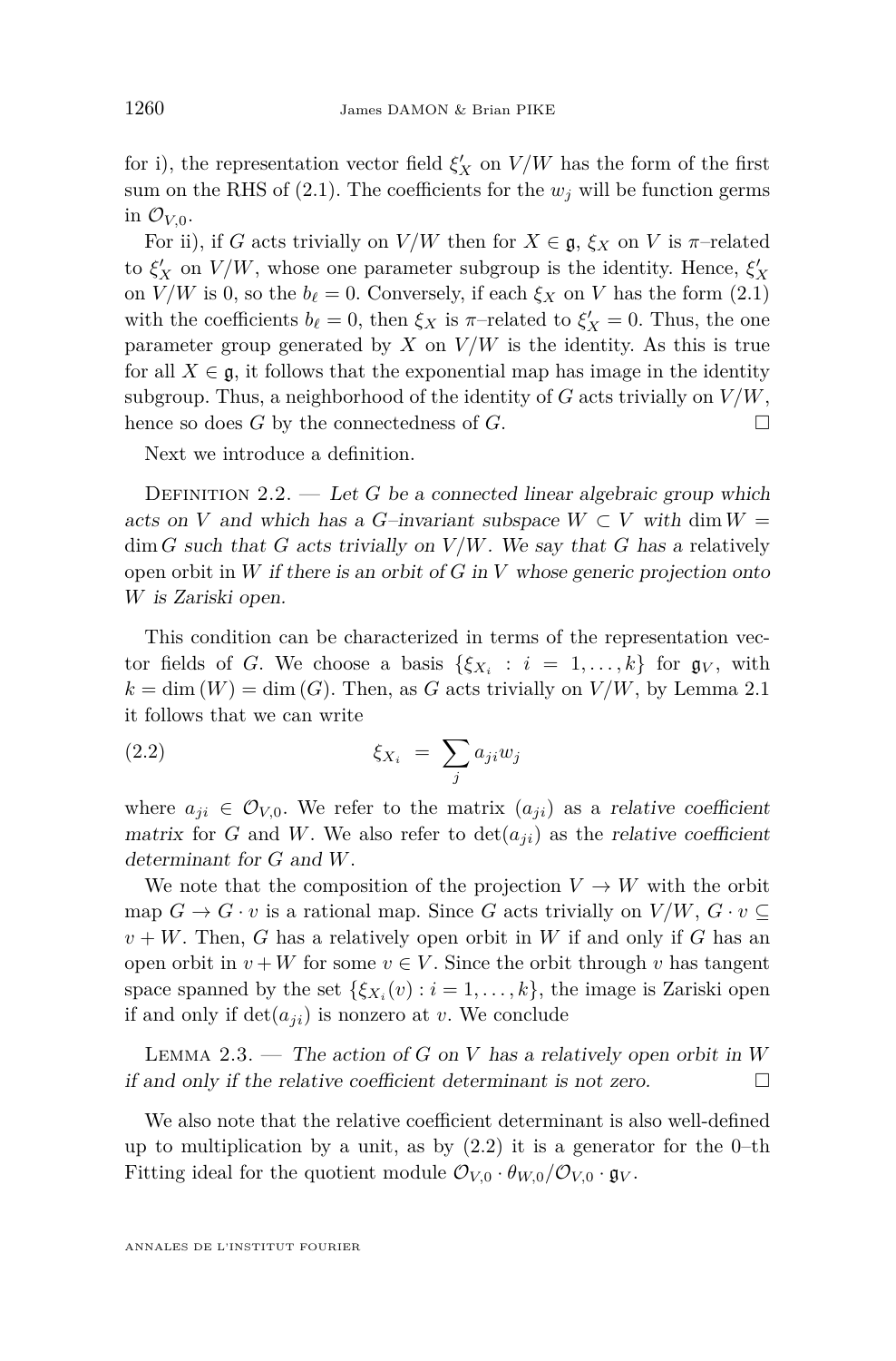for i), the representation vector field $\xi'_X$ on $V/W$ has the form of the first sum on the RHS of (2.1). The coefficients for the $w_j$ will be function germs in $\mathcal{O}_{V,0}$.

For ii), if $G$ acts trivially on $V/W$ then for $X \in \mathfrak{g}$, $\xi_X$ on $V$ is $\pi$–related to $\xi'_X$ on $V/W$, whose one parameter subgroup is the identity. Hence, $\xi'_X$ on $V/W$ is 0, so the $b_\ell = 0$. Conversely, if each $\xi_X$ on $V$ has the form (2.1) with the coefficients $b_\ell = 0$, then $\xi_X$ is $\pi$–related to $\xi'_X = 0$. Thus, the one parameter group generated by $X$ on $V/W$ is the identity. As this is true for all $X \in \mathfrak{g}$, it follows that the exponential map has image in the identity subgroup. Thus, a neighborhood of the identity of $G$ acts trivially on $V/W$, hence so does $G$ by the connectedness of $G$. □

Next we introduce a definition.

Definition 2.2. — *Let $G$ be a connected linear algebraic group which acts on $V$ and which has a $G$–invariant subspace $W \subset V$ with $\dim W = \dim G$ such that $G$ acts trivially on $V/W$. We say that $G$ has a* relatively open orbit in $W$ *if there is an orbit of $G$ in $V$ whose generic projection onto $W$ is Zariski open.*

This condition can be characterized in terms of the representation vector fields of $G$. We choose a basis $\{\xi_{X_i} : i = 1, \ldots, k\}$ for $\mathfrak{g}_V$, with $k = \dim(W) = \dim(G)$. Then, as $G$ acts trivially on $V/W$, by Lemma 2.1 it follows that we can write

$$\xi_{X_i} \;=\; \sum_j a_{ji} w_j \tag{2.2}$$

where $a_{ji} \in \mathcal{O}_{V,0}$. We refer to the matrix $(a_{ji})$ as a *relative coefficient matrix* for $G$ and $W$. We also refer to $\det(a_{ji})$ as the *relative coefficient determinant for $G$ and $W$*.

We note that the composition of the projection $V \to W$ with the orbit map $G \to G \cdot v$ is a rational map. Since $G$ acts trivially on $V/W$, $G \cdot v \subseteq v + W$. Then, $G$ has a relatively open orbit in $W$ if and only if $G$ has an open orbit in $v + W$ for some $v \in V$. Since the orbit through $v$ has tangent space spanned by the set $\{\xi_{X_i}(v) : i = 1, \ldots, k\}$, the image is Zariski open if and only if $\det(a_{ji})$ is nonzero at $v$. We conclude

Lemma 2.3. — *The action of $G$ on $V$ has a relatively open orbit in $W$ if and only if the relative coefficient determinant is not zero.* □

We also note that the relative coefficient determinant is also well-defined up to multiplication by a unit, as by (2.2) it is a generator for the 0–th Fitting ideal for the quotient module $\mathcal{O}_{V,0} \cdot \theta_{W,0}/\mathcal{O}_{V,0} \cdot \mathfrak{g}_V$.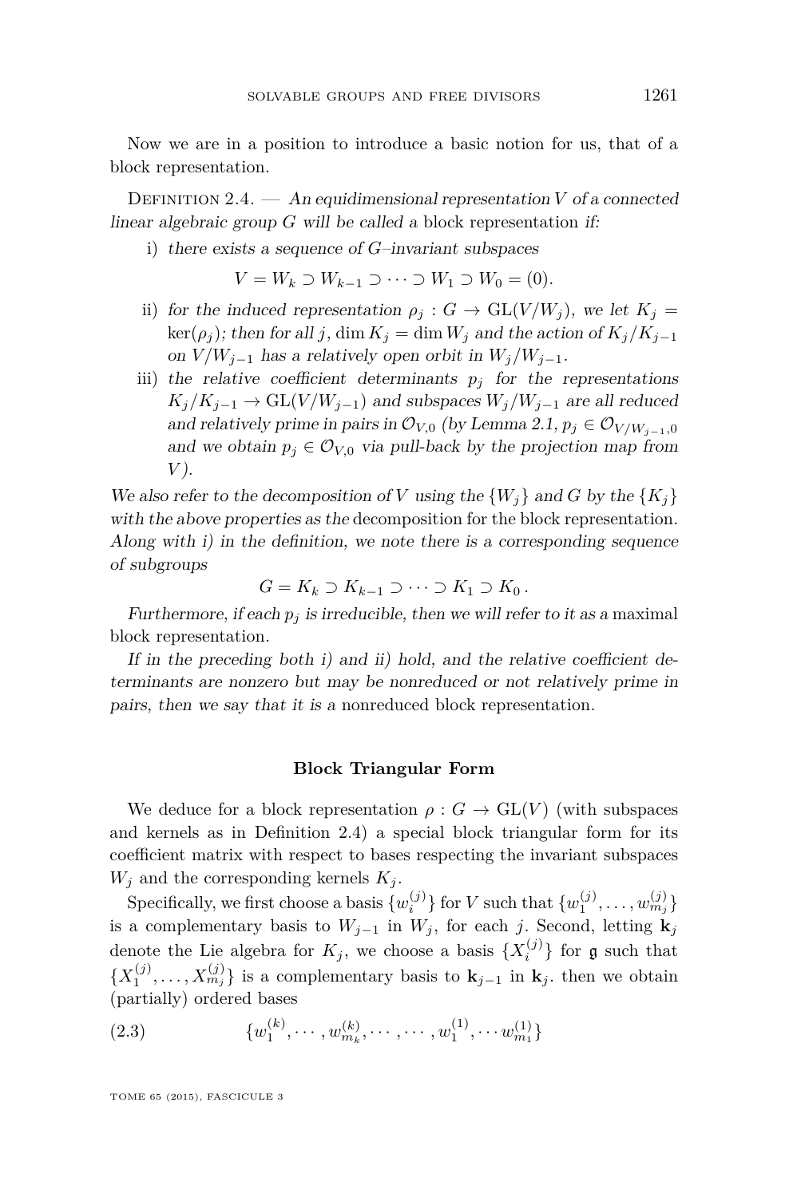Now we are in a position to introduce a basic notion for us, that of a block representation.

Definition 2.4. — *An equidimensional representation $V$ of a connected linear algebraic group $G$ will be called* a block representation *if:*

i) *there exists a sequence of $G$–invariant subspaces*

$$V = W_k \supset W_{k-1} \supset \cdots \supset W_1 \supset W_0 = (0).$$

ii) *for the induced representation $\rho_j : G \to \mathrm{GL}(V/W_j)$, we let $K_j = \ker(\rho_j)$; then for all $j$, $\dim K_j = \dim W_j$ and the action of $K_j/K_{j-1}$ on $V/W_{j-1}$ has a relatively open orbit in $W_j/W_{j-1}$.*

iii) *the relative coefficient determinants $p_j$ for the representations $K_j/K_{j-1} \to \mathrm{GL}(V/W_{j-1})$ and subspaces $W_j/W_{j-1}$ are all reduced and relatively prime in pairs in $\mathcal{O}_{V,0}$ (by Lemma 2.1, $p_j \in \mathcal{O}_{V/W_{j-1},0}$ and we obtain $p_j \in \mathcal{O}_{V,0}$ via pull-back by the projection map from $V$).*

*We also refer to the decomposition of $V$ using the $\{W_j\}$ and $G$ by the $\{K_j\}$ with the above properties as the* decomposition for the block representation. *Along with i) in the definition, we note there is a corresponding sequence of subgroups*

$$G = K_k \supset K_{k-1} \supset \cdots \supset K_1 \supset K_0 \,.$$

*Furthermore, if each $p_j$ is irreducible, then we will refer to it as a* maximal block representation.

*If in the preceding both i) and ii) hold, and the relative coefficient determinants are nonzero but may be nonreduced or not relatively prime in pairs, then we say that it is a* nonreduced block representation.

## Block Triangular Form

We deduce for a block representation $\rho : G \to \mathrm{GL}(V)$ (with subspaces and kernels as in Definition 2.4) a special block triangular form for its coefficient matrix with respect to bases respecting the invariant subspaces $W_j$ and the corresponding kernels $K_j$.

Specifically, we first choose a basis $\{w_i^{(j)}\}$ for $V$ such that $\{w_1^{(j)}, \ldots, w_{m_j}^{(j)}\}$ is a complementary basis to $W_{j-1}$ in $W_j$, for each $j$. Second, letting $\mathbf{k}_j$ denote the Lie algebra for $K_j$, we choose a basis $\{X_i^{(j)}\}$ for $\mathfrak{g}$ such that $\{X_1^{(j)}, \ldots, X_{m_j}^{(j)}\}$ is a complementary basis to $\mathbf{k}_{j-1}$ in $\mathbf{k}_j$. then we obtain (partially) ordered bases

$$\{w_1^{(k)}, \cdots, w_{m_k}^{(k)}, \cdots, \cdots, w_1^{(1)}, \cdots w_{m_1}^{(1)}\} \tag{2.3}$$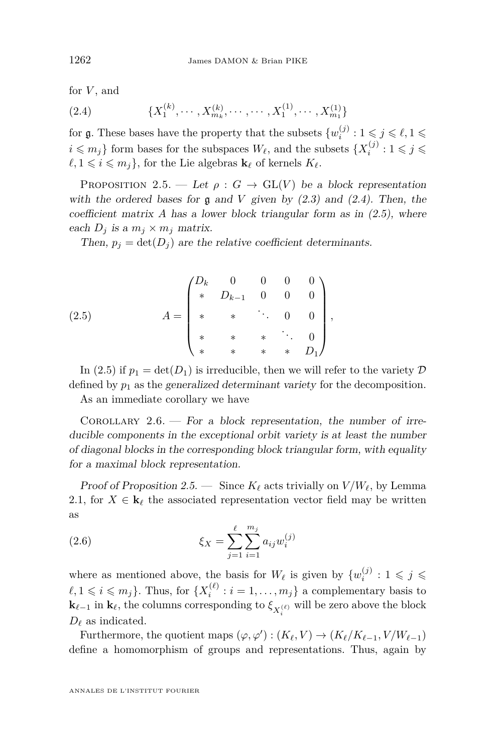for $V$, and

$$\{X_1^{(k)}, \cdots, X_{m_k}^{(k)}, \cdots, \cdots, X_1^{(1)}, \cdots, X_{m_1}^{(1)}\} \tag{2.4}$$

for $\mathfrak{g}$. These bases have the property that the subsets $\{w_i^{(j)} : 1 \leqslant j \leqslant \ell, 1 \leqslant i \leqslant m_j\}$ form bases for the subspaces $W_\ell$, and the subsets $\{X_i^{(j)} : 1 \leqslant j \leqslant \ell, 1 \leqslant i \leqslant m_j\}$, for the Lie algebras $\mathbf{k}_\ell$ of kernels $K_\ell$.

Proposition 2.5. — *Let $\rho : G \to \mathrm{GL}(V)$ be a block representation with the ordered bases for $\mathfrak{g}$ and $V$ given by (2.3) and (2.4). Then, the coefficient matrix $A$ has a lower block triangular form as in (2.5), where each $D_j$ is a $m_j \times m_j$ matrix.*

*Then, $p_j = \det(D_j)$ are the relative coefficient determinants.*

$$A = \begin{pmatrix} D_k & 0 & 0 & 0 & 0 \\ * & D_{k-1} & 0 & 0 & 0 \\ * & * & \ddots & 0 & 0 \\ * & * & * & \ddots & 0 \\ * & * & * & * & D_1 \end{pmatrix}, \tag{2.5}$$

In (2.5) if $p_1 = \det(D_1)$ is irreducible, then we will refer to the variety $\mathcal{D}$ defined by $p_1$ as the *generalized determinant variety* for the decomposition.

As an immediate corollary we have

Corollary 2.6. — *For a block representation, the number of irreducible components in the exceptional orbit variety is at least the number of diagonal blocks in the corresponding block triangular form, with equality for a maximal block representation.*

*Proof of Proposition 2.5.* — Since $K_\ell$ acts trivially on $V/W_\ell$, by Lemma 2.1, for $X \in \mathbf{k}_\ell$ the associated representation vector field may be written as

$$\xi_X = \sum_{j=1}^{\ell} \sum_{i=1}^{m_j} a_{ij} w_i^{(j)} \tag{2.6}$$

where as mentioned above, the basis for $W_\ell$ is given by $\{w_i^{(j)} : 1 \leqslant j \leqslant \ell, 1 \leqslant i \leqslant m_j\}$. Thus, for $\{X_i^{(\ell)} : i = 1, \ldots, m_j\}$ a complementary basis to $\mathbf{k}_{\ell-1}$ in $\mathbf{k}_\ell$, the columns corresponding to $\xi_{X_i^{(\ell)}}$ will be zero above the block $D_\ell$ as indicated.

Furthermore, the quotient maps $(\varphi, \varphi') : (K_\ell, V) \to (K_\ell/K_{\ell-1}, V/W_{\ell-1})$ define a homomorphism of groups and representations. Thus, again by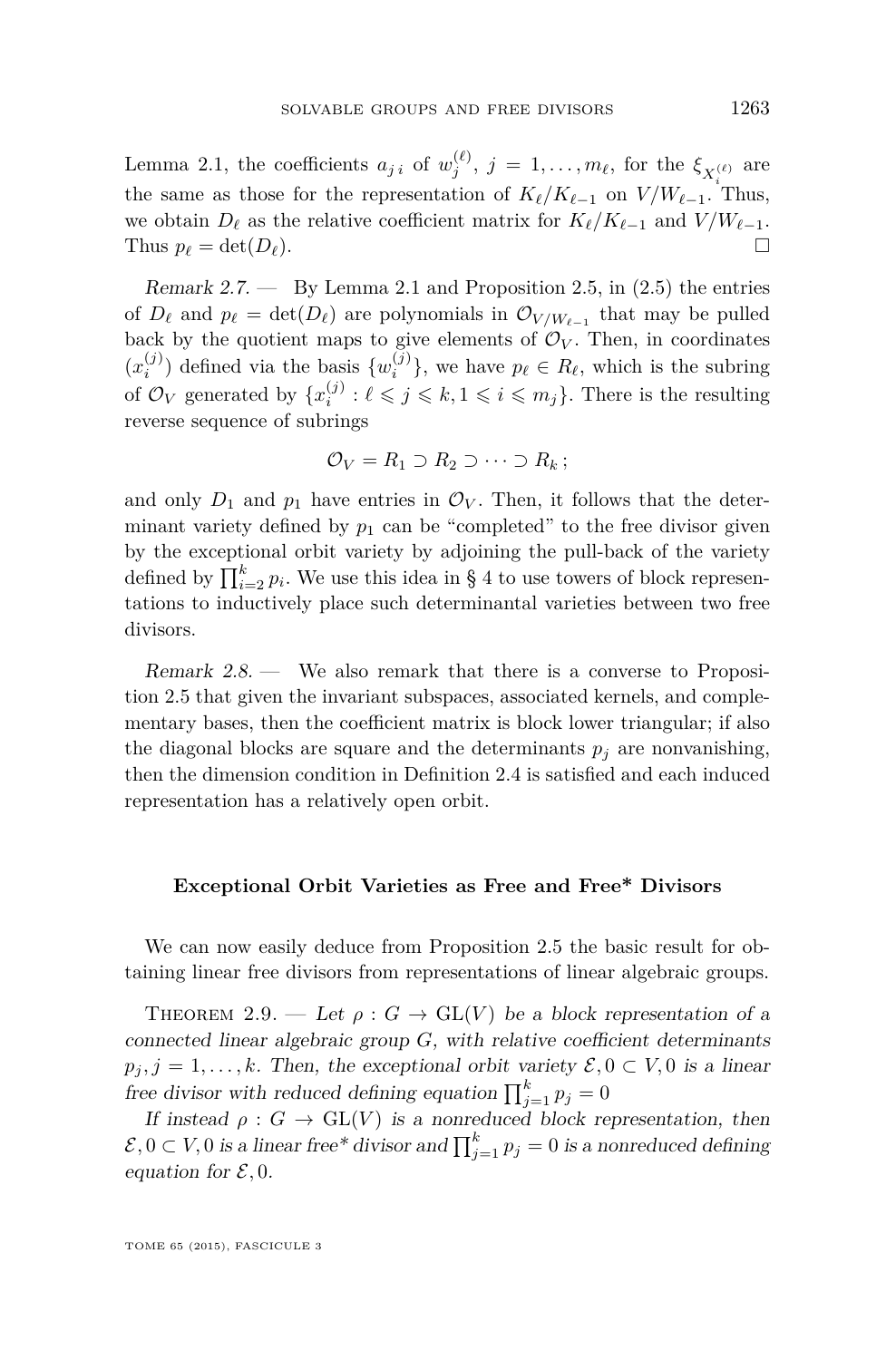Lemma 2.1, the coefficients $a_{j\,i}$ of $w_j^{(\ell)}$, $j = 1, \dots, m_\ell$, for the $\xi_{X_i^{(\ell)}}$ are the same as those for the representation of $K_\ell/K_{\ell-1}$ on $V/W_{\ell-1}$. Thus, we obtain $D_\ell$ as the relative coefficient matrix for $K_\ell/K_{\ell-1}$ and $V/W_{\ell-1}$. Thus $p_\ell = \det(D_\ell)$. □

*Remark 2.7.* — By Lemma 2.1 and Proposition 2.5, in (2.5) the entries of $D_\ell$ and $p_\ell = \det(D_\ell)$ are polynomials in $\mathcal{O}_{V/W_{\ell-1}}$ that may be pulled back by the quotient maps to give elements of $\mathcal{O}_V$. Then, in coordinates $(x_i^{(j)})$ defined via the basis $\{w_i^{(j)}\}$, we have $p_\ell \in R_\ell$, which is the subring of $\mathcal{O}_V$ generated by $\{x_i^{(j)} : \ell \leqslant j \leqslant k, 1 \leqslant i \leqslant m_j\}$. There is the resulting reverse sequence of subrings

$$\mathcal{O}_V = R_1 \supset R_2 \supset \cdots \supset R_k\,;$$

and only $D_1$ and $p_1$ have entries in $\mathcal{O}_V$. Then, it follows that the determinant variety defined by $p_1$ can be "completed" to the free divisor given by the exceptional orbit variety by adjoining the pull-back of the variety defined by $\prod_{i=2}^{k} p_i$. We use this idea in § 4 to use towers of block representations to inductively place such determinantal varieties between two free divisors.

*Remark 2.8.* — We also remark that there is a converse to Proposition 2.5 that given the invariant subspaces, associated kernels, and complementary bases, then the coefficient matrix is block lower triangular; if also the diagonal blocks are square and the determinants $p_j$ are nonvanishing, then the dimension condition in Definition 2.4 is satisfied and each induced representation has a relatively open orbit.

### Exceptional Orbit Varieties as Free and Free* Divisors

We can now easily deduce from Proposition 2.5 the basic result for obtaining linear free divisors from representations of linear algebraic groups.

Theorem 2.9. — *Let $\rho : G \to \mathrm{GL}(V)$ be a block representation of a connected linear algebraic group $G$, with relative coefficient determinants $p_j, j = 1, \dots, k$. Then, the exceptional orbit variety $\mathcal{E}, 0 \subset V, 0$ is a linear free divisor with reduced defining equation $\prod_{j=1}^{k} p_j = 0$*

*If instead $\rho : G \to \mathrm{GL}(V)$ is a nonreduced block representation, then $\mathcal{E}, 0 \subset V, 0$ is a linear free\* divisor and $\prod_{j=1}^{k} p_j = 0$ is a nonreduced defining equation for $\mathcal{E}, 0$.*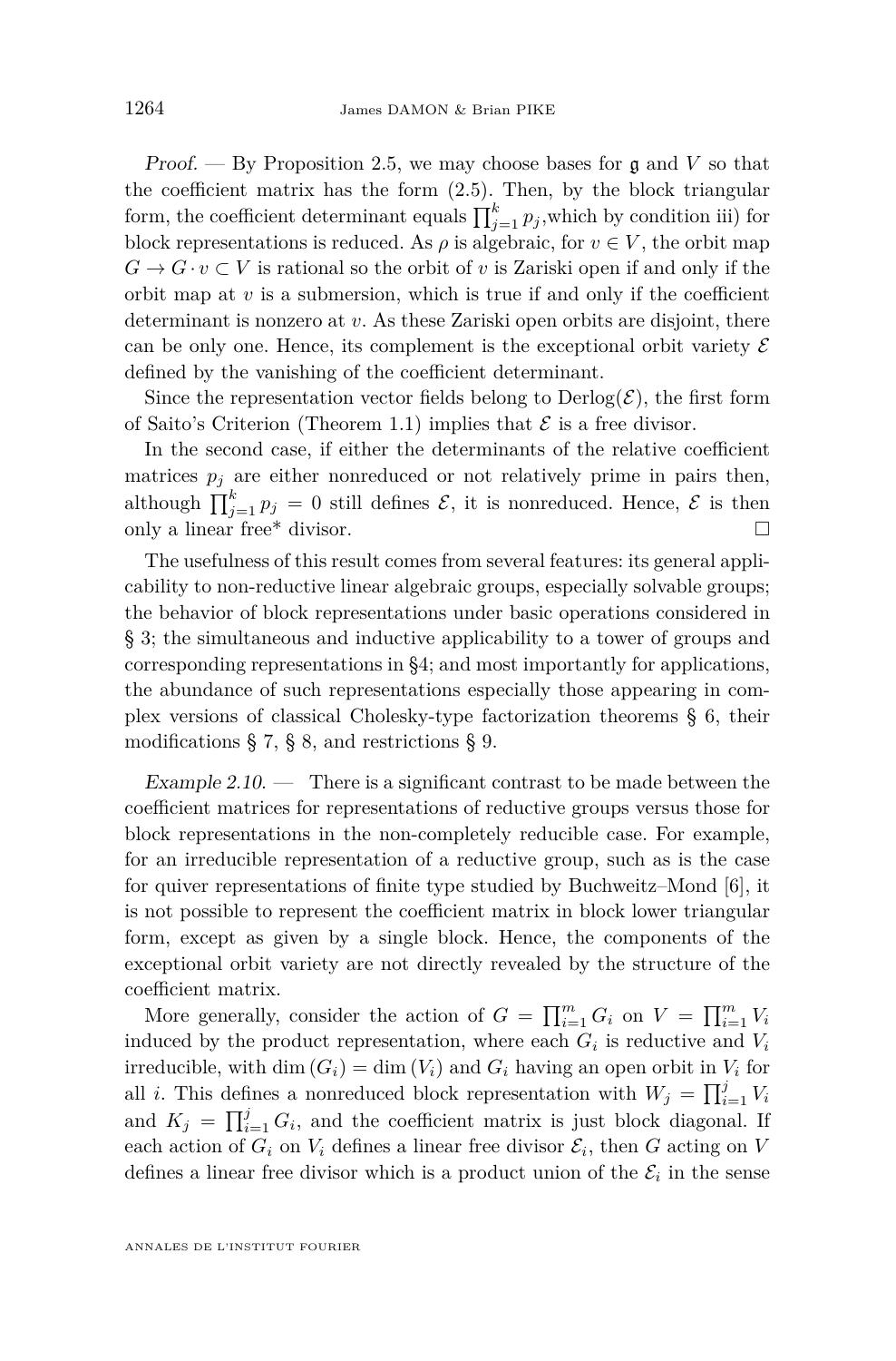*Proof.* — By Proposition 2.5, we may choose bases for $\mathfrak{g}$ and $V$ so that the coefficient matrix has the form (2.5). Then, by the block triangular form, the coefficient determinant equals $\prod_{j=1}^{k} p_j$,which by condition iii) for block representations is reduced. As $\rho$ is algebraic, for $v \in V$, the orbit map $G \to G \cdot v \subset V$ is rational so the orbit of $v$ is Zariski open if and only if the orbit map at $v$ is a submersion, which is true if and only if the coefficient determinant is nonzero at $v$. As these Zariski open orbits are disjoint, there can be only one. Hence, its complement is the exceptional orbit variety $\mathcal{E}$ defined by the vanishing of the coefficient determinant.

Since the representation vector fields belong to $\mathrm{Derlog}(\mathcal{E})$, the first form of Saito's Criterion (Theorem 1.1) implies that $\mathcal{E}$ is a free divisor.

In the second case, if either the determinants of the relative coefficient matrices $p_j$ are either nonreduced or not relatively prime in pairs then, although $\prod_{j=1}^{k} p_j = 0$ still defines $\mathcal{E}$, it is nonreduced. Hence, $\mathcal{E}$ is then only a linear free* divisor. □

The usefulness of this result comes from several features: its general applicability to non-reductive linear algebraic groups, especially solvable groups; the behavior of block representations under basic operations considered in § 3; the simultaneous and inductive applicability to a tower of groups and corresponding representations in §4; and most importantly for applications, the abundance of such representations especially those appearing in complex versions of classical Cholesky-type factorization theorems § 6, their modifications § 7, § 8, and restrictions § 9.

*Example 2.10.* — There is a significant contrast to be made between the coefficient matrices for representations of reductive groups versus those for block representations in the non-completely reducible case. For example, for an irreducible representation of a reductive group, such as is the case for quiver representations of finite type studied by Buchweitz–Mond [6], it is not possible to represent the coefficient matrix in block lower triangular form, except as given by a single block. Hence, the components of the exceptional orbit variety are not directly revealed by the structure of the coefficient matrix.

More generally, consider the action of $G = \prod_{i=1}^{m} G_i$ on $V = \prod_{i=1}^{m} V_i$ induced by the product representation, where each $G_i$ is reductive and $V_i$ irreducible, with $\dim(G_i) = \dim(V_i)$ and $G_i$ having an open orbit in $V_i$ for all $i$. This defines a nonreduced block representation with $W_j = \prod_{i=1}^{j} V_i$ and $K_j = \prod_{i=1}^{j} G_i$, and the coefficient matrix is just block diagonal. If each action of $G_i$ on $V_i$ defines a linear free divisor $\mathcal{E}_i$, then $G$ acting on $V$ defines a linear free divisor which is a product union of the $\mathcal{E}_i$ in the sense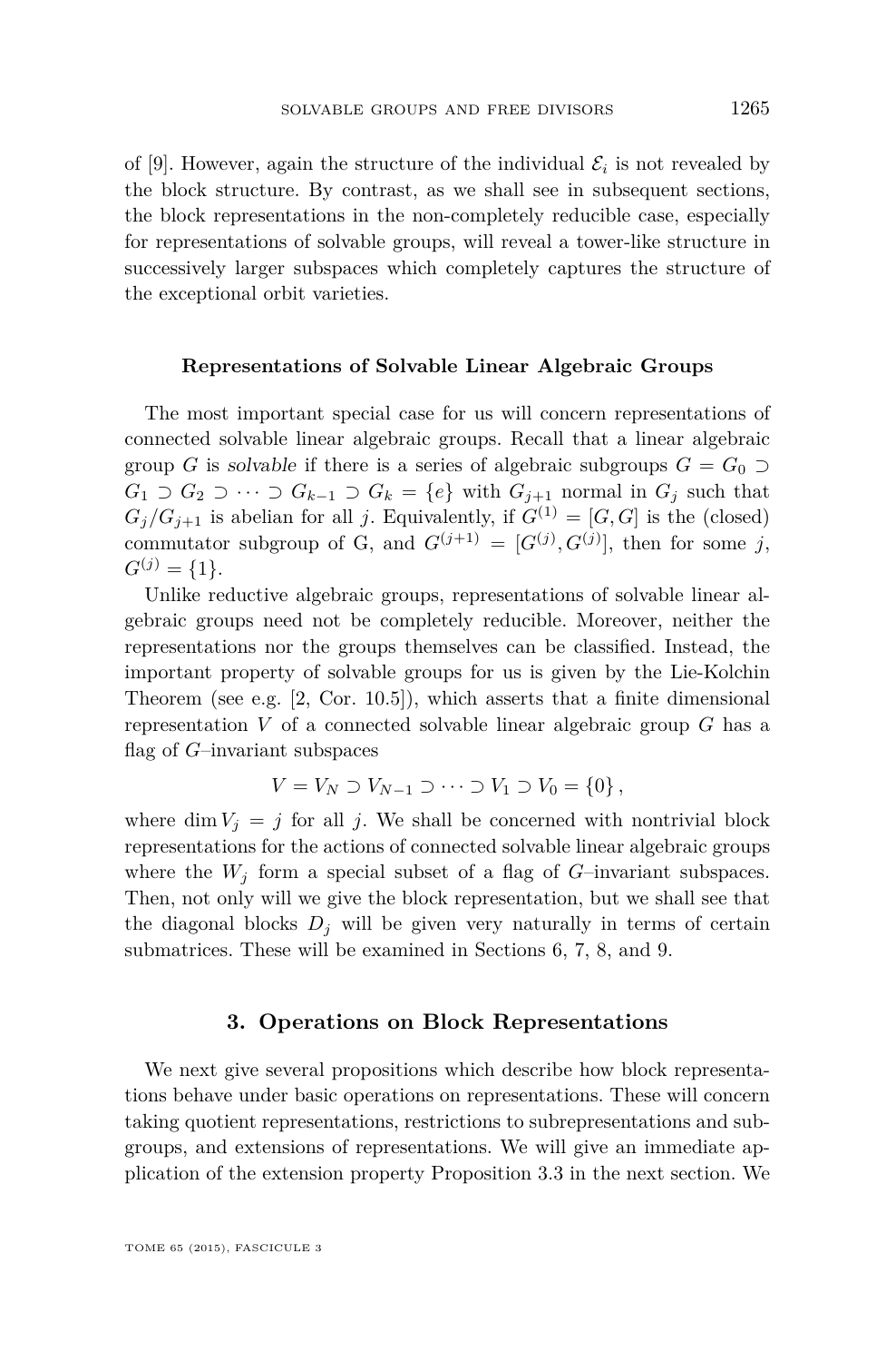of [9]. However, again the structure of the individual $\mathcal{E}_i$ is not revealed by the block structure. By contrast, as we shall see in subsequent sections, the block representations in the non-completely reducible case, especially for representations of solvable groups, will reveal a tower-like structure in successively larger subspaces which completely captures the structure of the exceptional orbit varieties.

### Representations of Solvable Linear Algebraic Groups

The most important special case for us will concern representations of connected solvable linear algebraic groups. Recall that a linear algebraic group $G$ is *solvable* if there is a series of algebraic subgroups $G = G_0 \supset G_1 \supset G_2 \supset \cdots \supset G_{k-1} \supset G_k = \{e\}$ with $G_{j+1}$ normal in $G_j$ such that $G_j/G_{j+1}$ is abelian for all $j$. Equivalently, if $G^{(1)} = [G, G]$ is the (closed) commutator subgroup of G, and $G^{(j+1)} = [G^{(j)}, G^{(j)}]$, then for some $j$, $G^{(j)} = \{1\}$.

Unlike reductive algebraic groups, representations of solvable linear algebraic groups need not be completely reducible. Moreover, neither the representations nor the groups themselves can be classified. Instead, the important property of solvable groups for us is given by the Lie-Kolchin Theorem (see e.g. [2, Cor. 10.5]), which asserts that a finite dimensional representation $V$ of a connected solvable linear algebraic group $G$ has a flag of $G$–invariant subspaces

$$V = V_N \supset V_{N-1} \supset \cdots \supset V_1 \supset V_0 = \{0\}\,,$$

where $\dim V_j = j$ for all $j$. We shall be concerned with nontrivial block representations for the actions of connected solvable linear algebraic groups where the $W_j$ form a special subset of a flag of $G$–invariant subspaces. Then, not only will we give the block representation, but we shall see that the diagonal blocks $D_j$ will be given very naturally in terms of certain submatrices. These will be examined in Sections 6, 7, 8, and 9.

## 3. Operations on Block Representations

We next give several propositions which describe how block representations behave under basic operations on representations. These will concern taking quotient representations, restrictions to subrepresentations and subgroups, and extensions of representations. We will give an immediate application of the extension property Proposition 3.3 in the next section. We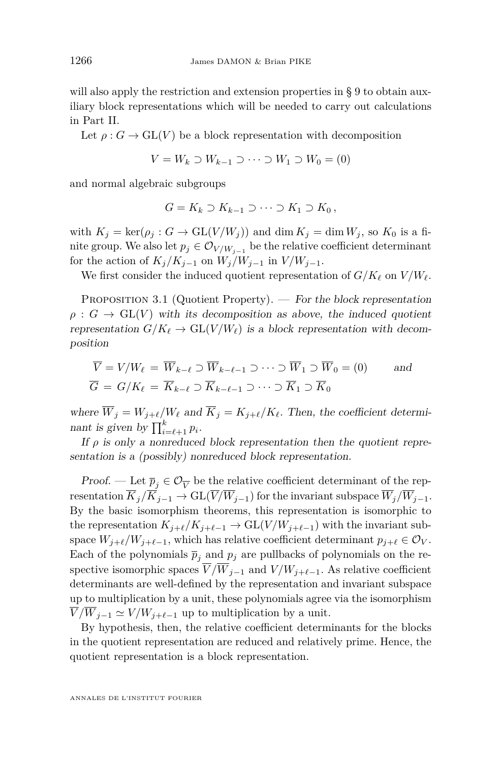will also apply the restriction and extension properties in § 9 to obtain auxiliary block representations which will be needed to carry out calculations in Part II.

Let $\rho : G \to \mathrm{GL}(V)$ be a block representation with decomposition

$$V = W_k \supset W_{k-1} \supset \cdots \supset W_1 \supset W_0 = (0)$$

and normal algebraic subgroups

$$G = K_k \supset K_{k-1} \supset \cdots \supset K_1 \supset K_0 \,,$$

with $K_j = \ker(\rho_j : G \to \mathrm{GL}(V/W_j))$ and $\dim K_j = \dim W_j$, so $K_0$ is a finite group. We also let $p_j \in \mathcal{O}_{V/W_{j-1}}$ be the relative coefficient determinant for the action of $K_j/K_{j-1}$ on $W_j/W_{j-1}$ in $V/W_{j-1}$.

We first consider the induced quotient representation of $G/K_\ell$ on $V/W_\ell$.

Proposition 3.1 (Quotient Property). — *For the block representation $\rho : G \to \mathrm{GL}(V)$ with its decomposition as above, the induced quotient representation $G/K_\ell \to \mathrm{GL}(V/W_\ell)$ is a block representation with decomposition*

$$\begin{aligned} \overline{V} = V/W_\ell &= \overline{W}_{k-\ell} \supset \overline{W}_{k-\ell-1} \supset \cdots \supset \overline{W}_1 \supset \overline{W}_0 = (0) \qquad \text{and} \\ \overline{G} = G/K_\ell &= \overline{K}_{k-\ell} \supset \overline{K}_{k-\ell-1} \supset \cdots \supset \overline{K}_1 \supset \overline{K}_0 \end{aligned}$$

*where $\overline{W}_j = W_{j+\ell}/W_\ell$ and $\overline{K}_j = K_{j+\ell}/K_\ell$. Then, the coefficient determinant is given by $\prod_{i=\ell+1}^{k} p_i$.*

*If $\rho$ is only a nonreduced block representation then the quotient representation is a (possibly) nonreduced block representation.*

*Proof.* — Let $\overline{p}_j \in \mathcal{O}_{\overline{V}}$ be the relative coefficient determinant of the representation $\overline{K}_j/\overline{K}_{j-1} \to \mathrm{GL}(\overline{V}/\overline{W}_{j-1})$ for the invariant subspace $\overline{W}_j/\overline{W}_{j-1}$. By the basic isomorphism theorems, this representation is isomorphic to the representation $K_{j+\ell}/K_{j+\ell-1} \to \mathrm{GL}(V/W_{j+\ell-1})$ with the invariant subspace $W_{j+\ell}/W_{j+\ell-1}$, which has relative coefficient determinant $p_{j+\ell} \in \mathcal{O}_V$. Each of the polynomials $\overline{p}_j$ and $p_j$ are pullbacks of polynomials on the respective isomorphic spaces $\overline{V}/\overline{W}_{j-1}$ and $V/W_{j+\ell-1}$. As relative coefficient determinants are well-defined by the representation and invariant subspace up to multiplication by a unit, these polynomials agree via the isomorphism $\overline{V}/\overline{W}_{j-1} \simeq V/W_{j+\ell-1}$ up to multiplication by a unit.

By hypothesis, then, the relative coefficient determinants for the blocks in the quotient representation are reduced and relatively prime. Hence, the quotient representation is a block representation.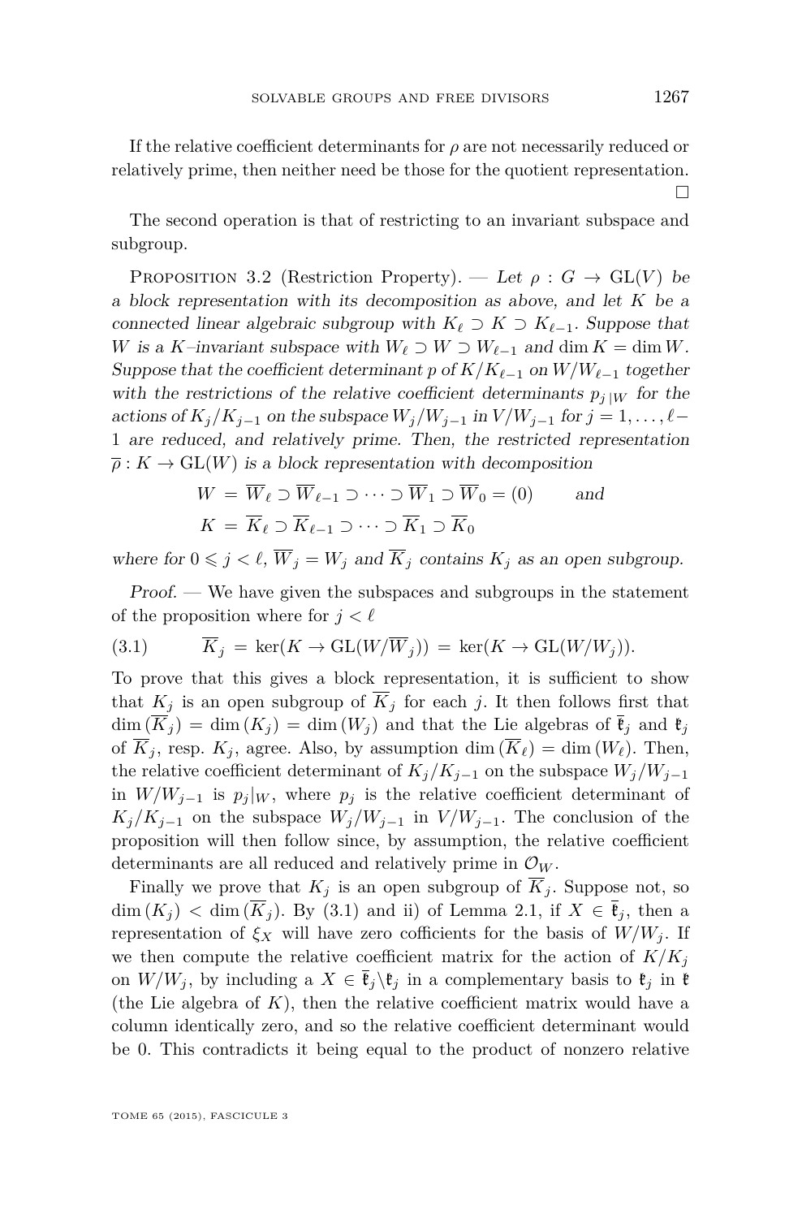If the relative coefficient determinants for $\rho$ are not necessarily reduced or relatively prime, then neither need be those for the quotient representation. □

The second operation is that of restricting to an invariant subspace and subgroup.

Proposition 3.2 (Restriction Property). — *Let $\rho : G \to \mathrm{GL}(V)$ be a block representation with its decomposition as above, and let $K$ be a connected linear algebraic subgroup with $K_\ell \supset K \supset K_{\ell-1}$. Suppose that $W$ is a $K$–invariant subspace with $W_\ell \supset W \supset W_{\ell-1}$ and $\dim K = \dim W$. Suppose that the coefficient determinant $p$ of $K/K_{\ell-1}$ on $W/W_{\ell-1}$ together with the restrictions of the relative coefficient determinants $p_{j\,|W}$ for the actions of $K_j/K_{j-1}$ on the subspace $W_j/W_{j-1}$ in $V/W_{j-1}$ for $j = 1, \dots, \ell-1$ are reduced, and relatively prime. Then, the restricted representation $\overline{\rho} : K \to \mathrm{GL}(W)$ is a block representation with decomposition*

$$
\begin{aligned}
W &= \overline{W}_\ell \supset \overline{W}_{\ell-1} \supset \cdots \supset \overline{W}_1 \supset \overline{W}_0 = (0) \qquad \text{and} \\
K &= \overline{K}_\ell \supset \overline{K}_{\ell-1} \supset \cdots \supset \overline{K}_1 \supset \overline{K}_0
\end{aligned}
$$

*where for $0 \leqslant j < \ell$, $\overline{W}_j = W_j$ and $\overline{K}_j$ contains $K_j$ as an open subgroup.*

*Proof.* — We have given the subspaces and subgroups in the statement of the proposition where for $j < \ell$

$$
\overline{K}_j = \ker(K \to \mathrm{GL}(W/\overline{W}_j)) = \ker(K \to \mathrm{GL}(W/W_j)). \tag{3.1}
$$

To prove that this gives a block representation, it is sufficient to show that $K_j$ is an open subgroup of $\overline{K}_j$ for each $j$. It then follows first that $\dim(\overline{K}_j) = \dim(K_j) = \dim(W_j)$ and that the Lie algebras of $\overline{\mathfrak{k}}_j$ and $\mathfrak{k}_j$ of $\overline{K}_j$, resp. $K_j$, agree. Also, by assumption $\dim(\overline{K}_\ell) = \dim(W_\ell)$. Then, the relative coefficient determinant of $K_j/K_{j-1}$ on the subspace $W_j/W_{j-1}$ in $W/W_{j-1}$ is $p_j|_W$, where $p_j$ is the relative coefficient determinant of $K_j/K_{j-1}$ on the subspace $W_j/W_{j-1}$ in $V/W_{j-1}$. The conclusion of the proposition will then follow since, by assumption, the relative coefficient determinants are all reduced and relatively prime in $\mathcal{O}_W$.

Finally we prove that $K_j$ is an open subgroup of $\overline{K}_j$. Suppose not, so $\dim(K_j) < \dim(\overline{K}_j)$. By (3.1) and ii) of Lemma 2.1, if $X \in \overline{\mathfrak{k}}_j$, then a representation of $\xi_X$ will have zero cofficients for the basis of $W/W_j$. If we then compute the relative coefficient matrix for the action of $K/K_j$ on $W/W_j$, by including a $X \in \overline{\mathfrak{k}}_j \backslash \mathfrak{k}_j$ in a complementary basis to $\mathfrak{k}_j$ in $\mathfrak{k}$ (the Lie algebra of $K$), then the relative coefficient matrix would have a column identically zero, and so the relative coefficient determinant would be 0. This contradicts it being equal to the product of nonzero relative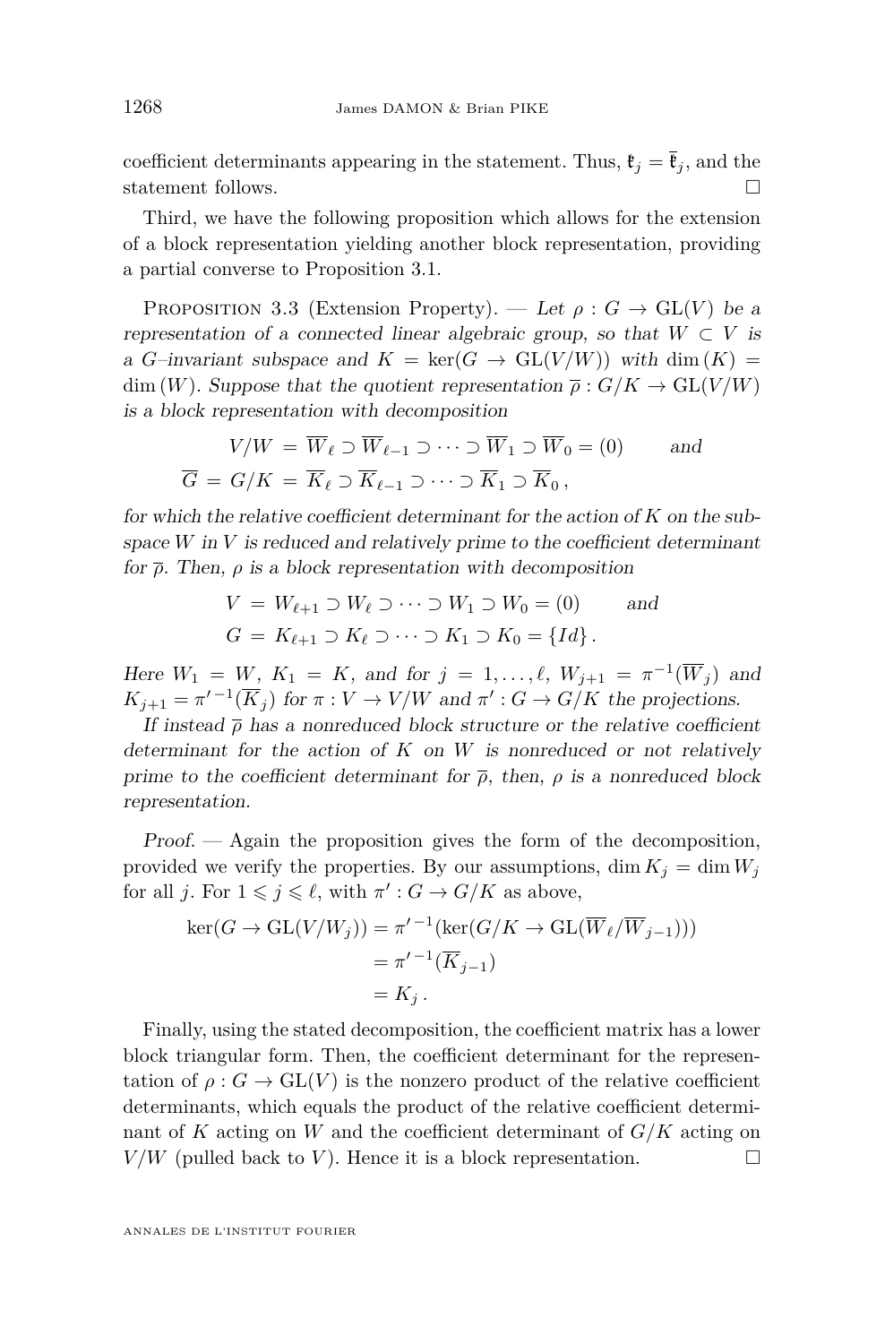coefficient determinants appearing in the statement. Thus, $\mathfrak{k}_j = \overline{\mathfrak{k}}_j$, and the statement follows. $\square$

Third, we have the following proposition which allows for the extension of a block representation yielding another block representation, providing a partial converse to Proposition 3.1.

Proposition 3.3 (Extension Property). — *Let $\rho : G \to \mathrm{GL}(V)$ be a representation of a connected linear algebraic group, so that $W \subset V$ is a $G$–invariant subspace and $K = \ker(G \to \mathrm{GL}(V/W))$ with $\dim(K) = \dim(W)$. Suppose that the quotient representation $\overline{\rho} : G/K \to \mathrm{GL}(V/W)$ is a block representation with decomposition*

$$V/W \;=\; \overline{W}_\ell \supset \overline{W}_{\ell-1} \supset \cdots \supset \overline{W}_1 \supset \overline{W}_0 = (0) \qquad \text{and}$$
$$\overline{G} \;=\; G/K \;=\; \overline{K}_\ell \supset \overline{K}_{\ell-1} \supset \cdots \supset \overline{K}_1 \supset \overline{K}_0\,,$$

*for which the relative coefficient determinant for the action of $K$ on the subspace $W$ in $V$ is reduced and relatively prime to the coefficient determinant for $\overline{\rho}$. Then, $\rho$ is a block representation with decomposition*

$$V \;=\; W_{\ell+1} \supset W_\ell \supset \cdots \supset W_1 \supset W_0 = (0) \qquad \text{and}$$
$$G \;=\; K_{\ell+1} \supset K_\ell \supset \cdots \supset K_1 \supset K_0 = \{Id\}\,.$$

*Here $W_1 = W$, $K_1 = K$, and for $j = 1, \ldots, \ell$, $W_{j+1} = \pi^{-1}(\overline{W}_j)$ and $K_{j+1} = \pi'^{-1}(\overline{K}_j)$ for $\pi : V \to V/W$ and $\pi' : G \to G/K$ the projections.*

*If instead $\overline{\rho}$ has a nonreduced block structure or the relative coefficient determinant for the action of $K$ on $W$ is nonreduced or not relatively prime to the coefficient determinant for $\overline{\rho}$, then, $\rho$ is a nonreduced block representation.*

*Proof.* — Again the proposition gives the form of the decomposition, provided we verify the properties. By our assumptions, $\dim K_j = \dim W_j$ for all $j$. For $1 \leqslant j \leqslant \ell$, with $\pi' : G \to G/K$ as above,

$$\begin{aligned}
\ker(G \to \mathrm{GL}(V/W_j)) &= \pi'^{-1}(\ker(G/K \to \mathrm{GL}(\overline{W}_\ell/\overline{W}_{j-1}))) \\
&= \pi'^{-1}(\overline{K}_{j-1}) \\
&= K_j\,.
\end{aligned}$$

Finally, using the stated decomposition, the coefficient matrix has a lower block triangular form. Then, the coefficient determinant for the representation of $\rho : G \to \mathrm{GL}(V)$ is the nonzero product of the relative coefficient determinants, which equals the product of the relative coefficient determinant of $K$ acting on $W$ and the coefficient determinant of $G/K$ acting on $V/W$ (pulled back to $V$). Hence it is a block representation. $\square$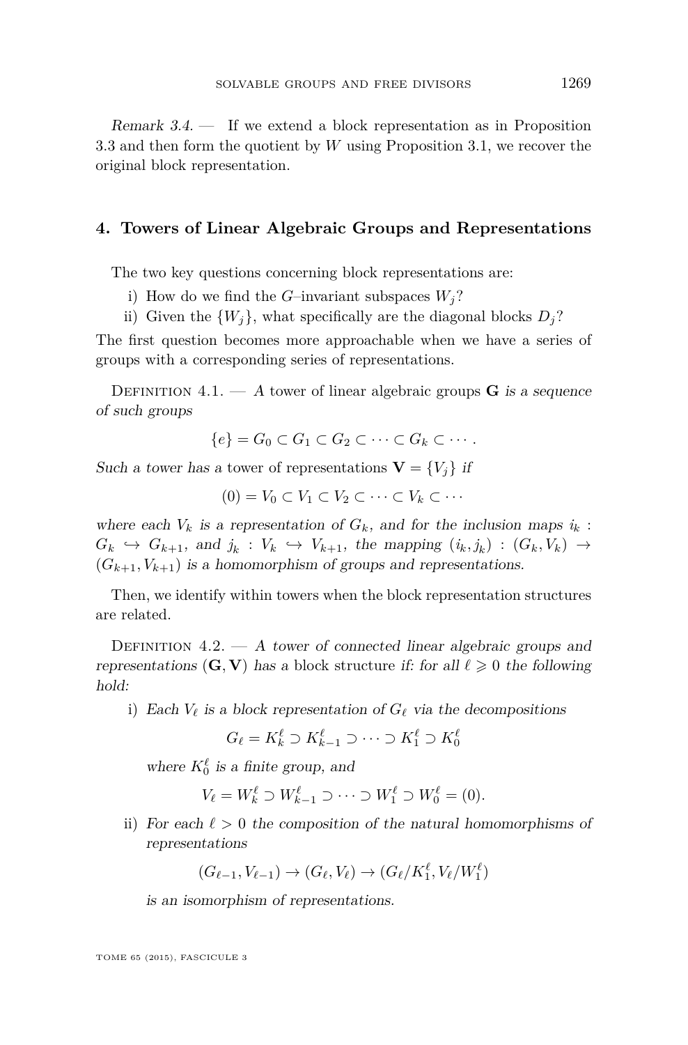*Remark 3.4.* — If we extend a block representation as in Proposition 3.3 and then form the quotient by $W$ using Proposition 3.1, we recover the original block representation.

## 4. Towers of Linear Algebraic Groups and Representations

The two key questions concerning block representations are:

i) How do we find the $G$–invariant subspaces $W_j$?

ii) Given the $\{W_j\}$, what specifically are the diagonal blocks $D_j$?

The first question becomes more approachable when we have a series of groups with a corresponding series of representations.

Definition 4.1. — *A* tower of linear algebraic groups $\mathbf{G}$ *is a sequence of such groups*

$$\{e\} = G_0 \subset G_1 \subset G_2 \subset \cdots \subset G_k \subset \cdots .$$

*Such a tower has a* tower of representations $\mathbf{V} = \{V_j\}$ *if*

$$(0) = V_0 \subset V_1 \subset V_2 \subset \cdots \subset V_k \subset \cdots$$

*where each $V_k$ is a representation of $G_k$, and for the inclusion maps $i_k : G_k \hookrightarrow G_{k+1}$, and $j_k : V_k \hookrightarrow V_{k+1}$, the mapping $(i_k, j_k) : (G_k, V_k) \to (G_{k+1}, V_{k+1})$ is a homomorphism of groups and representations.*

Then, we identify within towers when the block representation structures are related.

Definition 4.2. — *A tower of connected linear algebraic groups and representations $(\mathbf{G}, \mathbf{V})$ has a* block structure *if: for all $\ell \geqslant 0$ the following hold:*

i) *Each $V_\ell$ is a block representation of $G_\ell$ via the decompositions*

$$G_\ell = K_k^\ell \supset K_{k-1}^\ell \supset \cdots \supset K_1^\ell \supset K_0^\ell$$

*where $K_0^\ell$ is a finite group, and*

$$V_\ell = W_k^\ell \supset W_{k-1}^\ell \supset \cdots \supset W_1^\ell \supset W_0^\ell = (0).$$

ii) *For each $\ell > 0$ the composition of the natural homomorphisms of representations*

$$(G_{\ell-1}, V_{\ell-1}) \to (G_\ell, V_\ell) \to (G_\ell/K_1^\ell, V_\ell/W_1^\ell)$$

*is an isomorphism of representations.*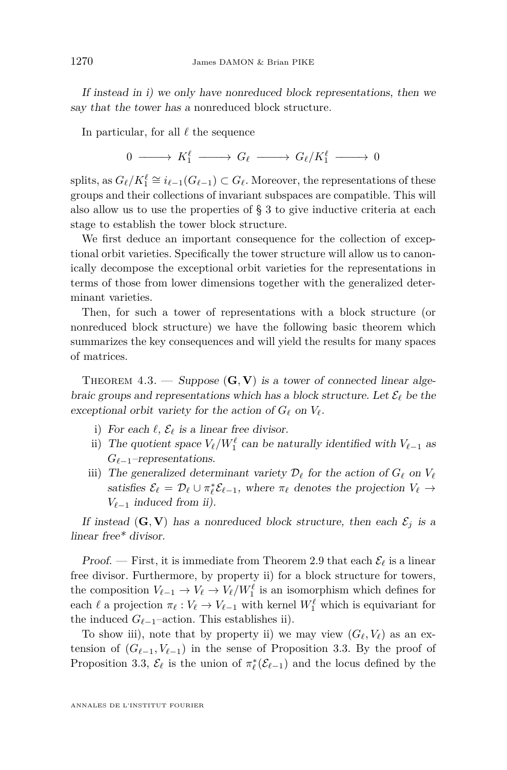*If instead in i) we only have nonreduced block representations, then we say that the tower has a* nonreduced block structure*.*

In particular, for all $\ell$ the sequence

$$0 \longrightarrow K_1^\ell \longrightarrow G_\ell \longrightarrow G_\ell/K_1^\ell \longrightarrow 0$$

splits, as $G_\ell/K_1^\ell \cong i_{\ell-1}(G_{\ell-1}) \subset G_\ell$. Moreover, the representations of these groups and their collections of invariant subspaces are compatible. This will also allow us to use the properties of § 3 to give inductive criteria at each stage to establish the tower block structure.

We first deduce an important consequence for the collection of exceptional orbit varieties. Specifically the tower structure will allow us to canonically decompose the exceptional orbit varieties for the representations in terms of those from lower dimensions together with the generalized determinant varieties.

Then, for such a tower of representations with a block structure (or nonreduced block structure) we have the following basic theorem which summarizes the key consequences and will yield the results for many spaces of matrices.

Theorem 4.3. — *Suppose $(\mathbf{G}, \mathbf{V})$ is a tower of connected linear algebraic groups and representations which has a block structure. Let $\mathcal{E}_\ell$ be the exceptional orbit variety for the action of $G_\ell$ on $V_\ell$.*

i) *For each $\ell$, $\mathcal{E}_\ell$ is a linear free divisor.*
ii) *The quotient space $V_\ell/W_1^\ell$ can be naturally identified with $V_{\ell-1}$ as $G_{\ell-1}$–representations.*
iii) *The generalized determinant variety $\mathcal{D}_\ell$ for the action of $G_\ell$ on $V_\ell$ satisfies $\mathcal{E}_\ell = \mathcal{D}_\ell \cup \pi_\ell^* \mathcal{E}_{\ell-1}$, where $\pi_\ell$ denotes the projection $V_\ell \to V_{\ell-1}$ induced from ii).*

*If instead $(\mathbf{G}, \mathbf{V})$ has a nonreduced block structure, then each $\mathcal{E}_j$ is a linear free\* divisor.*

*Proof.* — First, it is immediate from Theorem 2.9 that each $\mathcal{E}_\ell$ is a linear free divisor. Furthermore, by property ii) for a block structure for towers, the composition $V_{\ell-1} \to V_\ell \to V_\ell/W_1^\ell$ is an isomorphism which defines for each $\ell$ a projection $\pi_\ell : V_\ell \to V_{\ell-1}$ with kernel $W_1^\ell$ which is equivariant for the induced $G_{\ell-1}$–action. This establishes ii).

To show iii), note that by property ii) we may view $(G_\ell, V_\ell)$ as an extension of $(G_{\ell-1}, V_{\ell-1})$ in the sense of Proposition 3.3. By the proof of Proposition 3.3, $\mathcal{E}_\ell$ is the union of $\pi_\ell^*(\mathcal{E}_{\ell-1})$ and the locus defined by the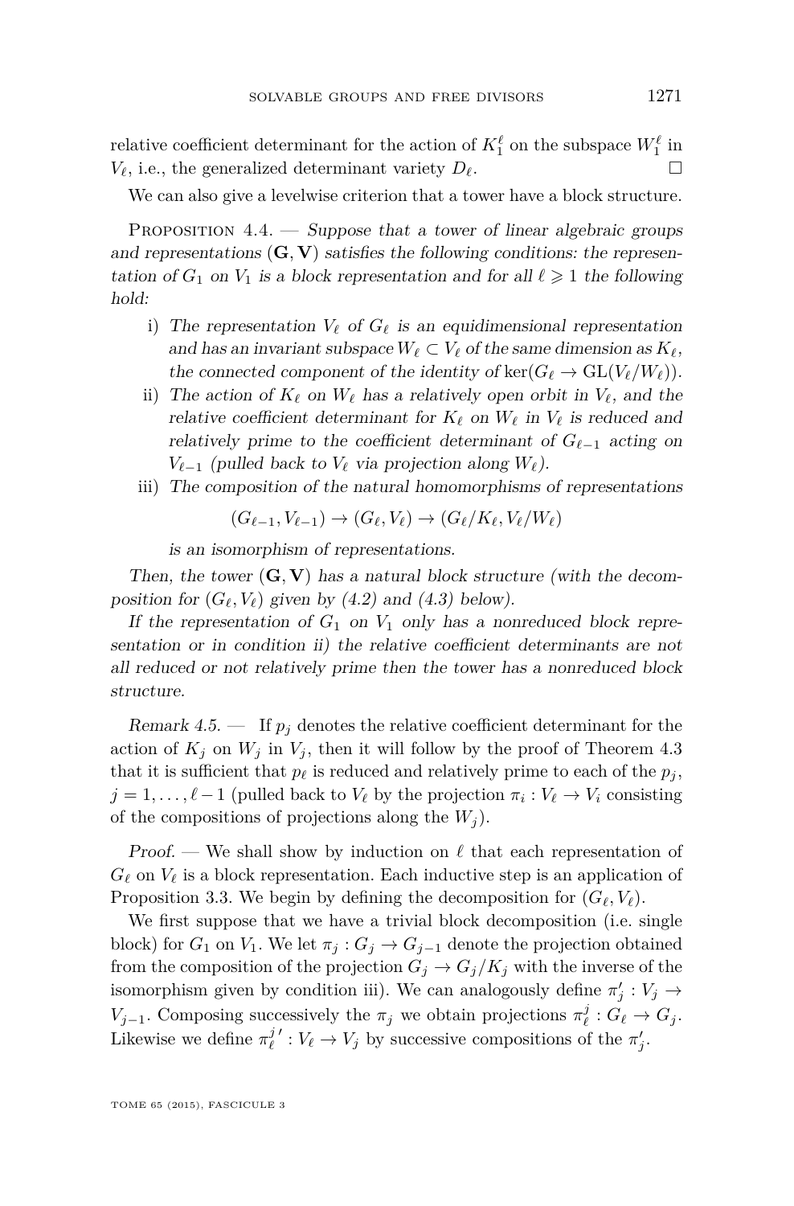relative coefficient determinant for the action of $K_1^\ell$ on the subspace $W_1^\ell$ in $V_\ell$, i.e., the generalized determinant variety $D_\ell$. □

We can also give a levelwise criterion that a tower have a block structure.

Proposition 4.4. — *Suppose that a tower of linear algebraic groups and representations $(\mathbf{G}, \mathbf{V})$ satisfies the following conditions: the representation of $G_1$ on $V_1$ is a block representation and for all $\ell \geqslant 1$ the following hold:*

i) *The representation $V_\ell$ of $G_\ell$ is an equidimensional representation and has an invariant subspace $W_\ell \subset V_\ell$ of the same dimension as $K_\ell$, the connected component of the identity of $\ker(G_\ell \to \mathrm{GL}(V_\ell/W_\ell))$.*
ii) *The action of $K_\ell$ on $W_\ell$ has a relatively open orbit in $V_\ell$, and the relative coefficient determinant for $K_\ell$ on $W_\ell$ in $V_\ell$ is reduced and relatively prime to the coefficient determinant of $G_{\ell-1}$ acting on $V_{\ell-1}$ (pulled back to $V_\ell$ via projection along $W_\ell$).*
iii) *The composition of the natural homomorphisms of representations*
$$(G_{\ell-1}, V_{\ell-1}) \to (G_\ell, V_\ell) \to (G_\ell/K_\ell, V_\ell/W_\ell)$$
*is an isomorphism of representations.*

*Then, the tower $(\mathbf{G}, \mathbf{V})$ has a natural block structure (with the decomposition for $(G_\ell, V_\ell)$ given by (4.2) and (4.3) below).*

*If the representation of $G_1$ on $V_1$ only has a nonreduced block representation or in condition ii) the relative coefficient determinants are not all reduced or not relatively prime then the tower has a nonreduced block structure.*

*Remark 4.5.* — If $p_j$ denotes the relative coefficient determinant for the action of $K_j$ on $W_j$ in $V_j$, then it will follow by the proof of Theorem 4.3 that it is sufficient that $p_\ell$ is reduced and relatively prime to each of the $p_j$, $j = 1, \ldots, \ell-1$ (pulled back to $V_\ell$ by the projection $\pi_i : V_\ell \to V_i$ consisting of the compositions of projections along the $W_j$).

*Proof.* — We shall show by induction on $\ell$ that each representation of $G_\ell$ on $V_\ell$ is a block representation. Each inductive step is an application of Proposition 3.3. We begin by defining the decomposition for $(G_\ell, V_\ell)$.

We first suppose that we have a trivial block decomposition (i.e. single block) for $G_1$ on $V_1$. We let $\pi_j : G_j \to G_{j-1}$ denote the projection obtained from the composition of the projection $G_j \to G_j/K_j$ with the inverse of the isomorphism given by condition iii). We can analogously define $\pi'_j : V_j \to V_{j-1}$. Composing successively the $\pi_j$ we obtain projections $\pi_\ell^j : G_\ell \to G_j$. Likewise we define ${\pi_\ell^j}' : V_\ell \to V_j$ by successive compositions of the $\pi'_j$.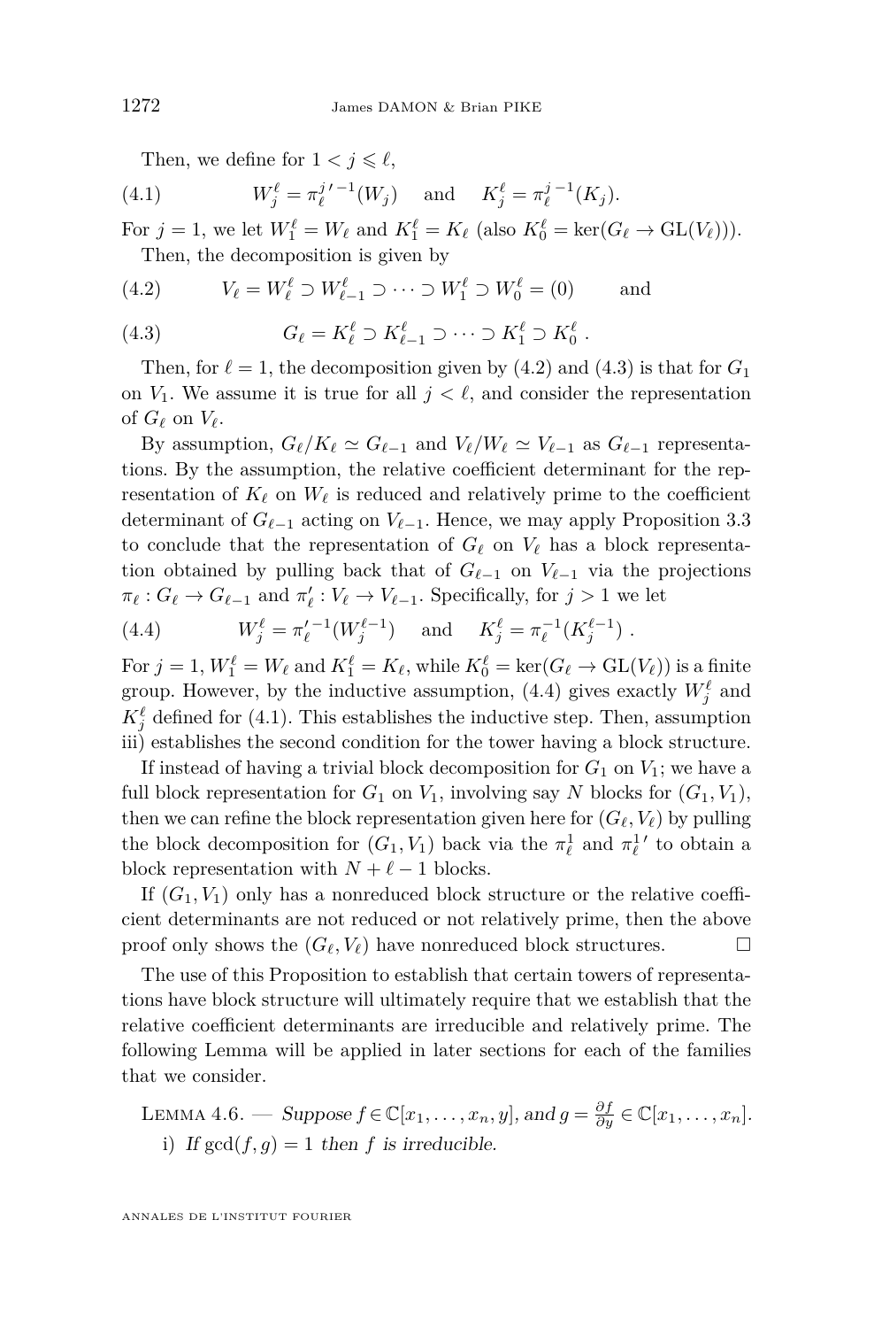Then, we define for $1 < j \leqslant \ell$,

$$W_j^\ell = \pi_\ell^{j\,\prime\,-1}(W_j) \quad \text{and} \quad K_j^\ell = \pi_\ell^{j\,-1}(K_j). \tag{4.1}$$

For $j = 1$, we let $W_1^\ell = W_\ell$ and $K_1^\ell = K_\ell$ (also $K_0^\ell = \ker(G_\ell \to \mathrm{GL}(V_\ell))$).

Then, the decomposition is given by

$$V_\ell = W_\ell^\ell \supset W_{\ell-1}^\ell \supset \cdots \supset W_1^\ell \supset W_0^\ell = (0) \qquad \text{and} \tag{4.2}$$

$$G_\ell = K_\ell^\ell \supset K_{\ell-1}^\ell \supset \cdots \supset K_1^\ell \supset K_0^\ell\,. \tag{4.3}$$

Then, for $\ell = 1$, the decomposition given by (4.2) and (4.3) is that for $G_1$ on $V_1$. We assume it is true for all $j < \ell$, and consider the representation of $G_\ell$ on $V_\ell$.

By assumption, $G_\ell/K_\ell \simeq G_{\ell-1}$ and $V_\ell/W_\ell \simeq V_{\ell-1}$ as $G_{\ell-1}$ representations. By the assumption, the relative coefficient determinant for the representation of $K_\ell$ on $W_\ell$ is reduced and relatively prime to the coefficient determinant of $G_{\ell-1}$ acting on $V_{\ell-1}$. Hence, we may apply Proposition 3.3 to conclude that the representation of $G_\ell$ on $V_\ell$ has a block representation obtained by pulling back that of $G_{\ell-1}$ on $V_{\ell-1}$ via the projections $\pi_\ell : G_\ell \to G_{\ell-1}$ and $\pi_\ell' : V_\ell \to V_{\ell-1}$. Specifically, for $j > 1$ we let

$$W_j^\ell = {\pi_\ell'}^{-1}(W_j^{\ell-1}) \quad \text{and} \quad K_j^\ell = \pi_\ell^{-1}(K_j^{\ell-1})\,. \tag{4.4}$$

For $j = 1$, $W_1^\ell = W_\ell$ and $K_1^\ell = K_\ell$, while $K_0^\ell = \ker(G_\ell \to \mathrm{GL}(V_\ell))$ is a finite group. However, by the inductive assumption, (4.4) gives exactly $W_j^\ell$ and $K_j^\ell$ defined for (4.1). This establishes the inductive step. Then, assumption iii) establishes the second condition for the tower having a block structure.

If instead of having a trivial block decomposition for $G_1$ on $V_1$; we have a full block representation for $G_1$ on $V_1$, involving say $N$ blocks for $(G_1, V_1)$, then we can refine the block representation given here for $(G_\ell, V_\ell)$ by pulling the block decomposition for $(G_1, V_1)$ back via the $\pi_\ell^1$ and $\pi_\ell^{1\,\prime}$ to obtain a block representation with $N + \ell - 1$ blocks.

If $(G_1, V_1)$ only has a nonreduced block structure or the relative coefficient determinants are not reduced or not relatively prime, then the above proof only shows the $(G_\ell, V_\ell)$ have nonreduced block structures. □

The use of this Proposition to establish that certain towers of representations have block structure will ultimately require that we establish that the relative coefficient determinants are irreducible and relatively prime. The following Lemma will be applied in later sections for each of the families that we consider.

Lemma 4.6. — *Suppose $f \in \mathbb{C}[x_1, \ldots, x_n, y]$, and $g = \frac{\partial f}{\partial y} \in \mathbb{C}[x_1, \ldots, x_n]$.*

i) *If $\gcd(f, g) = 1$ then $f$ is irreducible.*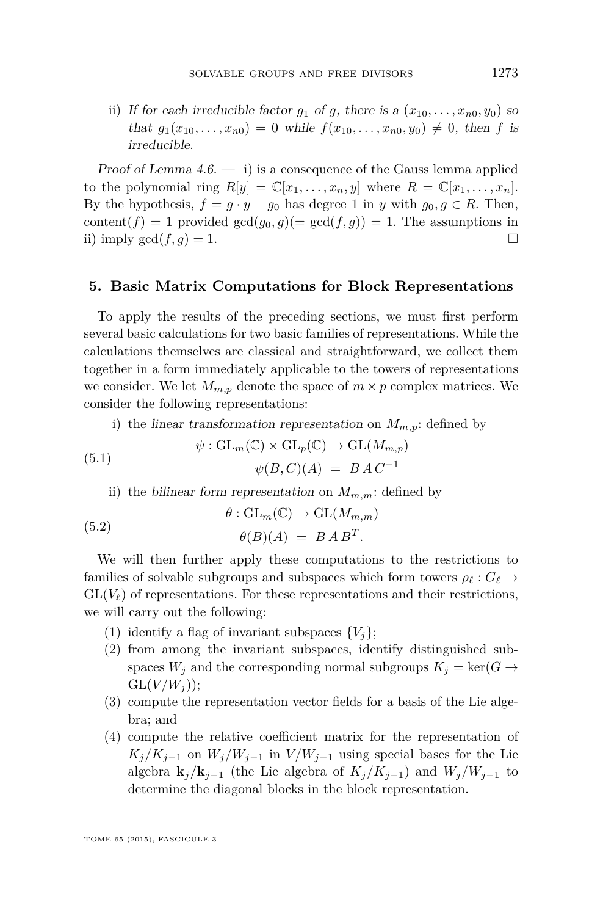ii) *If for each irreducible factor $g_1$ of $g$, there is a $(x_{10}, \ldots, x_{n0}, y_0)$ so that $g_1(x_{10}, \ldots, x_{n0}) = 0$ while $f(x_{10}, \ldots, x_{n0}, y_0) \neq 0$, then $f$ is irreducible.*

*Proof of Lemma 4.6.* — i) is a consequence of the Gauss lemma applied to the polynomial ring $R[y] = \mathbb{C}[x_1, \ldots, x_n, y]$ where $R = \mathbb{C}[x_1, \ldots, x_n]$. By the hypothesis, $f = g \cdot y + g_0$ has degree 1 in $y$ with $g_0, g \in R$. Then, $\text{content}(f) = 1$ provided $\gcd(g_0, g)(= \gcd(f, g)) = 1$. The assumptions in ii) imply $\gcd(f, g) = 1$. □

## 5. Basic Matrix Computations for Block Representations

To apply the results of the preceding sections, we must first perform several basic calculations for two basic families of representations. While the calculations themselves are classical and straightforward, we collect them together in a form immediately applicable to the towers of representations we consider. We let $M_{m,p}$ denote the space of $m \times p$ complex matrices. We consider the following representations:

i) the *linear transformation representation* on $M_{m,p}$: defined by

$$\psi : \mathrm{GL}_m(\mathbb{C}) \times \mathrm{GL}_p(\mathbb{C}) \to \mathrm{GL}(M_{m,p})$$
$$\psi(B, C)(A) \;=\; B\,A\,C^{-1} \tag{5.1}$$

ii) the *bilinear form representation* on $M_{m,m}$: defined by

$$\theta : \mathrm{GL}_m(\mathbb{C}) \to \mathrm{GL}(M_{m,m})$$
$$\theta(B)(A) \;=\; B\,A\,B^T. \tag{5.2}$$

We will then further apply these computations to the restrictions to families of solvable subgroups and subspaces which form towers $\rho_\ell : G_\ell \to \mathrm{GL}(V_\ell)$ of representations. For these representations and their restrictions, we will carry out the following:

(1) identify a flag of invariant subspaces $\{V_j\}$;
(2) from among the invariant subspaces, identify distinguished subspaces $W_j$ and the corresponding normal subgroups $K_j = \ker(G \to \mathrm{GL}(V/W_j))$;
(3) compute the representation vector fields for a basis of the Lie algebra; and
(4) compute the relative coefficient matrix for the representation of $K_j/K_{j-1}$ on $W_j/W_{j-1}$ in $V/W_{j-1}$ using special bases for the Lie algebra $\mathbf{k}_j/\mathbf{k}_{j-1}$ (the Lie algebra of $K_j/K_{j-1}$) and $W_j/W_{j-1}$ to determine the diagonal blocks in the block representation.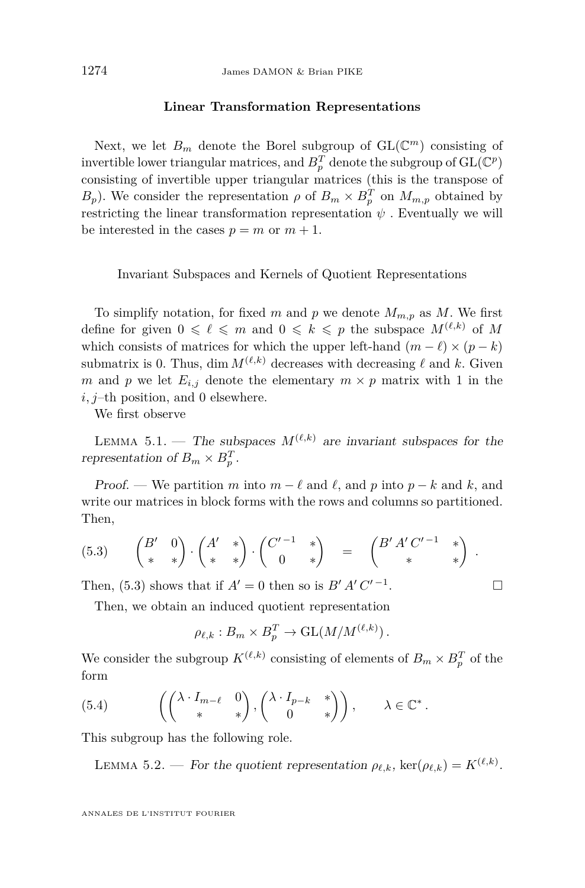### Linear Transformation Representations

Next, we let $B_m$ denote the Borel subgroup of $\mathrm{GL}(\mathbb{C}^m)$ consisting of invertible lower triangular matrices, and $B_p^T$ denote the subgroup of $\mathrm{GL}(\mathbb{C}^p)$ consisting of invertible upper triangular matrices (this is the transpose of $B_p$). We consider the representation $\rho$ of $B_m \times B_p^T$ on $M_{m,p}$ obtained by restricting the linear transformation representation $\psi$ . Eventually we will be interested in the cases $p = m$ or $m+1$.

#### Invariant Subspaces and Kernels of Quotient Representations

To simplify notation, for fixed $m$ and $p$ we denote $M_{m,p}$ as $M$. We first define for given $0 \leqslant \ell \leqslant m$ and $0 \leqslant k \leqslant p$ the subspace $M^{(\ell,k)}$ of $M$ which consists of matrices for which the upper left-hand $(m-\ell) \times (p-k)$ submatrix is 0. Thus, $\dim M^{(\ell,k)}$ decreases with decreasing $\ell$ and $k$. Given $m$ and $p$ we let $E_{i,j}$ denote the elementary $m \times p$ matrix with 1 in the $i,j$–th position, and 0 elsewhere.

We first observe

Lemma 5.1. — *The subspaces $M^{(\ell,k)}$ are invariant subspaces for the representation of $B_m \times B_p^T$.*

*Proof.* — We partition $m$ into $m-\ell$ and $\ell$, and $p$ into $p-k$ and $k$, and write our matrices in block forms with the rows and columns so partitioned. Then,

$$\begin{pmatrix} B' & 0 \\ * & * \end{pmatrix} \cdot \begin{pmatrix} A' & * \\ * & * \end{pmatrix} \cdot \begin{pmatrix} C'^{-1} & * \\ 0 & * \end{pmatrix} \quad = \quad \begin{pmatrix} B'\, A'\, C'^{-1} & * \\ * & * \end{pmatrix} . \tag{5.3}$$

Then, (5.3) shows that if $A' = 0$ then so is $B'\, A'\, C'^{-1}$. □

Then, we obtain an induced quotient representation

$$\rho_{\ell,k} : B_m \times B_p^T \to \mathrm{GL}(M/M^{(\ell,k)})\,.$$

We consider the subgroup $K^{(\ell,k)}$ consisting of elements of $B_m \times B_p^T$ of the form

$$\left( \begin{pmatrix} \lambda \cdot I_{m-\ell} & 0 \\ * & * \end{pmatrix}, \begin{pmatrix} \lambda \cdot I_{p-k} & * \\ 0 & * \end{pmatrix} \right), \qquad \lambda \in \mathbb{C}^*\,. \tag{5.4}$$

This subgroup has the following role.

Lemma 5.2. — *For the quotient representation $\rho_{\ell,k}$, $\ker(\rho_{\ell,k}) = K^{(\ell,k)}$.*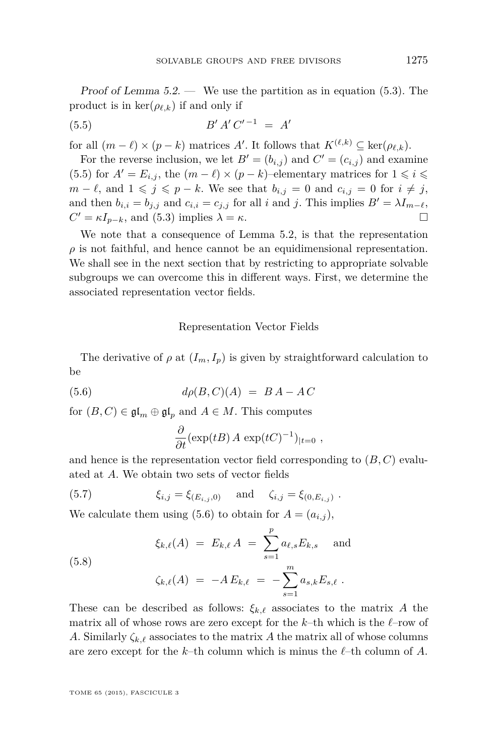*Proof of Lemma 5.2.* — We use the partition as in equation (5.3). The product is in $\ker(\rho_{\ell,k})$ if and only if

$$B' \, A' \, C'^{\,-1} \; = \; A' \tag{5.5}$$

for all $(m-\ell) \times (p-k)$ matrices $A'$. It follows that $K^{(\ell,k)} \subseteq \ker(\rho_{\ell,k})$.

For the reverse inclusion, we let $B' = (b_{i,j})$ and $C' = (c_{i,j})$ and examine (5.5) for $A' = E_{i,j}$, the $(m-\ell) \times (p-k)$–elementary matrices for $1 \leqslant i \leqslant m-\ell$, and $1 \leqslant j \leqslant p-k$. We see that $b_{i,j} = 0$ and $c_{i,j} = 0$ for $i \neq j$, and then $b_{i,i} = b_{j,j}$ and $c_{i,i} = c_{j,j}$ for all $i$ and $j$. This implies $B' = \lambda I_{m-\ell}$, $C' = \kappa I_{p-k}$, and (5.3) implies $\lambda = \kappa$. □

We note that a consequence of Lemma 5.2, is that the representation $\rho$ is not faithful, and hence cannot be an equidimensional representation. We shall see in the next section that by restricting to appropriate solvable subgroups we can overcome this in different ways. First, we determine the associated representation vector fields.

## Representation Vector Fields

The derivative of $\rho$ at $(I_m, I_p)$ is given by straightforward calculation to be

$$d\rho(B, C)(A) \; = \; B\, A - A\, C \tag{5.6}$$

for $(B, C) \in \mathfrak{gl}_m \oplus \mathfrak{gl}_p$ and $A \in M$. This computes

$$\frac{\partial}{\partial t}(\exp(tB)\, A\, \exp(tC)^{-1})_{|t=0} \; ,$$

and hence is the representation vector field corresponding to $(B, C)$ evaluated at $A$. We obtain two sets of vector fields

$$\xi_{i,j} = \xi_{(E_{i,j}, 0)} \quad \text{ and } \quad \zeta_{i,j} = \xi_{(0, E_{i,j})} \; . \tag{5.7}$$

We calculate them using (5.6) to obtain for $A = (a_{i,j})$,

$$\begin{aligned} \xi_{k,\ell}(A) \; &= \; E_{k,\ell}\, A \; = \; \sum_{s=1}^{p} a_{\ell,s} E_{k,s} \quad \text{ and} \\ \zeta_{k,\ell}(A) \; &= \; -A\, E_{k,\ell} \; = \; -\sum_{s=1}^{m} a_{s,k} E_{s,\ell} \; . \end{aligned} \tag{5.8}$$

These can be described as follows: $\xi_{k,\ell}$ associates to the matrix $A$ the matrix all of whose rows are zero except for the $k$–th which is the $\ell$–row of $A$. Similarly $\zeta_{k,\ell}$ associates to the matrix $A$ the matrix all of whose columns are zero except for the $k$–th column which is minus the $\ell$–th column of $A$.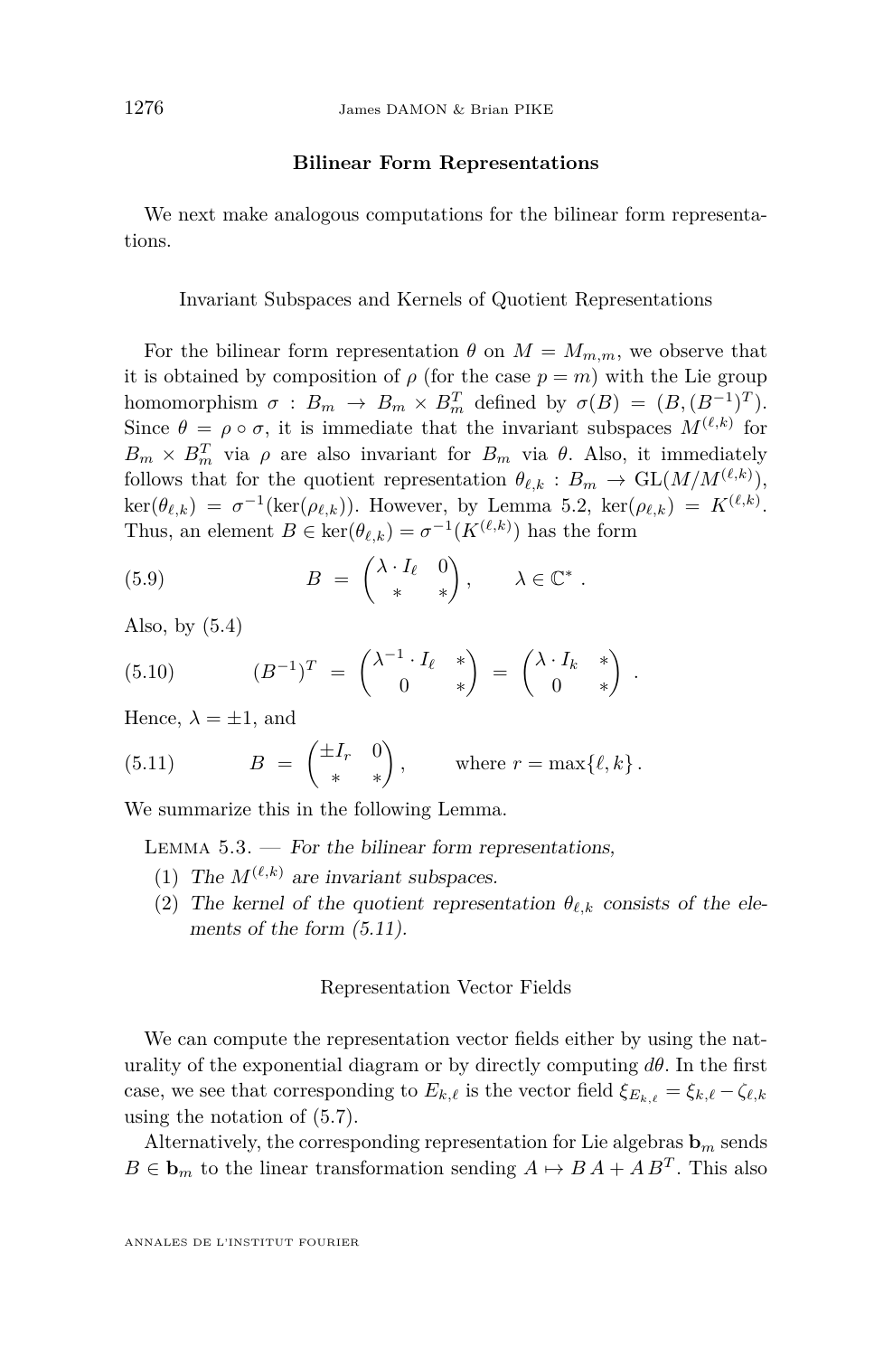### Bilinear Form Representations

We next make analogous computations for the bilinear form representations.

#### Invariant Subspaces and Kernels of Quotient Representations

For the bilinear form representation $\theta$ on $M = M_{m,m}$, we observe that it is obtained by composition of $\rho$ (for the case $p = m$) with the Lie group homomorphism $\sigma : B_m \to B_m \times B_m^T$ defined by $\sigma(B) = (B, (B^{-1})^T)$. Since $\theta = \rho \circ \sigma$, it is immediate that the invariant subspaces $M^{(\ell,k)}$ for $B_m \times B_m^T$ via $\rho$ are also invariant for $B_m$ via $\theta$. Also, it immediately follows that for the quotient representation $\theta_{\ell,k} : B_m \to \mathrm{GL}(M/M^{(\ell,k)})$, $\ker(\theta_{\ell,k}) = \sigma^{-1}(\ker(\rho_{\ell,k}))$. However, by Lemma 5.2, $\ker(\rho_{\ell,k}) = K^{(\ell,k)}$. Thus, an element $B \in \ker(\theta_{\ell,k}) = \sigma^{-1}(K^{(\ell,k)})$ has the form

$$B = \begin{pmatrix} \lambda \cdot I_\ell & 0 \\ * & * \end{pmatrix}, \qquad \lambda \in \mathbb{C}^* . \tag{5.9}$$

Also, by (5.4)

$$(B^{-1})^T = \begin{pmatrix} \lambda^{-1} \cdot I_\ell & * \\ 0 & * \end{pmatrix} = \begin{pmatrix} \lambda \cdot I_k & * \\ 0 & * \end{pmatrix} . \tag{5.10}$$

Hence, $\lambda = \pm 1$, and

$$B = \begin{pmatrix} \pm I_r & 0 \\ * & * \end{pmatrix}, \qquad \text{where } r = \max\{\ell, k\} . \tag{5.11}$$

We summarize this in the following Lemma.

Lemma 5.3. — *For the bilinear form representations,*

1. *The $M^{(\ell,k)}$ are invariant subspaces.*
2. *The kernel of the quotient representation $\theta_{\ell,k}$ consists of the elements of the form (5.11).*

#### Representation Vector Fields

We can compute the representation vector fields either by using the naturality of the exponential diagram or by directly computing $d\theta$. In the first case, we see that corresponding to $E_{k,\ell}$ is the vector field $\xi_{E_{k,\ell}} = \xi_{k,\ell} - \zeta_{\ell,k}$ using the notation of (5.7).

Alternatively, the corresponding representation for Lie algebras $\mathbf{b}_m$ sends $B \in \mathbf{b}_m$ to the linear transformation sending $A \mapsto B\,A + A\,B^T$. This also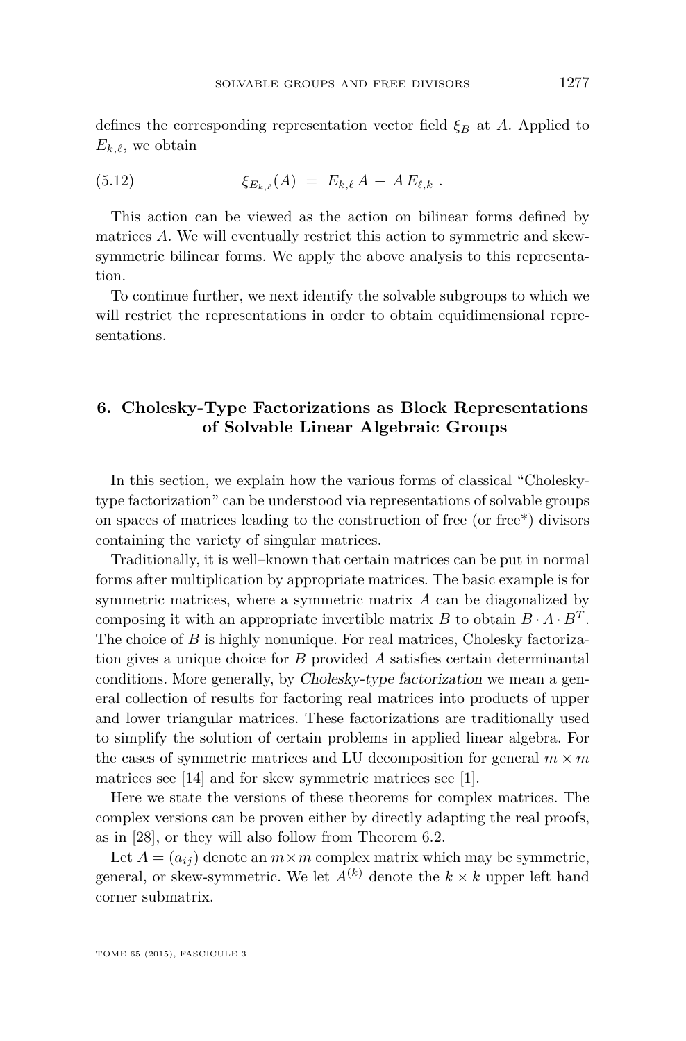defines the corresponding representation vector field $\xi_B$ at $A$. Applied to $E_{k,\ell}$, we obtain

$$\xi_{E_{k,\ell}}(A) \;=\; E_{k,\ell}\, A \;+\; A\, E_{\ell,k}\ . \tag{5.12}$$

This action can be viewed as the action on bilinear forms defined by matrices $A$. We will eventually restrict this action to symmetric and skew-symmetric bilinear forms. We apply the above analysis to this representation.

To continue further, we next identify the solvable subgroups to which we will restrict the representations in order to obtain equidimensional representations.

## 6. Cholesky-Type Factorizations as Block Representations of Solvable Linear Algebraic Groups

In this section, we explain how the various forms of classical "Cholesky-type factorization" can be understood via representations of solvable groups on spaces of matrices leading to the construction of free (or free*) divisors containing the variety of singular matrices.

Traditionally, it is well–known that certain matrices can be put in normal forms after multiplication by appropriate matrices. The basic example is for symmetric matrices, where a symmetric matrix $A$ can be diagonalized by composing it with an appropriate invertible matrix $B$ to obtain $B \cdot A \cdot B^T$. The choice of $B$ is highly nonunique. For real matrices, Cholesky factorization gives a unique choice for $B$ provided $A$ satisfies certain determinantal conditions. More generally, by *Cholesky-type factorization* we mean a general collection of results for factoring real matrices into products of upper and lower triangular matrices. These factorizations are traditionally used to simplify the solution of certain problems in applied linear algebra. For the cases of symmetric matrices and LU decomposition for general $m \times m$ matrices see [14] and for skew symmetric matrices see [1].

Here we state the versions of these theorems for complex matrices. The complex versions can be proven either by directly adapting the real proofs, as in [28], or they will also follow from Theorem 6.2.

Let $A = (a_{ij})$ denote an $m \times m$ complex matrix which may be symmetric, general, or skew-symmetric. We let $A^{(k)}$ denote the $k \times k$ upper left hand corner submatrix.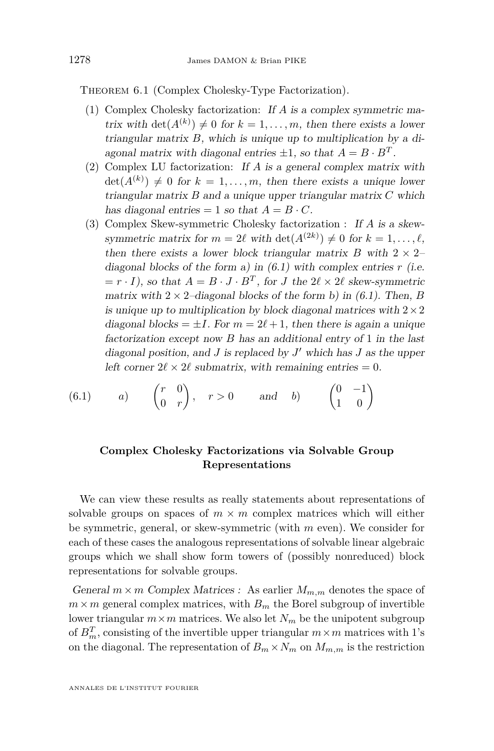Theorem 6.1 (Complex Cholesky-Type Factorization).

1. Complex Cholesky factorization: *If $A$ is a complex symmetric matrix with $\det(A^{(k)}) \neq 0$ for $k = 1, \dots, m$, then there exists a lower triangular matrix $B$, which is unique up to multiplication by a diagonal matrix with diagonal entries $\pm 1$, so that $A = B \cdot B^T$.*
2. Complex LU factorization: *If $A$ is a general complex matrix with $\det(A^{(k)}) \neq 0$ for $k = 1, \dots, m$, then there exists a unique lower triangular matrix $B$ and a unique upper triangular matrix $C$ which has diagonal entries $= 1$ so that $A = B \cdot C$.*
3. Complex Skew-symmetric Cholesky factorization : *If $A$ is a skew-symmetric matrix for $m = 2\ell$ with $\det(A^{(2k)}) \neq 0$ for $k = 1, \dots, \ell$, then there exists a lower block triangular matrix $B$ with $2 \times 2$–diagonal blocks of the form a) in (6.1) with complex entries $r$ (i.e. $= r \cdot I$), so that $A = B \cdot J \cdot B^T$, for $J$ the $2\ell \times 2\ell$ skew-symmetric matrix with $2 \times 2$–diagonal blocks of the form b) in (6.1). Then, $B$ is unique up to multiplication by block diagonal matrices with $2 \times 2$ diagonal blocks $= \pm I$. For $m = 2\ell + 1$, then there is again a unique factorization except now $B$ has an additional entry of 1 in the last diagonal position, and $J$ is replaced by $J'$ which has $J$ as the upper left corner $2\ell \times 2\ell$ submatrix, with remaining entries $= 0$.*

$$
(6.1) \qquad a) \qquad \begin{pmatrix} r & 0 \\ 0 & r \end{pmatrix}, \quad r > 0 \qquad \text{and} \qquad b) \qquad \begin{pmatrix} 0 & -1 \\ 1 & 0 \end{pmatrix}
$$

### Complex Cholesky Factorizations via Solvable Group Representations

We can view these results as really statements about representations of solvable groups on spaces of $m \times m$ complex matrices which will either be symmetric, general, or skew-symmetric (with $m$ even). We consider for each of these cases the analogous representations of solvable linear algebraic groups which we shall show form towers of (possibly nonreduced) block representations for solvable groups.

*General $m \times m$ Complex Matrices :* As earlier $M_{m,m}$ denotes the space of $m \times m$ general complex matrices, with $B_m$ the Borel subgroup of invertible lower triangular $m \times m$ matrices. We also let $N_m$ be the unipotent subgroup of $B_m^T$, consisting of the invertible upper triangular $m \times m$ matrices with 1's on the diagonal. The representation of $B_m \times N_m$ on $M_{m,m}$ is the restriction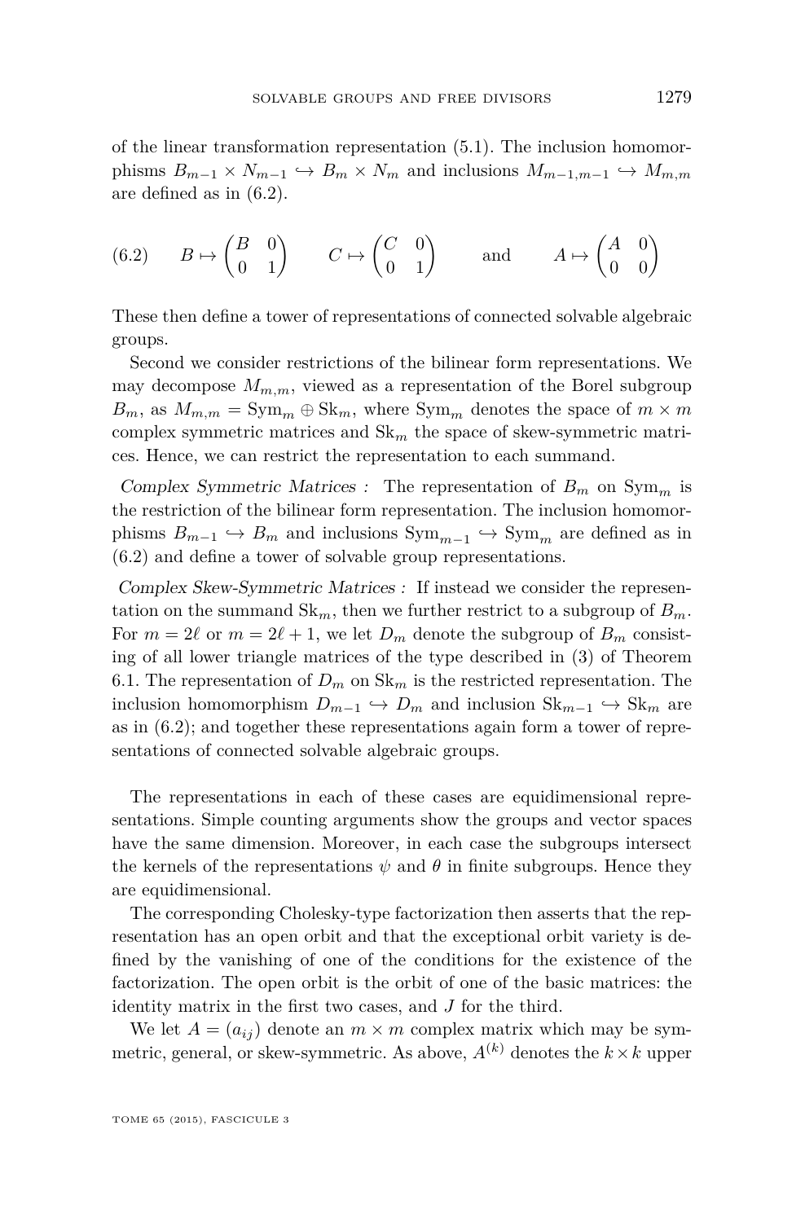of the linear transformation representation (5.1). The inclusion homomorphisms $B_{m-1} \times N_{m-1} \hookrightarrow B_m \times N_m$ and inclusions $M_{m-1,m-1} \hookrightarrow M_{m,m}$ are defined as in (6.2).

$$B \mapsto \begin{pmatrix} B & 0 \\ 0 & 1 \end{pmatrix} \qquad C \mapsto \begin{pmatrix} C & 0 \\ 0 & 1 \end{pmatrix} \qquad \text{and} \qquad A \mapsto \begin{pmatrix} A & 0 \\ 0 & 0 \end{pmatrix} \tag{6.2}$$

These then define a tower of representations of connected solvable algebraic groups.

Second we consider restrictions of the bilinear form representations. We may decompose $M_{m,m}$, viewed as a representation of the Borel subgroup $B_m$, as $M_{m,m} = \mathrm{Sym}_m \oplus \mathrm{Sk}_m$, where $\mathrm{Sym}_m$ denotes the space of $m \times m$ complex symmetric matrices and $\mathrm{Sk}_m$ the space of skew-symmetric matrices. Hence, we can restrict the representation to each summand.

*Complex Symmetric Matrices :* The representation of $B_m$ on $\mathrm{Sym}_m$ is the restriction of the bilinear form representation. The inclusion homomorphisms $B_{m-1} \hookrightarrow B_m$ and inclusions $\mathrm{Sym}_{m-1} \hookrightarrow \mathrm{Sym}_m$ are defined as in (6.2) and define a tower of solvable group representations.

*Complex Skew-Symmetric Matrices :* If instead we consider the representation on the summand $\mathrm{Sk}_m$, then we further restrict to a subgroup of $B_m$. For $m = 2\ell$ or $m = 2\ell + 1$, we let $D_m$ denote the subgroup of $B_m$ consisting of all lower triangle matrices of the type described in (3) of Theorem 6.1. The representation of $D_m$ on $\mathrm{Sk}_m$ is the restricted representation. The inclusion homomorphism $D_{m-1} \hookrightarrow D_m$ and inclusion $\mathrm{Sk}_{m-1} \hookrightarrow \mathrm{Sk}_m$ are as in (6.2); and together these representations again form a tower of representations of connected solvable algebraic groups.

The representations in each of these cases are equidimensional representations. Simple counting arguments show the groups and vector spaces have the same dimension. Moreover, in each case the subgroups intersect the kernels of the representations $\psi$ and $\theta$ in finite subgroups. Hence they are equidimensional.

The corresponding Cholesky-type factorization then asserts that the representation has an open orbit and that the exceptional orbit variety is defined by the vanishing of one of the conditions for the existence of the factorization. The open orbit is the orbit of one of the basic matrices: the identity matrix in the first two cases, and $J$ for the third.

We let $A = (a_{ij})$ denote an $m \times m$ complex matrix which may be symmetric, general, or skew-symmetric. As above, $A^{(k)}$ denotes the $k \times k$ upper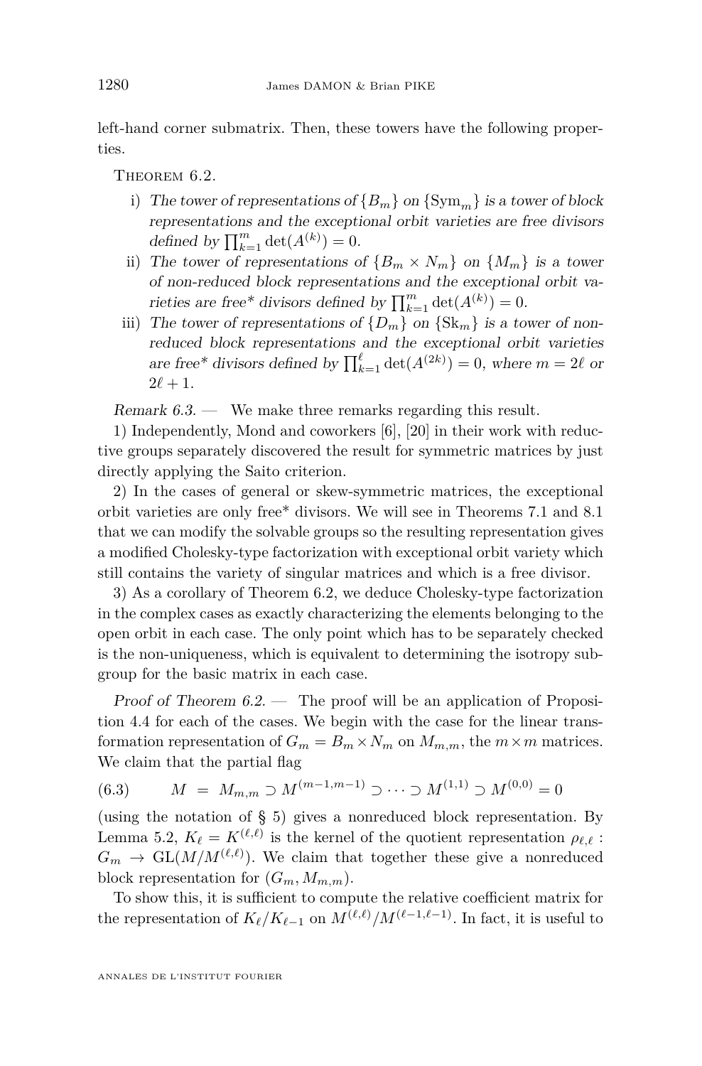left-hand corner submatrix. Then, these towers have the following properties.

Theorem 6.2.

i) *The tower of representations of* $\{B_m\}$ *on* $\{\mathrm{Sym}_m\}$ *is a tower of block representations and the exceptional orbit varieties are free divisors defined by* $\prod_{k=1}^{m} \det(A^{(k)}) = 0$.

ii) *The tower of representations of* $\{B_m \times N_m\}$ *on* $\{M_m\}$ *is a tower of non-reduced block representations and the exceptional orbit varieties are free\* divisors defined by* $\prod_{k=1}^{m} \det(A^{(k)}) = 0$.

iii) *The tower of representations of* $\{D_m\}$ *on* $\{\mathrm{Sk}_m\}$ *is a tower of non-reduced block representations and the exceptional orbit varieties are free\* divisors defined by* $\prod_{k=1}^{\ell} \det(A^{(2k)}) = 0$*, where* $m = 2\ell$ *or* $2\ell + 1$.

*Remark 6.3.* — We make three remarks regarding this result.

1) Independently, Mond and coworkers [6], [20] in their work with reductive groups separately discovered the result for symmetric matrices by just directly applying the Saito criterion.

2) In the cases of general or skew-symmetric matrices, the exceptional orbit varieties are only free* divisors. We will see in Theorems 7.1 and 8.1 that we can modify the solvable groups so the resulting representation gives a modified Cholesky-type factorization with exceptional orbit variety which still contains the variety of singular matrices and which is a free divisor.

3) As a corollary of Theorem 6.2, we deduce Cholesky-type factorization in the complex cases as exactly characterizing the elements belonging to the open orbit in each case. The only point which has to be separately checked is the non-uniqueness, which is equivalent to determining the isotropy subgroup for the basic matrix in each case.

*Proof of Theorem 6.2.* — The proof will be an application of Proposition 4.4 for each of the cases. We begin with the case for the linear transformation representation of $G_m = B_m \times N_m$ on $M_{m,m}$, the $m \times m$ matrices. We claim that the partial flag

$$M \;=\; M_{m,m} \supset M^{(m-1,m-1)} \supset \cdots \supset M^{(1,1)} \supset M^{(0,0)} = 0 \tag{6.3}$$

(using the notation of § 5) gives a nonreduced block representation. By Lemma 5.2, $K_\ell = K^{(\ell,\ell)}$ is the kernel of the quotient representation $\rho_{\ell,\ell} : G_m \to \mathrm{GL}(M/M^{(\ell,\ell)})$. We claim that together these give a nonreduced block representation for $(G_m, M_{m,m})$.

To show this, it is sufficient to compute the relative coefficient matrix for the representation of $K_\ell/K_{\ell-1}$ on $M^{(\ell,\ell)}/M^{(\ell-1,\ell-1)}$. In fact, it is useful to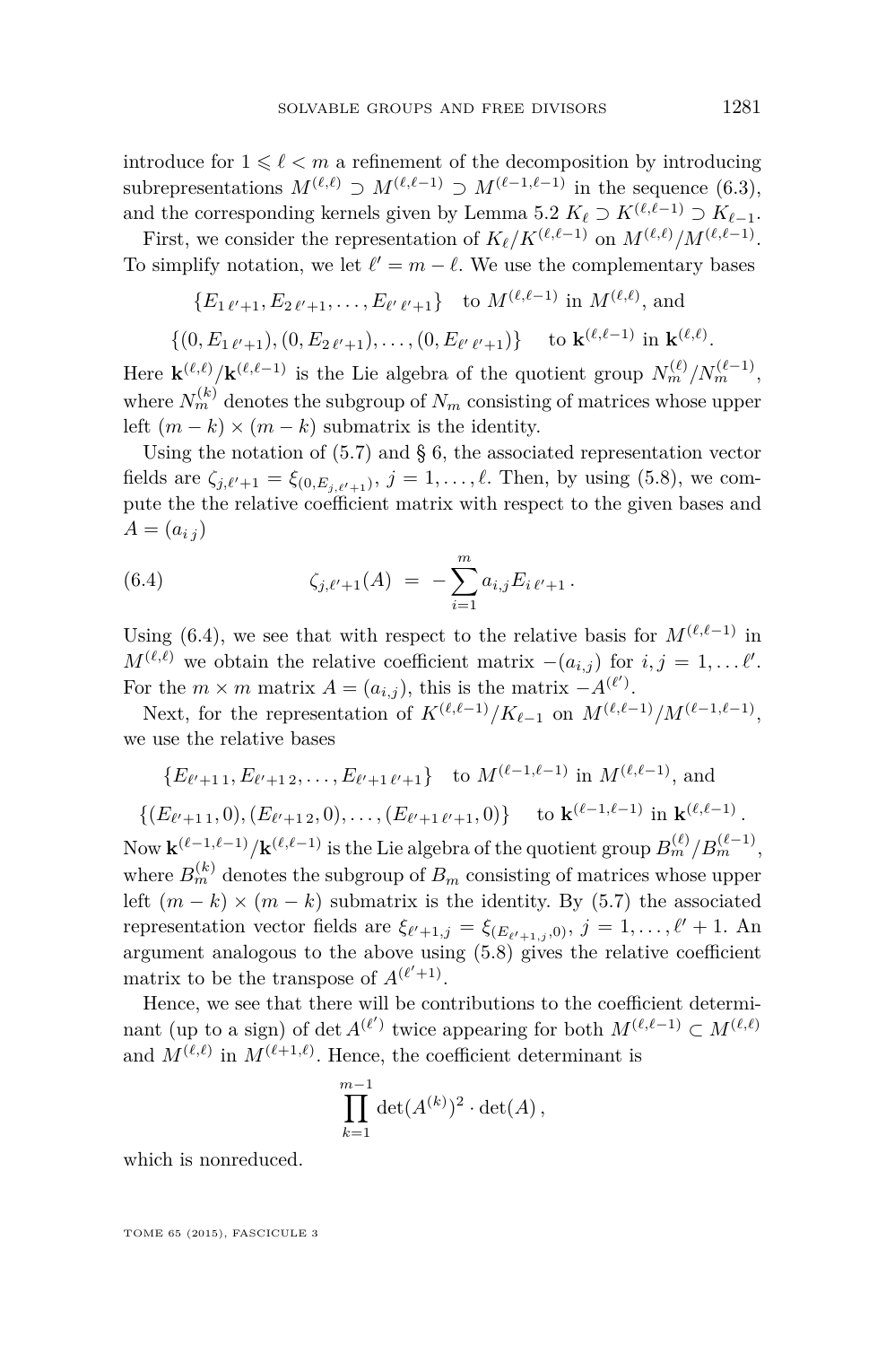introduce for $1 \leqslant \ell < m$ a refinement of the decomposition by introducing subrepresentations $M^{(\ell,\ell)} \supset M^{(\ell,\ell-1)} \supset M^{(\ell-1,\ell-1)}$ in the sequence (6.3), and the corresponding kernels given by Lemma 5.2 $K_\ell \supset K^{(\ell,\ell-1)} \supset K_{\ell-1}$.

First, we consider the representation of $K_\ell/K^{(\ell,\ell-1)}$ on $M^{(\ell,\ell)}/M^{(\ell,\ell-1)}$. To simplify notation, we let $\ell' = m - \ell$. We use the complementary bases

$$\{E_{1\,\ell'+1}, E_{2\,\ell'+1}, \dots, E_{\ell'\,\ell'+1}\} \quad \text{to } M^{(\ell,\ell-1)} \text{ in } M^{(\ell,\ell)}, \text{ and}$$

$$\{(0, E_{1\,\ell'+1}), (0, E_{2\,\ell'+1}), \dots, (0, E_{\ell'\,\ell'+1})\} \quad \text{to } \mathbf{k}^{(\ell,\ell-1)} \text{ in } \mathbf{k}^{(\ell,\ell)}.$$

Here $\mathbf{k}^{(\ell,\ell)}/\mathbf{k}^{(\ell,\ell-1)}$ is the Lie algebra of the quotient group $N_m^{(\ell)}/N_m^{(\ell-1)}$, where $N_m^{(k)}$ denotes the subgroup of $N_m$ consisting of matrices whose upper left $(m-k) \times (m-k)$ submatrix is the identity.

Using the notation of (5.7) and § 6, the associated representation vector fields are $\zeta_{j,\ell'+1} = \xi_{(0,E_{j,\ell'+1})}$, $j = 1, \dots, \ell$. Then, by using (5.8), we compute the the relative coefficient matrix with respect to the given bases and $A = (a_{i\,j})$

$$\zeta_{j,\ell'+1}(A) \;=\; -\sum_{i=1}^{m} a_{i,j} E_{i\,\ell'+1}\,. \tag{6.4}$$

Using (6.4), we see that with respect to the relative basis for $M^{(\ell,\ell-1)}$ in $M^{(\ell,\ell)}$ we obtain the relative coefficient matrix $-(a_{i,j})$ for $i, j = 1, \dots \ell'$. For the $m \times m$ matrix $A = (a_{i,j})$, this is the matrix $-A^{(\ell')}$.

Next, for the representation of $K^{(\ell,\ell-1)}/K_{\ell-1}$ on $M^{(\ell,\ell-1)}/M^{(\ell-1,\ell-1)}$, we use the relative bases

$$\{E_{\ell'+1\,1}, E_{\ell'+1\,2}, \dots, E_{\ell'+1\,\ell'+1}\} \quad \text{to } M^{(\ell-1,\ell-1)} \text{ in } M^{(\ell,\ell-1)}, \text{ and}$$

$$\{(E_{\ell'+1\,1}, 0), (E_{\ell'+1\,2}, 0), \dots, (E_{\ell'+1\,\ell'+1}, 0)\} \quad \text{to } \mathbf{k}^{(\ell-1,\ell-1)} \text{ in } \mathbf{k}^{(\ell,\ell-1)}\,.$$

Now $\mathbf{k}^{(\ell-1,\ell-1)}/\mathbf{k}^{(\ell,\ell-1)}$ is the Lie algebra of the quotient group $B_m^{(\ell)}/B_m^{(\ell-1)}$, where $B_m^{(k)}$ denotes the subgroup of $B_m$ consisting of matrices whose upper left $(m-k) \times (m-k)$ submatrix is the identity. By (5.7) the associated representation vector fields are $\xi_{\ell'+1,j} = \xi_{(E_{\ell'+1,j},0)}$, $j = 1, \dots, \ell'+1$. An argument analogous to the above using (5.8) gives the relative coefficient matrix to be the transpose of $A^{(\ell'+1)}$.

Hence, we see that there will be contributions to the coefficient determinant (up to a sign) of $\det A^{(\ell')}$ twice appearing for both $M^{(\ell,\ell-1)} \subset M^{(\ell,\ell)}$ and $M^{(\ell,\ell)}$ in $M^{(\ell+1,\ell)}$. Hence, the coefficient determinant is

$$\prod_{k=1}^{m-1} \det(A^{(k)})^2 \cdot \det(A)\,,$$

which is nonreduced.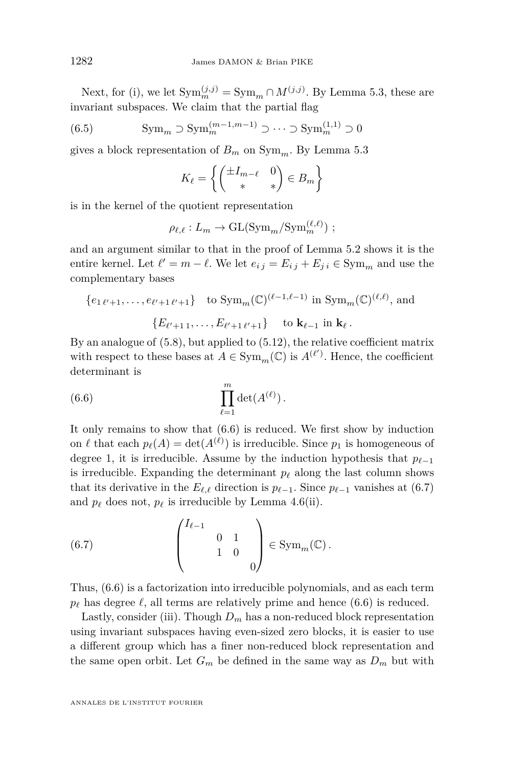Next, for (i), we let $\mathrm{Sym}_m^{(j,j)} = \mathrm{Sym}_m \cap M^{(j,j)}$. By Lemma 5.3, these are invariant subspaces. We claim that the partial flag

$$\mathrm{Sym}_m \supset \mathrm{Sym}_m^{(m-1,m-1)} \supset \cdots \supset \mathrm{Sym}_m^{(1,1)} \supset 0 \tag{6.5}$$

gives a block representation of $B_m$ on $\mathrm{Sym}_m$. By Lemma 5.3

$$K_\ell = \left\{ \begin{pmatrix} \pm I_{m-\ell} & 0 \\ * & * \end{pmatrix} \in B_m \right\}$$

is in the kernel of the quotient representation

$$\rho_{\ell,\ell} : L_m \to \mathrm{GL}(\mathrm{Sym}_m / \mathrm{Sym}_m^{(\ell,\ell)})\ ;$$

and an argument similar to that in the proof of Lemma 5.2 shows it is the entire kernel. Let $\ell' = m - \ell$. We let $e_{i\,j} = E_{i\,j} + E_{j\,i} \in \mathrm{Sym}_m$ and use the complementary bases

$$\{e_{1\,\ell'+1}, \ldots, e_{\ell'+1\,\ell'+1}\} \quad \text{to } \mathrm{Sym}_m(\mathbb{C})^{(\ell-1,\ell-1)} \text{ in } \mathrm{Sym}_m(\mathbb{C})^{(\ell,\ell)}, \text{ and}$$

$$\{E_{\ell'+1\,1}, \ldots, E_{\ell'+1\,\ell'+1}\} \quad \text{to } \mathbf{k}_{\ell-1} \text{ in } \mathbf{k}_\ell\,.$$

By an analogue of (5.8), but applied to (5.12), the relative coefficient matrix with respect to these bases at $A \in \mathrm{Sym}_m(\mathbb{C})$ is $A^{(\ell')}$. Hence, the coefficient determinant is

$$\prod_{\ell=1}^{m} \det(A^{(\ell)})\,. \tag{6.6}$$

It only remains to show that (6.6) is reduced. We first show by induction on $\ell$ that each $p_\ell(A) = \det(A^{(\ell)})$ is irreducible. Since $p_1$ is homogeneous of degree 1, it is irreducible. Assume by the induction hypothesis that $p_{\ell-1}$ is irreducible. Expanding the determinant $p_\ell$ along the last column shows that its derivative in the $E_{\ell,\ell}$ direction is $p_{\ell-1}$. Since $p_{\ell-1}$ vanishes at (6.7) and $p_\ell$ does not, $p_\ell$ is irreducible by Lemma 4.6(ii).

$$\begin{pmatrix} I_{\ell-1} & & & \\ & 0 & 1 & \\ & 1 & 0 & \\ & & & 0 \end{pmatrix} \in \mathrm{Sym}_m(\mathbb{C})\,. \tag{6.7}$$

Thus, (6.6) is a factorization into irreducible polynomials, and as each term $p_\ell$ has degree $\ell$, all terms are relatively prime and hence (6.6) is reduced.

Lastly, consider (iii). Though $D_m$ has a non-reduced block representation using invariant subspaces having even-sized zero blocks, it is easier to use a different group which has a finer non-reduced block representation and the same open orbit. Let $G_m$ be defined in the same way as $D_m$ but with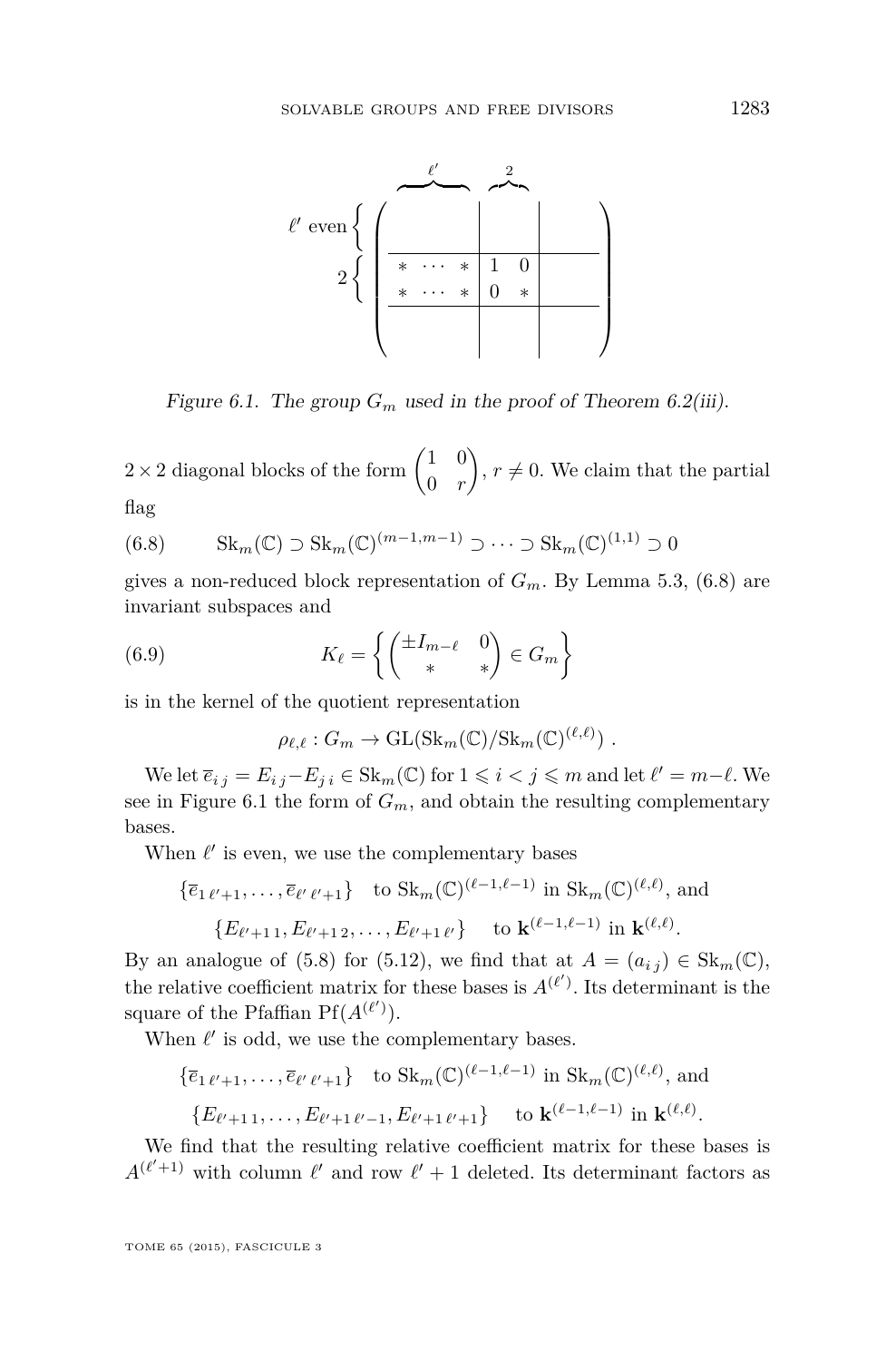$$\ell' \text{ even}\left\{\vphantom{\begin{matrix}a\\b\end{matrix}}\right. \quad 2\left\{\vphantom{\begin{matrix}a\\b\end{matrix}}\right. \left(\begin{array}{c|c|c} \overbrace{\qquad\qquad}^{\ell'} & \overbrace{\qquad}^{2} & \\ \hline \begin{matrix} * & \cdots & * \\ * & \cdots & * \end{matrix} & \begin{matrix} 1 & 0 \\ 0 & * \end{matrix} & \\ \hline & & \end{array}\right)$$

*Figure 6.1. The group $G_m$ used in the proof of Theorem 6.2(iii).*

$2\times 2$ diagonal blocks of the form $\begin{pmatrix}1 & 0\\ 0 & r\end{pmatrix}$, $r \neq 0$. We claim that the partial flag

$$\mathrm{Sk}_m(\mathbb{C}) \supset \mathrm{Sk}_m(\mathbb{C})^{(m-1,m-1)} \supset \cdots \supset \mathrm{Sk}_m(\mathbb{C})^{(1,1)} \supset 0 \tag{6.8}$$

gives a non-reduced block representation of $G_m$. By Lemma 5.3, (6.8) are invariant subspaces and

$$K_\ell = \left\{ \begin{pmatrix} \pm I_{m-\ell} & 0 \\ * & * \end{pmatrix} \in G_m \right\} \tag{6.9}$$

is in the kernel of the quotient representation

$$\rho_{\ell,\ell} : G_m \to \mathrm{GL}(\mathrm{Sk}_m(\mathbb{C})/\mathrm{Sk}_m(\mathbb{C})^{(\ell,\ell)}) .$$

We let $\overline{e}_{i\,j} = E_{i\,j} - E_{j\,i} \in \mathrm{Sk}_m(\mathbb{C})$ for $1 \leqslant i < j \leqslant m$ and let $\ell' = m - \ell$. We see in Figure 6.1 the form of $G_m$, and obtain the resulting complementary bases.

When $\ell'$ is even, we use the complementary bases

$$\{\overline{e}_{1\,\ell'+1}, \ldots, \overline{e}_{\ell'\,\ell'+1}\} \quad \text{to } \mathrm{Sk}_m(\mathbb{C})^{(\ell-1,\ell-1)} \text{ in } \mathrm{Sk}_m(\mathbb{C})^{(\ell,\ell)}, \text{ and}$$

$$\{E_{\ell'+1\,1}, E_{\ell'+1\,2}, \ldots, E_{\ell'+1\,\ell'}\} \quad \text{ to } \mathbf{k}^{(\ell-1,\ell-1)} \text{ in } \mathbf{k}^{(\ell,\ell)}.$$

By an analogue of (5.8) for (5.12), we find that at $A = (a_{i\,j}) \in \mathrm{Sk}_m(\mathbb{C})$, the relative coefficient matrix for these bases is $A^{(\ell')}$. Its determinant is the square of the Pfaffian $\mathrm{Pf}(A^{(\ell')})$.

When $\ell'$ is odd, we use the complementary bases.

$$\{\overline{e}_{1\,\ell'+1}, \ldots, \overline{e}_{\ell'\,\ell'+1}\} \quad \text{to } \mathrm{Sk}_m(\mathbb{C})^{(\ell-1,\ell-1)} \text{ in } \mathrm{Sk}_m(\mathbb{C})^{(\ell,\ell)}, \text{ and}$$

$$\{E_{\ell'+1\,1}, \ldots, E_{\ell'+1\,\ell'-1}, E_{\ell'+1\,\ell'+1}\} \quad \text{ to } \mathbf{k}^{(\ell-1,\ell-1)} \text{ in } \mathbf{k}^{(\ell,\ell)}.$$

We find that the resulting relative coefficient matrix for these bases is $A^{(\ell'+1)}$ with column $\ell'$ and row $\ell'+1$ deleted. Its determinant factors as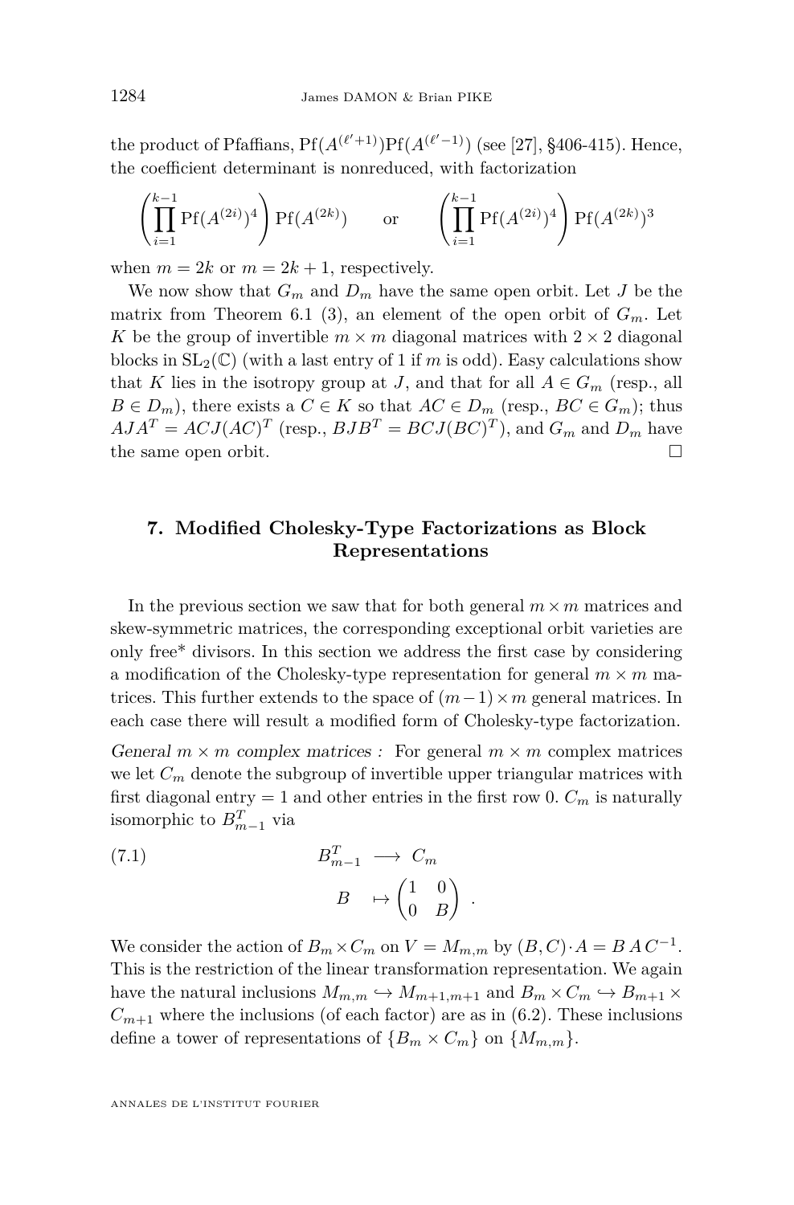the product of Pfaffians, $\mathrm{Pf}(A^{(\ell'+1)})\mathrm{Pf}(A^{(\ell'-1)})$ (see [27], §406-415). Hence, the coefficient determinant is nonreduced, with factorization

$$\left(\prod_{i=1}^{k-1} \mathrm{Pf}(A^{(2i)})^4\right) \mathrm{Pf}(A^{(2k)}) \qquad \text{or} \qquad \left(\prod_{i=1}^{k-1} \mathrm{Pf}(A^{(2i)})^4\right) \mathrm{Pf}(A^{(2k)})^3$$

when $m = 2k$ or $m = 2k+1$, respectively.

We now show that $G_m$ and $D_m$ have the same open orbit. Let $J$ be the matrix from Theorem 6.1 (3), an element of the open orbit of $G_m$. Let $K$ be the group of invertible $m \times m$ diagonal matrices with $2 \times 2$ diagonal blocks in $\mathrm{SL}_2(\mathbb{C})$ (with a last entry of 1 if $m$ is odd). Easy calculations show that $K$ lies in the isotropy group at $J$, and that for all $A \in G_m$ (resp., all $B \in D_m$), there exists a $C \in K$ so that $AC \in D_m$ (resp., $BC \in G_m$); thus $AJA^T = ACJ(AC)^T$ (resp., $BJB^T = BCJ(BC)^T$), and $G_m$ and $D_m$ have the same open orbit. □

## 7. Modified Cholesky-Type Factorizations as Block Representations

In the previous section we saw that for both general $m \times m$ matrices and skew-symmetric matrices, the corresponding exceptional orbit varieties are only free* divisors. In this section we address the first case by considering a modification of the Cholesky-type representation for general $m \times m$ matrices. This further extends to the space of $(m-1) \times m$ general matrices. In each case there will result a modified form of Cholesky-type factorization.

*General $m \times m$ complex matrices :* For general $m \times m$ complex matrices we let $C_m$ denote the subgroup of invertible upper triangular matrices with first diagonal entry $= 1$ and other entries in the first row 0. $C_m$ is naturally isomorphic to $B_{m-1}^T$ via

$$B_{m-1}^T \longrightarrow C_m \qquad B \mapsto \begin{pmatrix} 1 & 0 \\ 0 & B \end{pmatrix} . \tag{7.1}$$

We consider the action of $B_m \times C_m$ on $V = M_{m,m}$ by $(B, C) \cdot A = B\,A\,C^{-1}$. This is the restriction of the linear transformation representation. We again have the natural inclusions $M_{m,m} \hookrightarrow M_{m+1,m+1}$ and $B_m \times C_m \hookrightarrow B_{m+1} \times C_{m+1}$ where the inclusions (of each factor) are as in (6.2). These inclusions define a tower of representations of $\{B_m \times C_m\}$ on $\{M_{m,m}\}$.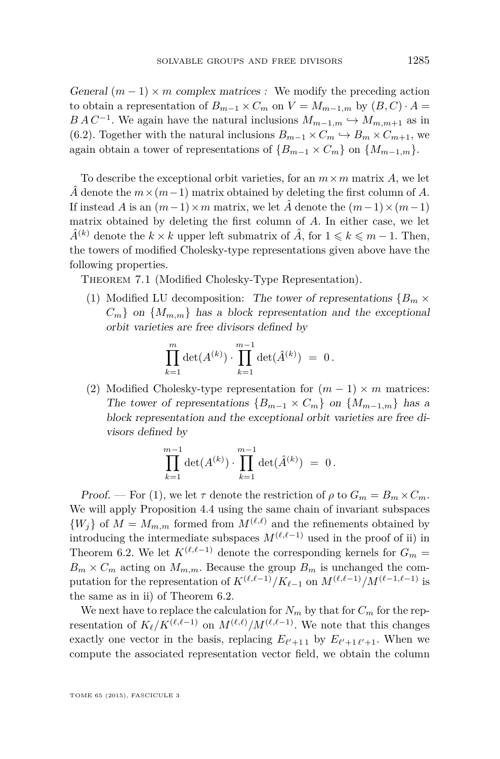*General $(m-1)\times m$ complex matrices :* We modify the preceding action to obtain a representation of $B_{m-1}\times C_m$ on $V = M_{m-1,m}$ by $(B, C)\cdot A = B\,A\,C^{-1}$. We again have the natural inclusions $M_{m-1,m} \hookrightarrow M_{m,m+1}$ as in (6.2). Together with the natural inclusions $B_{m-1}\times C_m \hookrightarrow B_m \times C_{m+1}$, we again obtain a tower of representations of $\{B_{m-1}\times C_m\}$ on $\{M_{m-1,m}\}$.

To describe the exceptional orbit varieties, for an $m\times m$ matrix $A$, we let $\hat{A}$ denote the $m\times(m-1)$ matrix obtained by deleting the first column of $A$. If instead $A$ is an $(m-1)\times m$ matrix, we let $\hat{A}$ denote the $(m-1)\times(m-1)$ matrix obtained by deleting the first column of $A$. In either case, we let $\hat{A}^{(k)}$ denote the $k\times k$ upper left submatrix of $\hat{A}$, for $1\leqslant k\leqslant m-1$. Then, the towers of modified Cholesky-type representations given above have the following properties.

Theorem 7.1 (Modified Cholesky-Type Representation).

(1) Modified LU decomposition: *The tower of representations $\{B_m \times C_m\}$ on $\{M_{m,m}\}$ has a block representation and the exceptional orbit varieties are free divisors defined by*

$$\prod_{k=1}^{m} \det(A^{(k)}) \cdot \prod_{k=1}^{m-1} \det(\hat{A}^{(k)}) \;=\; 0\,.$$

(2) Modified Cholesky-type representation for $(m-1)\times m$ matrices: *The tower of representations $\{B_{m-1}\times C_m\}$ on $\{M_{m-1,m}\}$ has a block representation and the exceptional orbit varieties are free divisors defined by*

$$\prod_{k=1}^{m-1} \det(A^{(k)}) \cdot \prod_{k=1}^{m-1} \det(\hat{A}^{(k)}) \;=\; 0\,.$$

*Proof.* — For (1), we let $\tau$ denote the restriction of $\rho$ to $G_m = B_m\times C_m$. We will apply Proposition 4.4 using the same chain of invariant subspaces $\{W_j\}$ of $M = M_{m,m}$ formed from $M^{(\ell,\ell)}$ and the refinements obtained by introducing the intermediate subspaces $M^{(\ell,\ell-1)}$ used in the proof of ii) in Theorem 6.2. We let $K^{(\ell,\ell-1)}$ denote the corresponding kernels for $G_m = B_m \times C_m$ acting on $M_{m,m}$. Because the group $B_m$ is unchanged the computation for the representation of $K^{(\ell,\ell-1)}/K_{\ell-1}$ on $M^{(\ell,\ell-1)}/M^{(\ell-1,\ell-1)}$ is the same as in ii) of Theorem 6.2.

We next have to replace the calculation for $N_m$ by that for $C_m$ for the representation of $K_\ell/K^{(\ell,\ell-1)}$ on $M^{(\ell,\ell)}/M^{(\ell,\ell-1)}$. We note that this changes exactly one vector in the basis, replacing $E_{\ell'+1\,1}$ by $E_{\ell'+1\,\ell'+1}$. When we compute the associated representation vector field, we obtain the column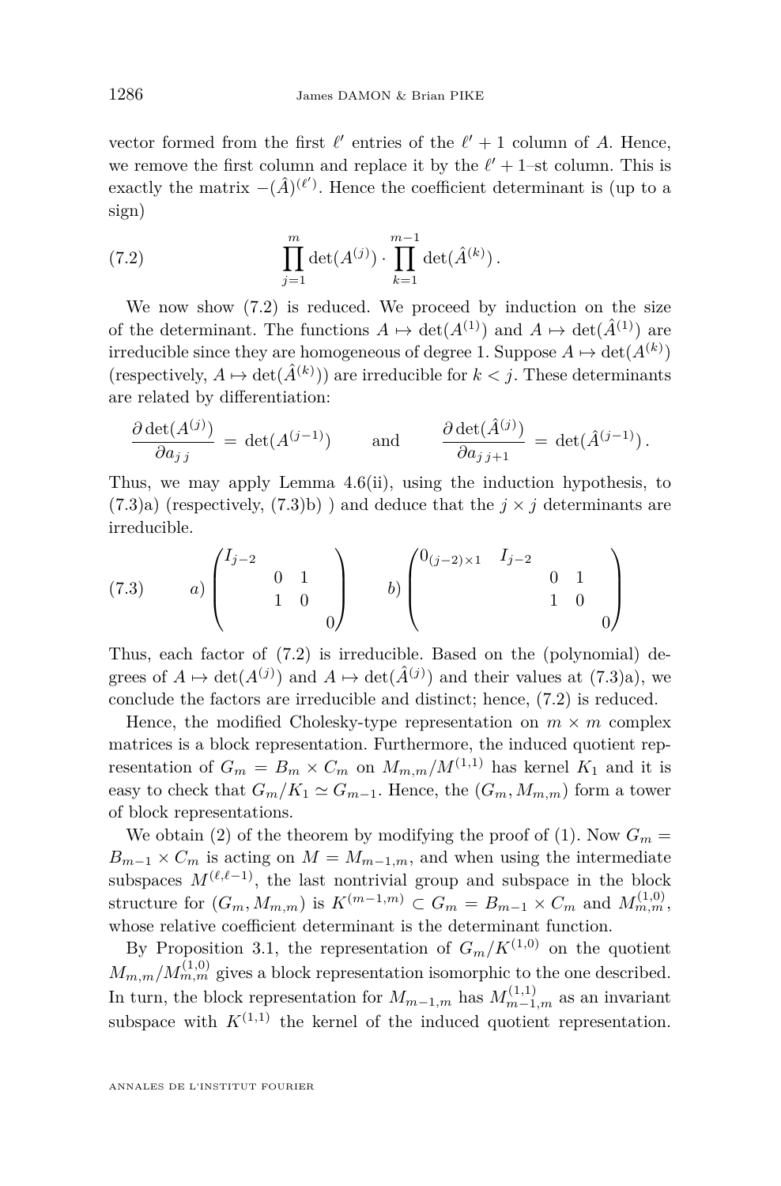vector formed from the first $\ell'$ entries of the $\ell' + 1$ column of $A$. Hence, we remove the first column and replace it by the $\ell' + 1$–st column. This is exactly the matrix $-(\hat{A})^{(\ell')}$. Hence the coefficient determinant is (up to a sign)

$$\prod_{j=1}^{m} \det(A^{(j)}) \cdot \prod_{k=1}^{m-1} \det(\hat{A}^{(k)}) . \tag{7.2}$$

We now show (7.2) is reduced. We proceed by induction on the size of the determinant. The functions $A \mapsto \det(A^{(1)})$ and $A \mapsto \det(\hat{A}^{(1)})$ are irreducible since they are homogeneous of degree 1. Suppose $A \mapsto \det(A^{(k)})$ (respectively, $A \mapsto \det(\hat{A}^{(k)})$) are irreducible for $k < j$. These determinants are related by differentiation:

$$\frac{\partial \det(A^{(j)})}{\partial a_{j\,j}} = \det(A^{(j-1)}) \qquad \text{and} \qquad \frac{\partial \det(\hat{A}^{(j)})}{\partial a_{j\,j+1}} = \det(\hat{A}^{(j-1)}) .$$

Thus, we may apply Lemma 4.6(ii), using the induction hypothesis, to (7.3)a) (respectively, (7.3)b) ) and deduce that the $j \times j$ determinants are irreducible.

$$a) \begin{pmatrix} I_{j-2} & & & \\ & 0 & 1 & \\ & 1 & 0 & \\ & & & 0 \end{pmatrix} \qquad b) \begin{pmatrix} 0_{(j-2)\times 1} & I_{j-2} & & & \\ & & 0 & 1 & \\ & & 1 & 0 & \\ & & & & 0 \end{pmatrix} \tag{7.3}$$

Thus, each factor of (7.2) is irreducible. Based on the (polynomial) degrees of $A \mapsto \det(A^{(j)})$ and $A \mapsto \det(\hat{A}^{(j)})$ and their values at (7.3)a), we conclude the factors are irreducible and distinct; hence, (7.2) is reduced.

Hence, the modified Cholesky-type representation on $m \times m$ complex matrices is a block representation. Furthermore, the induced quotient representation of $G_m = B_m \times C_m$ on $M_{m,m}/M^{(1,1)}$ has kernel $K_1$ and it is easy to check that $G_m/K_1 \simeq G_{m-1}$. Hence, the $(G_m, M_{m,m})$ form a tower of block representations.

We obtain (2) of the theorem by modifying the proof of (1). Now $G_m = B_{m-1} \times C_m$ is acting on $M = M_{m-1,m}$, and when using the intermediate subspaces $M^{(\ell,\ell-1)}$, the last nontrivial group and subspace in the block structure for $(G_m, M_{m,m})$ is $K^{(m-1,m)} \subset G_m = B_{m-1} \times C_m$ and $M^{(1,0)}_{m,m}$, whose relative coefficient determinant is the determinant function.

By Proposition 3.1, the representation of $G_m/K^{(1,0)}$ on the quotient $M_{m,m}/M^{(1,0)}_{m,m}$ gives a block representation isomorphic to the one described. In turn, the block representation for $M_{m-1,m}$ has $M^{(1,1)}_{m-1,m}$ as an invariant subspace with $K^{(1,1)}$ the kernel of the induced quotient representation.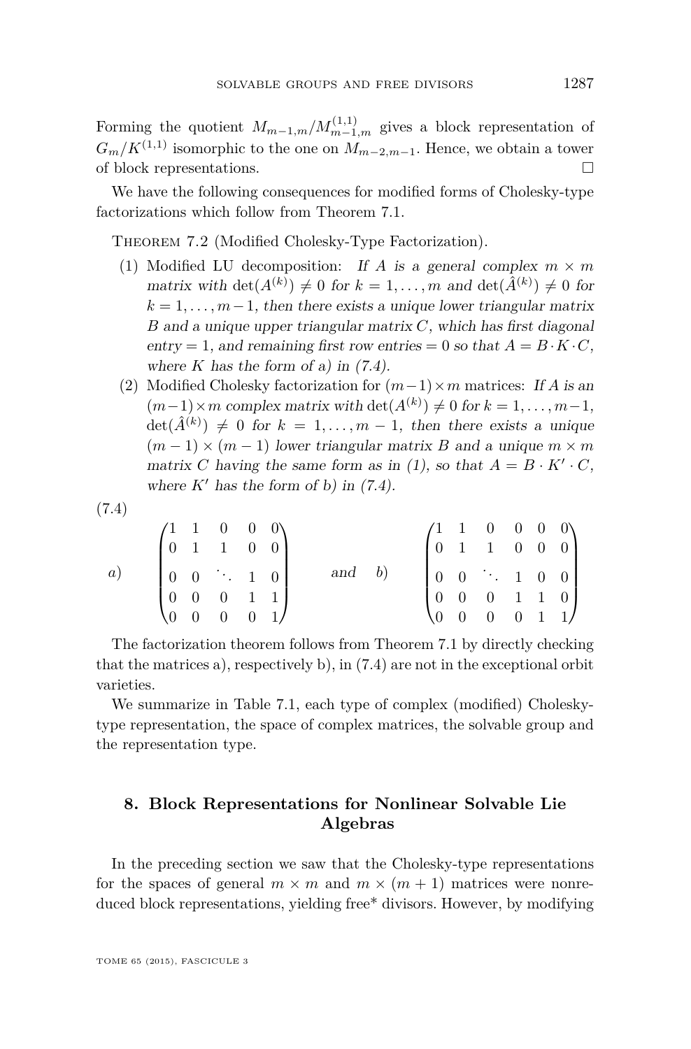Forming the quotient $M_{m-1,m}/M^{(1,1)}_{m-1,m}$ gives a block representation of $G_m/K^{(1,1)}$ isomorphic to the one on $M_{m-2,m-1}$. Hence, we obtain a tower of block representations. □

We have the following consequences for modified forms of Cholesky-type factorizations which follow from Theorem 7.1.

Theorem 7.2 (Modified Cholesky-Type Factorization).

1. Modified LU decomposition: *If $A$ is a general complex $m \times m$ matrix with $\det(A^{(k)}) \neq 0$ for $k = 1, \dots, m$ and $\det(\hat{A}^{(k)}) \neq 0$ for $k = 1, \dots, m-1$, then there exists a unique lower triangular matrix $B$ and a unique upper triangular matrix $C$, which has first diagonal entry $= 1$, and remaining first row entries $= 0$ so that $A = B \cdot K \cdot C$, where $K$ has the form of a) in (7.4).*
2. Modified Cholesky factorization for $(m-1) \times m$ matrices: *If $A$ is an $(m-1) \times m$ complex matrix with $\det(A^{(k)}) \neq 0$ for $k = 1, \dots, m-1$, $\det(\hat{A}^{(k)}) \neq 0$ for $k = 1, \dots, m-1$, then there exists a unique $(m-1) \times (m-1)$ lower triangular matrix $B$ and a unique $m \times m$ matrix $C$ having the same form as in (1), so that $A = B \cdot K' \cdot C$, where $K'$ has the form of b) in (7.4).*

(7.4)
$$a) \quad \begin{pmatrix} 1 & 1 & 0 & 0 & 0 \\ 0 & 1 & 1 & 0 & 0 \\ 0 & 0 & \ddots & 1 & 0 \\ 0 & 0 & 0 & 1 & 1 \\ 0 & 0 & 0 & 0 & 1 \end{pmatrix} \qquad \text{and} \quad b) \quad \begin{pmatrix} 1 & 1 & 0 & 0 & 0 & 0 \\ 0 & 1 & 1 & 0 & 0 & 0 \\ 0 & 0 & \ddots & 1 & 0 & 0 \\ 0 & 0 & 0 & 1 & 1 & 0 \\ 0 & 0 & 0 & 0 & 1 & 1 \end{pmatrix}$$

The factorization theorem follows from Theorem 7.1 by directly checking that the matrices a), respectively b), in (7.4) are not in the exceptional orbit varieties.

We summarize in Table 7.1, each type of complex (modified) Cholesky-type representation, the space of complex matrices, the solvable group and the representation type.

## 8. Block Representations for Nonlinear Solvable Lie Algebras

In the preceding section we saw that the Cholesky-type representations for the spaces of general $m \times m$ and $m \times (m+1)$ matrices were nonreduced block representations, yielding free* divisors. However, by modifying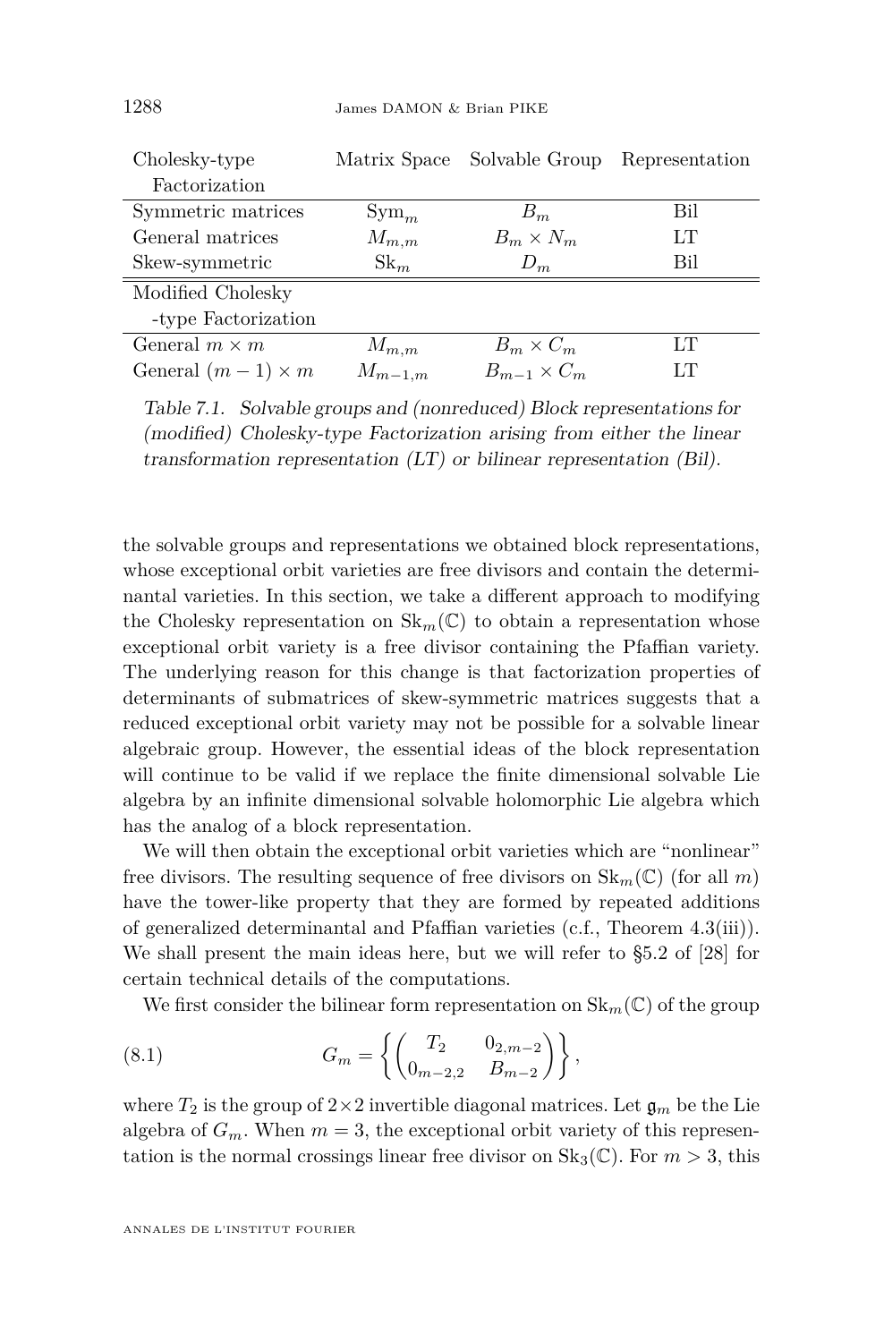| Cholesky-type Factorization | Matrix Space | Solvable Group | Representation |
|---|---|---|---|
| Symmetric matrices | $\mathrm{Sym}_m$ | $B_m$ | Bil |
| General matrices | $M_{m,m}$ | $B_m \times N_m$ | LT |
| Skew-symmetric | $\mathrm{Sk}_m$ | $D_m$ | Bil |
| Modified Cholesky -type Factorization | | | |
| General $m \times m$ | $M_{m,m}$ | $B_m \times C_m$ | LT |
| General $(m-1) \times m$ | $M_{m-1,m}$ | $B_{m-1} \times C_m$ | LT |

*Table 7.1. Solvable groups and (nonreduced) Block representations for (modified) Cholesky-type Factorization arising from either the linear transformation representation (LT) or bilinear representation (Bil).*

the solvable groups and representations we obtained block representations, whose exceptional orbit varieties are free divisors and contain the determinantal varieties. In this section, we take a different approach to modifying the Cholesky representation on $\mathrm{Sk}_m(\mathbb{C})$ to obtain a representation whose exceptional orbit variety is a free divisor containing the Pfaffian variety. The underlying reason for this change is that factorization properties of determinants of submatrices of skew-symmetric matrices suggests that a reduced exceptional orbit variety may not be possible for a solvable linear algebraic group. However, the essential ideas of the block representation will continue to be valid if we replace the finite dimensional solvable Lie algebra by an infinite dimensional solvable holomorphic Lie algebra which has the analog of a block representation.

We will then obtain the exceptional orbit varieties which are "nonlinear" free divisors. The resulting sequence of free divisors on $\mathrm{Sk}_m(\mathbb{C})$ (for all $m$) have the tower-like property that they are formed by repeated additions of generalized determinantal and Pfaffian varieties (c.f., Theorem 4.3(iii)). We shall present the main ideas here, but we will refer to §5.2 of [28] for certain technical details of the computations.

We first consider the bilinear form representation on $\mathrm{Sk}_m(\mathbb{C})$ of the group

$$G_m = \left\{ \begin{pmatrix} T_2 & 0_{2,m-2} \\ 0_{m-2,2} & B_{m-2} \end{pmatrix} \right\}, \tag{8.1}$$

where $T_2$ is the group of $2 \times 2$ invertible diagonal matrices. Let $\mathfrak{g}_m$ be the Lie algebra of $G_m$. When $m = 3$, the exceptional orbit variety of this representation is the normal crossings linear free divisor on $\mathrm{Sk}_3(\mathbb{C})$. For $m > 3$, this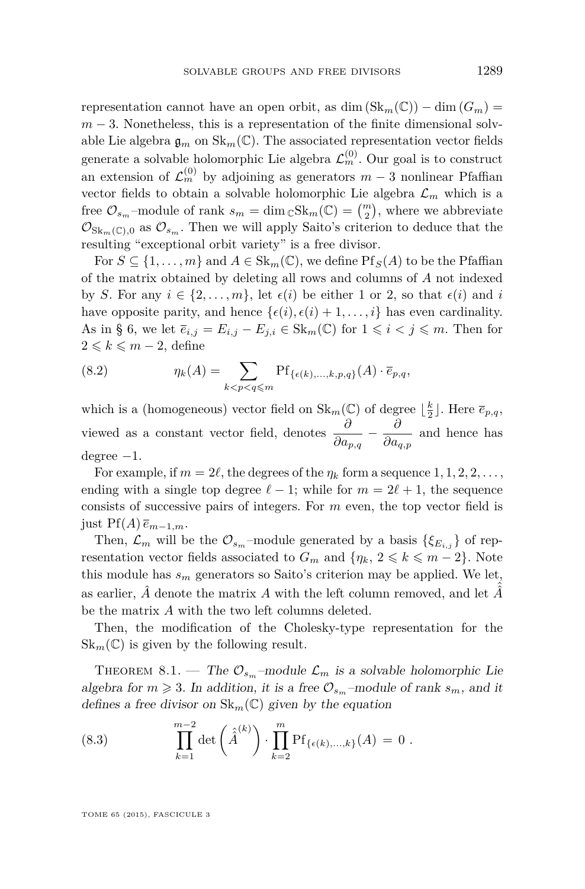representation cannot have an open orbit, as $\dim(\mathrm{Sk}_m(\mathbb{C})) - \dim(G_m) = m-3$. Nonetheless, this is a representation of the finite dimensional solvable Lie algebra $\mathfrak{g}_m$ on $\mathrm{Sk}_m(\mathbb{C})$. The associated representation vector fields generate a solvable holomorphic Lie algebra $\mathcal{L}_m^{(0)}$. Our goal is to construct an extension of $\mathcal{L}_m^{(0)}$ by adjoining as generators $m-3$ nonlinear Pfaffian vector fields to obtain a solvable holomorphic Lie algebra $\mathcal{L}_m$ which is a free $\mathcal{O}_{s_m}$–module of rank $s_m = \dim_{\mathbb{C}}\mathrm{Sk}_m(\mathbb{C}) = \binom{m}{2}$, where we abbreviate $\mathcal{O}_{\mathrm{Sk}_m(\mathbb{C}),0}$ as $\mathcal{O}_{s_m}$. Then we will apply Saito's criterion to deduce that the resulting "exceptional orbit variety" is a free divisor.

For $S \subseteq \{1,\dots,m\}$ and $A \in \mathrm{Sk}_m(\mathbb{C})$, we define $\mathrm{Pf}_S(A)$ to be the Pfaffian of the matrix obtained by deleting all rows and columns of $A$ not indexed by $S$. For any $i \in \{2,\dots,m\}$, let $\epsilon(i)$ be either 1 or 2, so that $\epsilon(i)$ and $i$ have opposite parity, and hence $\{\epsilon(i), \epsilon(i)+1, \dots, i\}$ has even cardinality. As in § 6, we let $\bar{e}_{i,j} = E_{i,j} - E_{j,i} \in \mathrm{Sk}_m(\mathbb{C})$ for $1 \leqslant i < j \leqslant m$. Then for $2 \leqslant k \leqslant m-2$, define

$$\eta_k(A) = \sum_{k<p<q\leqslant m} \mathrm{Pf}_{\{\epsilon(k),\dots,k,p,q\}}(A)\cdot \bar{e}_{p,q}, \tag{8.2}$$

which is a (homogeneous) vector field on $\mathrm{Sk}_m(\mathbb{C})$ of degree $\lfloor \frac{k}{2} \rfloor$. Here $\bar{e}_{p,q}$, viewed as a constant vector field, denotes $\dfrac{\partial}{\partial a_{p,q}} - \dfrac{\partial}{\partial a_{q,p}}$ and hence has degree $-1$.

For example, if $m = 2\ell$, the degrees of the $\eta_k$ form a sequence $1,1,2,2,\dots$, ending with a single top degree $\ell - 1$; while for $m = 2\ell+1$, the sequence consists of successive pairs of integers. For $m$ even, the top vector field is just $\mathrm{Pf}(A)\,\bar{e}_{m-1,m}$.

Then, $\mathcal{L}_m$ will be the $\mathcal{O}_{s_m}$–module generated by a basis $\{\xi_{E_{i,j}}\}$ of representation vector fields associated to $G_m$ and $\{\eta_k,\ 2\leqslant k\leqslant m-2\}$. Note this module has $s_m$ generators so Saito's criterion may be applied. We let, as earlier, $\hat{A}$ denote the matrix $A$ with the left column removed, and let $\hat{\hat{A}}$ be the matrix $A$ with the two left columns deleted.

Then, the modification of the Cholesky-type representation for the $\mathrm{Sk}_m(\mathbb{C})$ is given by the following result.

Theorem 8.1. — *The $\mathcal{O}_{s_m}$–module $\mathcal{L}_m$ is a solvable holomorphic Lie algebra for $m \geqslant 3$. In addition, it is a free $\mathcal{O}_{s_m}$–module of rank $s_m$, and it defines a free divisor on $\mathrm{Sk}_m(\mathbb{C})$ given by the equation*

$$\prod_{k=1}^{m-2} \det\left(\hat{\hat{A}}^{(k)}\right)\cdot \prod_{k=2}^{m} \mathrm{Pf}_{\{\epsilon(k),\dots,k\}}(A) \;=\; 0\;. \tag{8.3}$$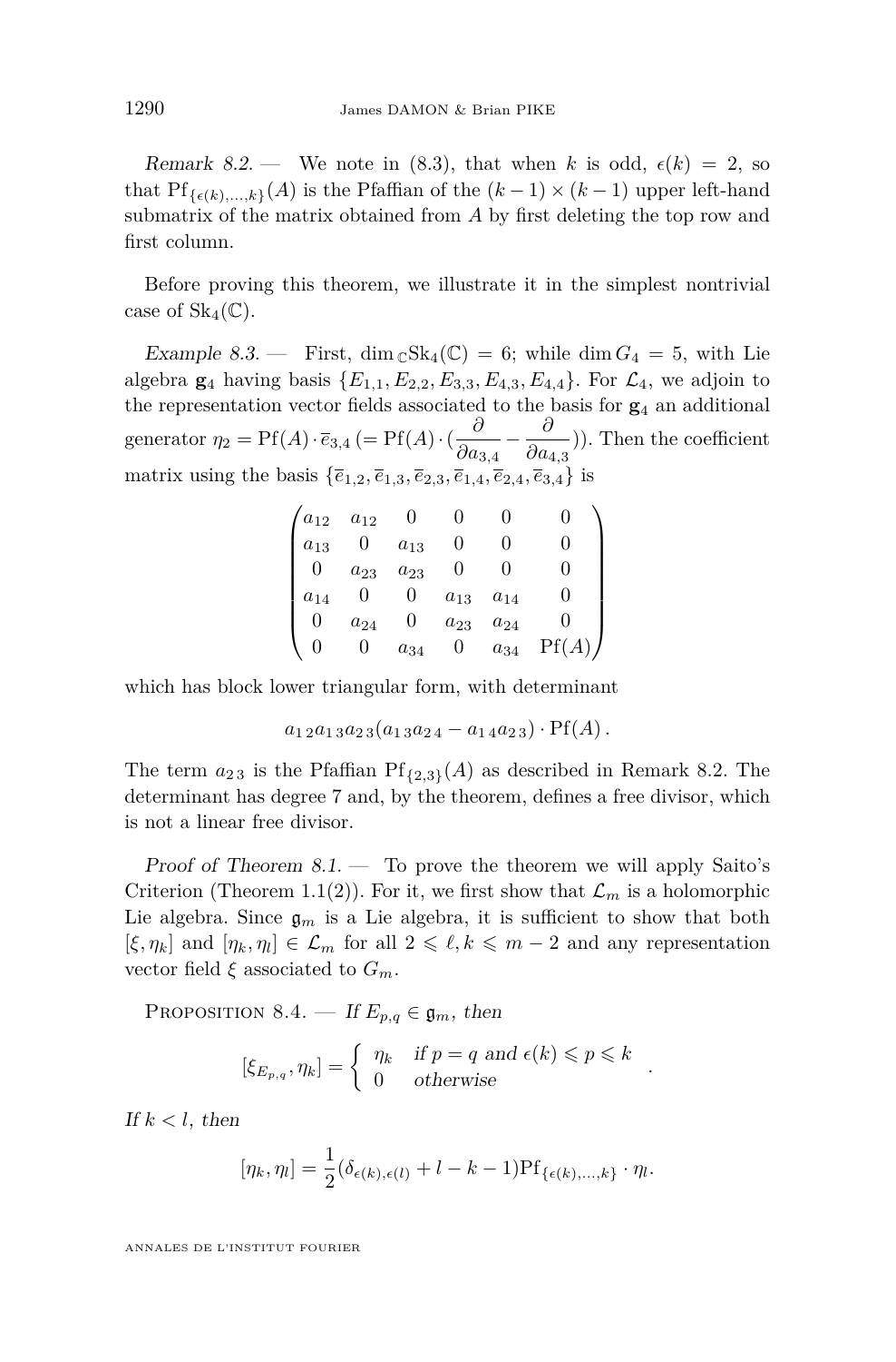*Remark 8.2.* — We note in (8.3), that when $k$ is odd, $\epsilon(k) = 2$, so that $\mathrm{Pf}_{\{\epsilon(k),\ldots,k\}}(A)$ is the Pfaffian of the $(k-1)\times(k-1)$ upper left-hand submatrix of the matrix obtained from $A$ by first deleting the top row and first column.

Before proving this theorem, we illustrate it in the simplest nontrivial case of $\mathrm{Sk}_4(\mathbb{C})$.

*Example 8.3.* — First, $\dim_{\mathbb{C}}\mathrm{Sk}_4(\mathbb{C}) = 6$; while $\dim G_4 = 5$, with Lie algebra $\mathbf{g}_4$ having basis $\{E_{1,1}, E_{2,2}, E_{3,3}, E_{4,3}, E_{4,4}\}$. For $\mathcal{L}_4$, we adjoin to the representation vector fields associated to the basis for $\mathbf{g}_4$ an additional generator $\eta_2 = \mathrm{Pf}(A)\cdot \bar{e}_{3,4}$ $(= \mathrm{Pf}(A)\cdot(\dfrac{\partial}{\partial a_{3,4}} - \dfrac{\partial}{\partial a_{4,3}}))$. Then the coefficient matrix using the basis $\{\bar{e}_{1,2}, \bar{e}_{1,3}, \bar{e}_{2,3}, \bar{e}_{1,4}, \bar{e}_{2,4}, \bar{e}_{3,4}\}$ is

$$\begin{pmatrix} a_{12} & a_{12} & 0 & 0 & 0 & 0 \\ a_{13} & 0 & a_{13} & 0 & 0 & 0 \\ 0 & a_{23} & a_{23} & 0 & 0 & 0 \\ a_{14} & 0 & 0 & a_{13} & a_{14} & 0 \\ 0 & a_{24} & 0 & a_{23} & a_{24} & 0 \\ 0 & 0 & a_{34} & 0 & a_{34} & \mathrm{Pf}(A) \end{pmatrix}$$

which has block lower triangular form, with determinant

$$a_{1\,2}a_{1\,3}a_{2\,3}(a_{1\,3}a_{2\,4} - a_{1\,4}a_{2\,3})\cdot \mathrm{Pf}(A)\,.$$

The term $a_{2\,3}$ is the Pfaffian $\mathrm{Pf}_{\{2,3\}}(A)$ as described in Remark 8.2. The determinant has degree 7 and, by the theorem, defines a free divisor, which is not a linear free divisor.

*Proof of Theorem 8.1.* — To prove the theorem we will apply Saito's Criterion (Theorem 1.1(2)). For it, we first show that $\mathcal{L}_m$ is a holomorphic Lie algebra. Since $\mathfrak{g}_m$ is a Lie algebra, it is sufficient to show that both $[\xi, \eta_k]$ and $[\eta_k, \eta_l] \in \mathcal{L}_m$ for all $2 \leqslant \ell, k \leqslant m-2$ and any representation vector field $\xi$ associated to $G_m$.

Proposition 8.4. — *If $E_{p,q} \in \mathfrak{g}_m$, then*

$$[\xi_{E_{p,q}}, \eta_k] = \begin{cases} \eta_k & \text{if } p = q \text{ and } \epsilon(k) \leqslant p \leqslant k \\ 0 & \text{otherwise} \end{cases}.$$

*If $k < l$, then*

$$[\eta_k, \eta_l] = \frac{1}{2}(\delta_{\epsilon(k),\epsilon(l)} + l - k - 1)\mathrm{Pf}_{\{\epsilon(k),\ldots,k\}}\cdot \eta_l.$$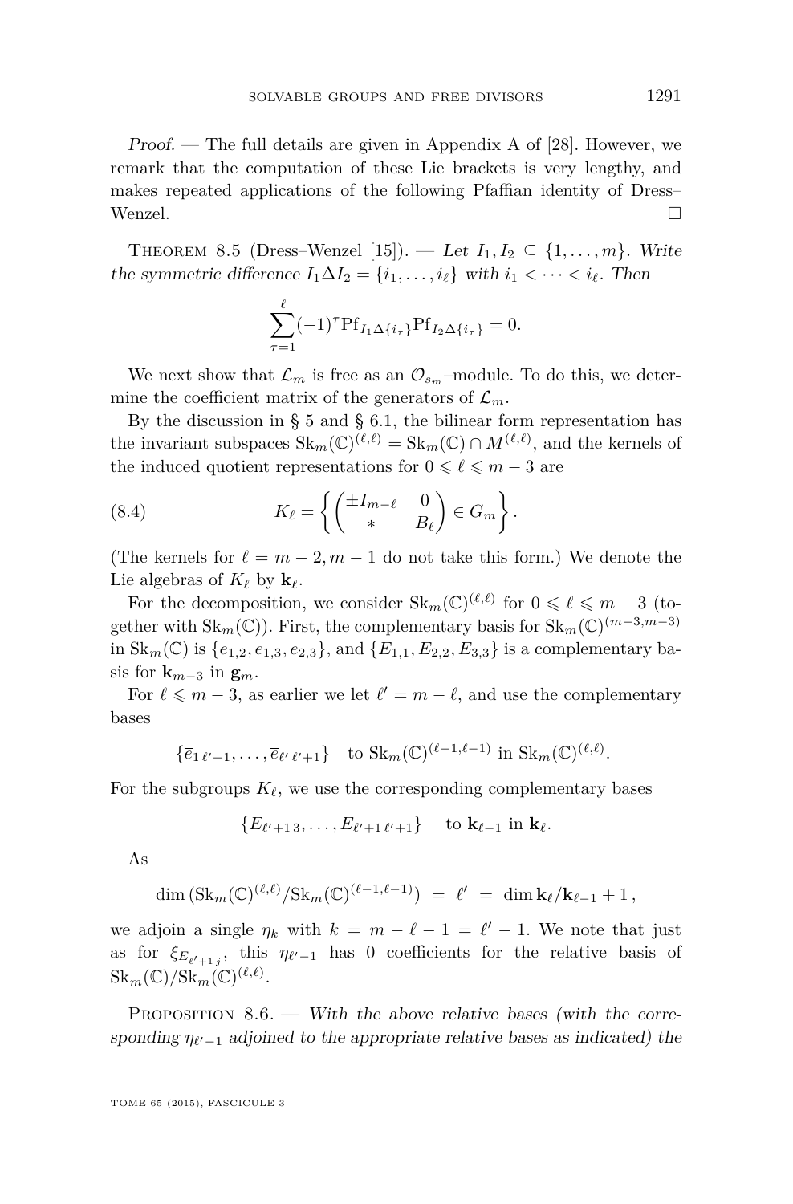*Proof.* — The full details are given in Appendix A of [28]. However, we remark that the computation of these Lie brackets is very lengthy, and makes repeated applications of the following Pfaffian identity of Dress–Wenzel. □

Theorem 8.5 (Dress–Wenzel [15]). — *Let $I_1, I_2 \subseteq \{1, \dots, m\}$. Write the symmetric difference $I_1 \Delta I_2 = \{i_1, \dots, i_\ell\}$ with $i_1 < \cdots < i_\ell$. Then*

$$\sum_{\tau=1}^{\ell} (-1)^{\tau} \mathrm{Pf}_{I_1 \Delta \{i_\tau\}} \mathrm{Pf}_{I_2 \Delta \{i_\tau\}} = 0.$$

We next show that $\mathcal{L}_m$ is free as an $\mathcal{O}_{s_m}$–module. To do this, we determine the coefficient matrix of the generators of $\mathcal{L}_m$.

By the discussion in § 5 and § 6.1, the bilinear form representation has the invariant subspaces $\mathrm{Sk}_m(\mathbb{C})^{(\ell,\ell)} = \mathrm{Sk}_m(\mathbb{C}) \cap M^{(\ell,\ell)}$, and the kernels of the induced quotient representations for $0 \leqslant \ell \leqslant m-3$ are

$$K_\ell = \left\{ \begin{pmatrix} \pm I_{m-\ell} & 0 \\ * & B_\ell \end{pmatrix} \in G_m \right\}. \tag{8.4}$$

(The kernels for $\ell = m-2, m-1$ do not take this form.) We denote the Lie algebras of $K_\ell$ by $\mathbf{k}_\ell$.

For the decomposition, we consider $\mathrm{Sk}_m(\mathbb{C})^{(\ell,\ell)}$ for $0 \leqslant \ell \leqslant m-3$ (together with $\mathrm{Sk}_m(\mathbb{C})$). First, the complementary basis for $\mathrm{Sk}_m(\mathbb{C})^{(m-3,m-3)}$ in $\mathrm{Sk}_m(\mathbb{C})$ is $\{\bar{e}_{1,2}, \bar{e}_{1,3}, \bar{e}_{2,3}\}$, and $\{E_{1,1}, E_{2,2}, E_{3,3}\}$ is a complementary basis for $\mathbf{k}_{m-3}$ in $\mathbf{g}_m$.

For $\ell \leqslant m-3$, as earlier we let $\ell' = m - \ell$, and use the complementary bases

$$\{\bar{e}_{1\,\ell'+1}, \dots, \bar{e}_{\ell'\,\ell'+1}\} \quad \text{to } \mathrm{Sk}_m(\mathbb{C})^{(\ell-1,\ell-1)} \text{ in } \mathrm{Sk}_m(\mathbb{C})^{(\ell,\ell)}.$$

For the subgroups $K_\ell$, we use the corresponding complementary bases

$$\{E_{\ell'+1\,3}, \dots, E_{\ell'+1\,\ell'+1}\} \quad \text{to } \mathbf{k}_{\ell-1} \text{ in } \mathbf{k}_\ell.$$

As

$$\dim\left(\mathrm{Sk}_m(\mathbb{C})^{(\ell,\ell)}/\mathrm{Sk}_m(\mathbb{C})^{(\ell-1,\ell-1)}\right) \;=\; \ell' \;=\; \dim \mathbf{k}_\ell/\mathbf{k}_{\ell-1} + 1\,,$$

we adjoin a single $\eta_k$ with $k = m - \ell - 1 = \ell' - 1$. We note that just as for $\xi_{E_{\ell'+1\,j}}$, this $\eta_{\ell'-1}$ has 0 coefficients for the relative basis of $\mathrm{Sk}_m(\mathbb{C})/\mathrm{Sk}_m(\mathbb{C})^{(\ell,\ell)}$.

Proposition 8.6. — *With the above relative bases (with the corresponding $\eta_{\ell'-1}$ adjoined to the appropriate relative bases as indicated) the*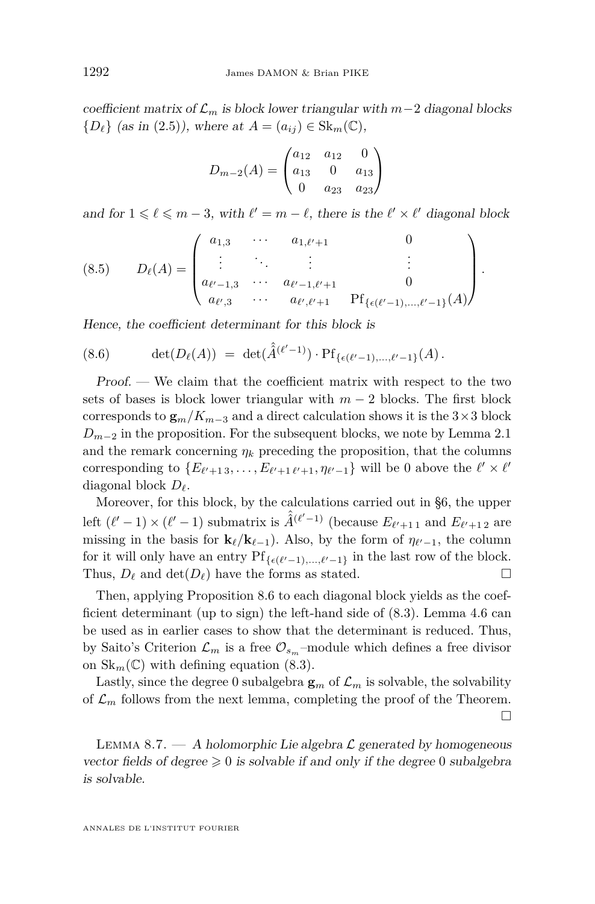*coefficient matrix of $\mathcal{L}_m$ is block lower triangular with $m-2$ diagonal blocks $\{D_\ell\}$ (as in (2.5)), where at $A = (a_{ij}) \in \mathrm{Sk}_m(\mathbb{C})$,*

$$D_{m-2}(A) = \begin{pmatrix} a_{12} & a_{12} & 0 \\ a_{13} & 0 & a_{13} \\ 0 & a_{23} & a_{23} \end{pmatrix}$$

*and for $1 \leqslant \ell \leqslant m-3$, with $\ell' = m - \ell$, there is the $\ell' \times \ell'$ diagonal block*

$$D_\ell(A) = \begin{pmatrix} a_{1,3} & \cdots & a_{1,\ell'+1} & 0 \\ \vdots & \ddots & \vdots & \vdots \\ a_{\ell'-1,3} & \cdots & a_{\ell'-1,\ell'+1} & 0 \\ a_{\ell',3} & \cdots & a_{\ell',\ell'+1} & \mathrm{Pf}_{\{\epsilon(\ell'-1),\ldots,\ell'-1\}}(A) \end{pmatrix}. \tag{8.5}$$

*Hence, the coefficient determinant for this block is*

$$\det(D_\ell(A)) \;=\; \det(\hat{\hat{A}}^{(\ell'-1)}) \cdot \mathrm{Pf}_{\{\epsilon(\ell'-1),\ldots,\ell'-1\}}(A)\,. \tag{8.6}$$

*Proof.* — We claim that the coefficient matrix with respect to the two sets of bases is block lower triangular with $m-2$ blocks. The first block corresponds to $\mathbf{g}_m/K_{m-3}$ and a direct calculation shows it is the $3\times 3$ block $D_{m-2}$ in the proposition. For the subsequent blocks, we note by Lemma 2.1 and the remark concerning $\eta_k$ preceding the proposition, that the columns corresponding to $\{E_{\ell'+1\,3}, \ldots, E_{\ell'+1\,\ell'+1}, \eta_{\ell'-1}\}$ will be 0 above the $\ell' \times \ell'$ diagonal block $D_\ell$.

Moreover, for this block, by the calculations carried out in §6, the upper left $(\ell'-1) \times (\ell'-1)$ submatrix is $\hat{\hat{A}}^{(\ell'-1)}$ (because $E_{\ell'+1\,1}$ and $E_{\ell'+1\,2}$ are missing in the basis for $\mathbf{k}_\ell/\mathbf{k}_{\ell-1}$). Also, by the form of $\eta_{\ell'-1}$, the column for it will only have an entry $\mathrm{Pf}_{\{\epsilon(\ell'-1),\ldots,\ell'-1\}}$ in the last row of the block. Thus, $D_\ell$ and $\det(D_\ell)$ have the forms as stated. □

Then, applying Proposition 8.6 to each diagonal block yields as the coefficient determinant (up to sign) the left-hand side of (8.3). Lemma 4.6 can be used as in earlier cases to show that the determinant is reduced. Thus, by Saito's Criterion $\mathcal{L}_m$ is a free $\mathcal{O}_{s_m}$–module which defines a free divisor on $\mathrm{Sk}_m(\mathbb{C})$ with defining equation (8.3).

Lastly, since the degree 0 subalgebra $\mathbf{g}_m$ of $\mathcal{L}_m$ is solvable, the solvability of $\mathcal{L}_m$ follows from the next lemma, completing the proof of the Theorem. □

Lemma 8.7. — *A holomorphic Lie algebra $\mathcal{L}$ generated by homogeneous vector fields of degree $\geqslant 0$ is solvable if and only if the degree 0 subalgebra is solvable.*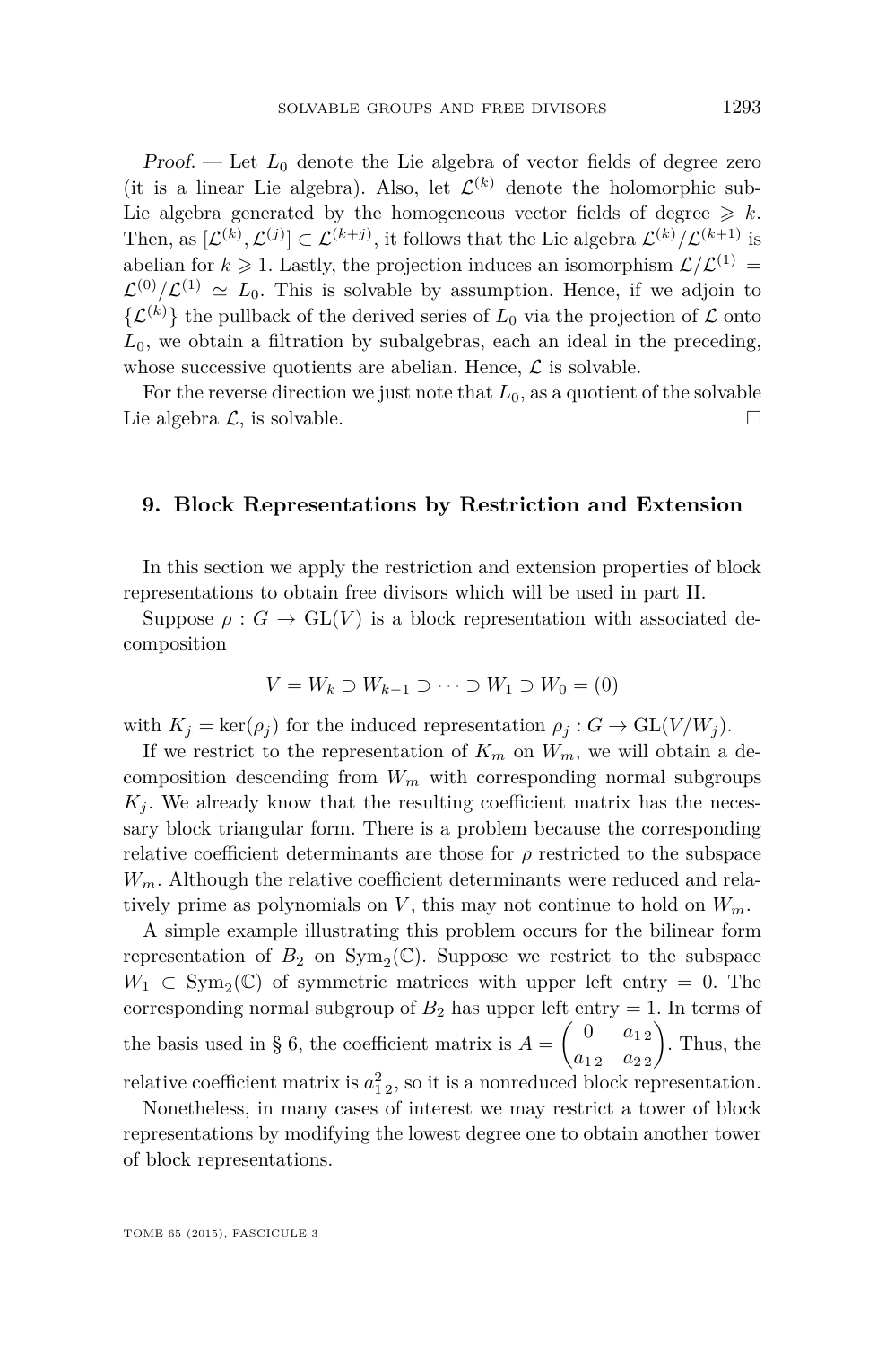*Proof.* — Let $L_0$ denote the Lie algebra of vector fields of degree zero (it is a linear Lie algebra). Also, let $\mathcal{L}^{(k)}$ denote the holomorphic sub-Lie algebra generated by the homogeneous vector fields of degree $\geqslant k$. Then, as $[\mathcal{L}^{(k)}, \mathcal{L}^{(j)}] \subset \mathcal{L}^{(k+j)}$, it follows that the Lie algebra $\mathcal{L}^{(k)}/\mathcal{L}^{(k+1)}$ is abelian for $k \geqslant 1$. Lastly, the projection induces an isomorphism $\mathcal{L}/\mathcal{L}^{(1)} = \mathcal{L}^{(0)}/\mathcal{L}^{(1)} \simeq L_0$. This is solvable by assumption. Hence, if we adjoin to $\{\mathcal{L}^{(k)}\}$ the pullback of the derived series of $L_0$ via the projection of $\mathcal{L}$ onto $L_0$, we obtain a filtration by subalgebras, each an ideal in the preceding, whose successive quotients are abelian. Hence, $\mathcal{L}$ is solvable.

For the reverse direction we just note that $L_0$, as a quotient of the solvable Lie algebra $\mathcal{L}$, is solvable. □

## 9. Block Representations by Restriction and Extension

In this section we apply the restriction and extension properties of block representations to obtain free divisors which will be used in part II.

Suppose $\rho : G \to \mathrm{GL}(V)$ is a block representation with associated decomposition

$$V = W_k \supset W_{k-1} \supset \cdots \supset W_1 \supset W_0 = (0)$$

with $K_j = \ker(\rho_j)$ for the induced representation $\rho_j : G \to \mathrm{GL}(V/W_j)$.

If we restrict to the representation of $K_m$ on $W_m$, we will obtain a decomposition descending from $W_m$ with corresponding normal subgroups $K_j$. We already know that the resulting coefficient matrix has the necessary block triangular form. There is a problem because the corresponding relative coefficient determinants are those for $\rho$ restricted to the subspace $W_m$. Although the relative coefficient determinants were reduced and relatively prime as polynomials on $V$, this may not continue to hold on $W_m$.

A simple example illustrating this problem occurs for the bilinear form representation of $B_2$ on $\mathrm{Sym}_2(\mathbb{C})$. Suppose we restrict to the subspace $W_1 \subset \mathrm{Sym}_2(\mathbb{C})$ of symmetric matrices with upper left entry $= 0$. The corresponding normal subgroup of $B_2$ has upper left entry $= 1$. In terms of the basis used in § 6, the coefficient matrix is $A = \begin{pmatrix} 0 & a_{1\,2} \\ a_{1\,2} & a_{2\,2} \end{pmatrix}$. Thus, the relative coefficient matrix is $a_{1\,2}^2$, so it is a nonreduced block representation.

Nonetheless, in many cases of interest we may restrict a tower of block representations by modifying the lowest degree one to obtain another tower of block representations.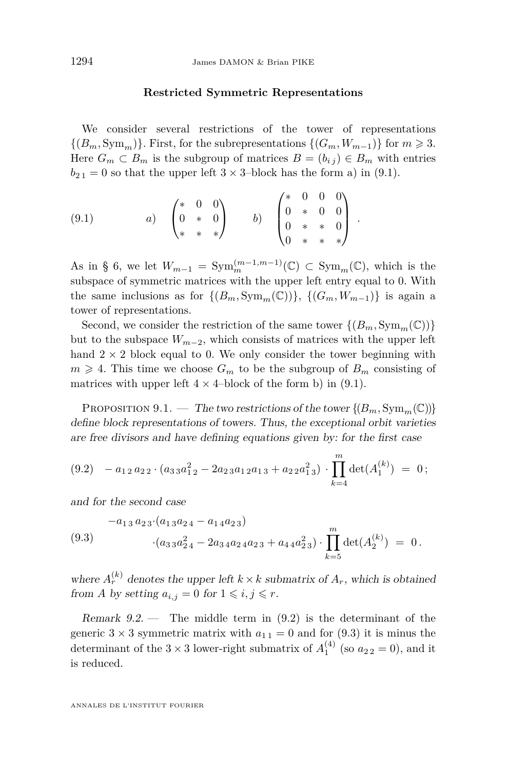**Restricted Symmetric Representations**

We consider several restrictions of the tower of representations $\{(B_m, \mathrm{Sym}_m)\}$. First, for the subrepresentations $\{(G_m, W_{m-1})\}$ for $m \geqslant 3$. Here $G_m \subset B_m$ is the subgroup of matrices $B = (b_{ij}) \in B_m$ with entries $b_{21} = 0$ so that the upper left $3 \times 3$–block has the form a) in (9.1).

$$
(9.1) \qquad a) \quad \begin{pmatrix} * & 0 & 0 \\ 0 & * & 0 \\ * & * & * \end{pmatrix} \qquad b) \quad \begin{pmatrix} * & 0 & 0 & 0 \\ 0 & * & 0 & 0 \\ 0 & * & * & 0 \\ 0 & * & * & * \end{pmatrix}.
$$

As in § 6, we let $W_{m-1} = \mathrm{Sym}_m^{(m-1,m-1)}(\mathbb{C}) \subset \mathrm{Sym}_m(\mathbb{C})$, which is the subspace of symmetric matrices with the upper left entry equal to 0. With the same inclusions as for $\{(B_m, \mathrm{Sym}_m(\mathbb{C}))\}$, $\{(G_m, W_{m-1})\}$ is again a tower of representations.

Second, we consider the restriction of the same tower $\{(B_m, \mathrm{Sym}_m(\mathbb{C}))\}$ but to the subspace $W_{m-2}$, which consists of matrices with the upper left hand $2 \times 2$ block equal to 0. We only consider the tower beginning with $m \geqslant 4$. This time we choose $G_m$ to be the subgroup of $B_m$ consisting of matrices with upper left $4 \times 4$–block of the form b) in (9.1).

Proposition 9.1. — *The two restrictions of the tower $\{(B_m, \mathrm{Sym}_m(\mathbb{C}))\}$ define block representations of towers. Thus, the exceptional orbit varieties are free divisors and have defining equations given by: for the first case*

$$
(9.2) \quad -a_{12}\,a_{22} \cdot (a_{33}a_{12}^2 - 2a_{23}a_{12}a_{13} + a_{22}a_{13}^2) \cdot \prod_{k=4}^{m} \det(A_1^{(k)}) \;=\; 0\,;
$$

*and for the second case*

$$
(9.3) \quad \begin{aligned} -a_{13}\,a_{23} \cdot &(a_{13}a_{24} - a_{14}a_{23}) \\ &\cdot (a_{33}a_{24}^2 - 2a_{34}a_{24}a_{23} + a_{44}a_{23}^2) \cdot \prod_{k=5}^{m} \det(A_2^{(k)}) \;=\; 0\,. \end{aligned}
$$

*where $A_r^{(k)}$ denotes the upper left $k \times k$ submatrix of $A_r$, which is obtained from $A$ by setting $a_{i,j} = 0$ for $1 \leqslant i, j \leqslant r$.*

*Remark 9.2.* — The middle term in (9.2) is the determinant of the generic $3 \times 3$ symmetric matrix with $a_{11} = 0$ and for (9.3) it is minus the determinant of the $3 \times 3$ lower-right submatrix of $A_1^{(4)}$ (so $a_{22} = 0$), and it is reduced.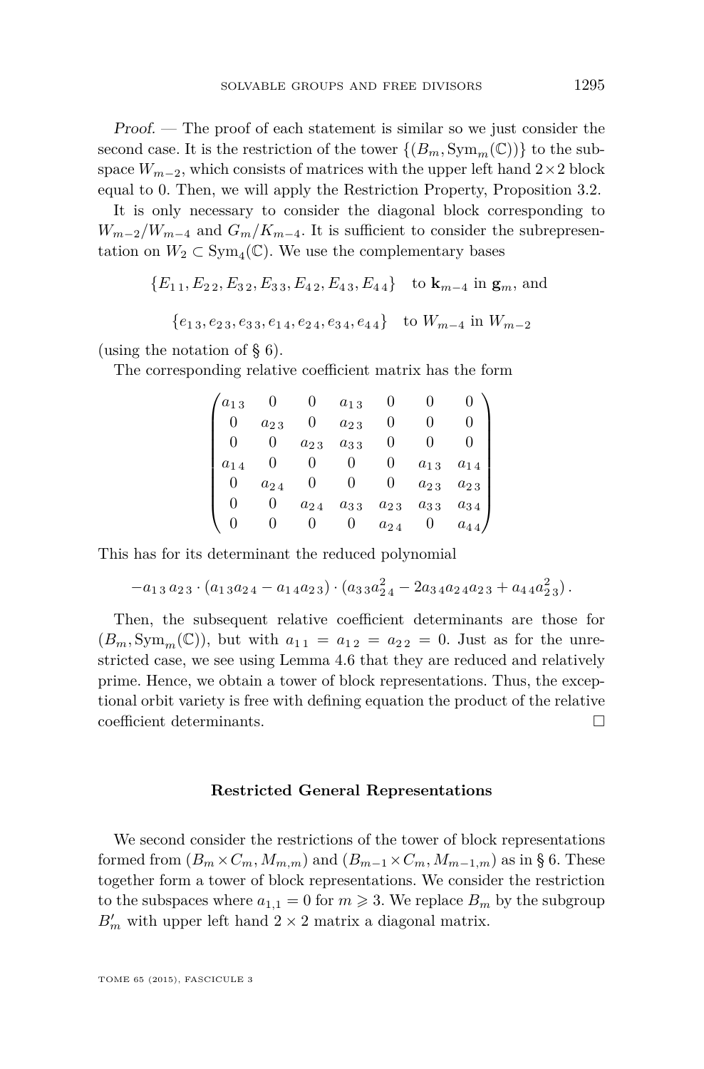*Proof.* — The proof of each statement is similar so we just consider the second case. It is the restriction of the tower $\{(B_m, \mathrm{Sym}_m(\mathbb{C}))\}$ to the subspace $W_{m-2}$, which consists of matrices with the upper left hand $2\times 2$ block equal to 0. Then, we will apply the Restriction Property, Proposition 3.2.

It is only necessary to consider the diagonal block corresponding to $W_{m-2}/W_{m-4}$ and $G_m/K_{m-4}$. It is sufficient to consider the subrepresentation on $W_2 \subset \mathrm{Sym}_4(\mathbb{C})$. We use the complementary bases

$$\{E_{1\,1}, E_{2\,2}, E_{3\,2}, E_{3\,3}, E_{4\,2}, E_{4\,3}, E_{4\,4}\} \quad \text{to } \mathbf{k}_{m-4} \text{ in } \mathbf{g}_m, \text{ and}$$

$$\{e_{1\,3}, e_{2\,3}, e_{3\,3}, e_{1\,4}, e_{2\,4}, e_{3\,4}, e_{4\,4}\} \quad \text{to } W_{m-4} \text{ in } W_{m-2}$$

(using the notation of § 6).

The corresponding relative coefficient matrix has the form

$$\begin{pmatrix}
a_{1\,3} & 0 & 0 & a_{1\,3} & 0 & 0 & 0 \\
0 & a_{2\,3} & 0 & a_{2\,3} & 0 & 0 & 0 \\
0 & 0 & a_{2\,3} & a_{3\,3} & 0 & 0 & 0 \\
a_{1\,4} & 0 & 0 & 0 & 0 & a_{1\,3} & a_{1\,4} \\
0 & a_{2\,4} & 0 & 0 & 0 & a_{2\,3} & a_{2\,3} \\
0 & 0 & a_{2\,4} & a_{3\,3} & a_{2\,3} & a_{3\,3} & a_{3\,4} \\
0 & 0 & 0 & 0 & a_{2\,4} & 0 & a_{4\,4}
\end{pmatrix}$$

This has for its determinant the reduced polynomial

$$-a_{1\,3}\,a_{2\,3} \cdot (a_{1\,3}a_{2\,4} - a_{1\,4}a_{2\,3}) \cdot (a_{3\,3}a_{2\,4}^2 - 2a_{3\,4}a_{2\,4}a_{2\,3} + a_{4\,4}a_{2\,3}^2)\,.$$

Then, the subsequent relative coefficient determinants are those for $(B_m, \mathrm{Sym}_m(\mathbb{C}))$, but with $a_{1\,1} = a_{1\,2} = a_{2\,2} = 0$. Just as for the unrestricted case, we see using Lemma 4.6 that they are reduced and relatively prime. Hence, we obtain a tower of block representations. Thus, the exceptional orbit variety is free with defining equation the product of the relative coefficient determinants. $\square$

### Restricted General Representations

We second consider the restrictions of the tower of block representations formed from $(B_m \times C_m, M_{m,m})$ and $(B_{m-1} \times C_m, M_{m-1,m})$ as in § 6. These together form a tower of block representations. We consider the restriction to the subspaces where $a_{1,1} = 0$ for $m \geqslant 3$. We replace $B_m$ by the subgroup $B'_m$ with upper left hand $2 \times 2$ matrix a diagonal matrix.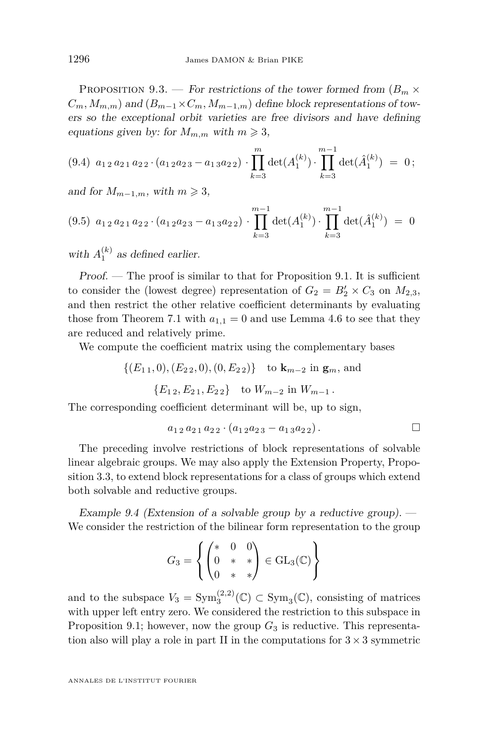Proposition 9.3. — *For restrictions of the tower formed from $(B_m \times C_m, M_{m,m})$ and $(B_{m-1} \times C_m, M_{m-1,m})$ define block representations of towers so the exceptional orbit varieties are free divisors and have defining equations given by: for $M_{m,m}$ with $m \geqslant 3$,*

$$(9.4)\quad a_{1\,2}\, a_{2\,1}\, a_{2\,2} \cdot (a_{1\,2} a_{2\,3} - a_{1\,3} a_{2\,2}) \cdot \prod_{k=3}^{m} \det(A_1^{(k)}) \cdot \prod_{k=3}^{m-1} \det(\hat{A}_1^{(k)}) \;=\; 0\,;$$

*and for $M_{m-1,m}$, with $m \geqslant 3$,*

$$(9.5)\quad a_{1\,2}\, a_{2\,1}\, a_{2\,2} \cdot (a_{1\,2} a_{2\,3} - a_{1\,3} a_{2\,2}) \cdot \prod_{k=3}^{m-1} \det(A_1^{(k)}) \cdot \prod_{k=3}^{m-1} \det(\hat{A}_1^{(k)}) \;=\; 0$$

*with $A_1^{(k)}$ as defined earlier.*

*Proof.* — The proof is similar to that for Proposition 9.1. It is sufficient to consider the (lowest degree) representation of $G_2 = B_2' \times C_3$ on $M_{2,3}$, and then restrict the other relative coefficient determinants by evaluating those from Theorem 7.1 with $a_{1,1} = 0$ and use Lemma 4.6 to see that they are reduced and relatively prime.

We compute the coefficient matrix using the complementary bases

$$\{(E_{1\,1}, 0), (E_{2\,2}, 0), (0, E_{2\,2})\} \quad \text{to } \mathbf{k}_{m-2} \text{ in } \mathbf{g}_m, \text{ and}$$

$$\{E_{1\,2}, E_{2\,1}, E_{2\,2}\} \quad \text{to } W_{m-2} \text{ in } W_{m-1}\,.$$

The corresponding coefficient determinant will be, up to sign,

$$a_{1\,2}\, a_{2\,1}\, a_{2\,2} \cdot (a_{1\,2} a_{2\,3} - a_{1\,3} a_{2\,2})\,. \qquad \square$$

The preceding involve restrictions of block representations of solvable linear algebraic groups. We may also apply the Extension Property, Proposition 3.3, to extend block representations for a class of groups which extend both solvable and reductive groups.

*Example 9.4 (Extension of a solvable group by a reductive group).* — We consider the restriction of the bilinear form representation to the group

$$G_3 = \left\{ \begin{pmatrix} * & 0 & 0 \\ 0 & * & * \\ 0 & * & * \end{pmatrix} \in \mathrm{GL}_3(\mathbb{C}) \right\}$$

and to the subspace $V_3 = \mathrm{Sym}_3^{(2,2)}(\mathbb{C}) \subset \mathrm{Sym}_3(\mathbb{C})$, consisting of matrices with upper left entry zero. We considered the restriction to this subspace in Proposition 9.1; however, now the group $G_3$ is reductive. This representation also will play a role in part II in the computations for $3 \times 3$ symmetric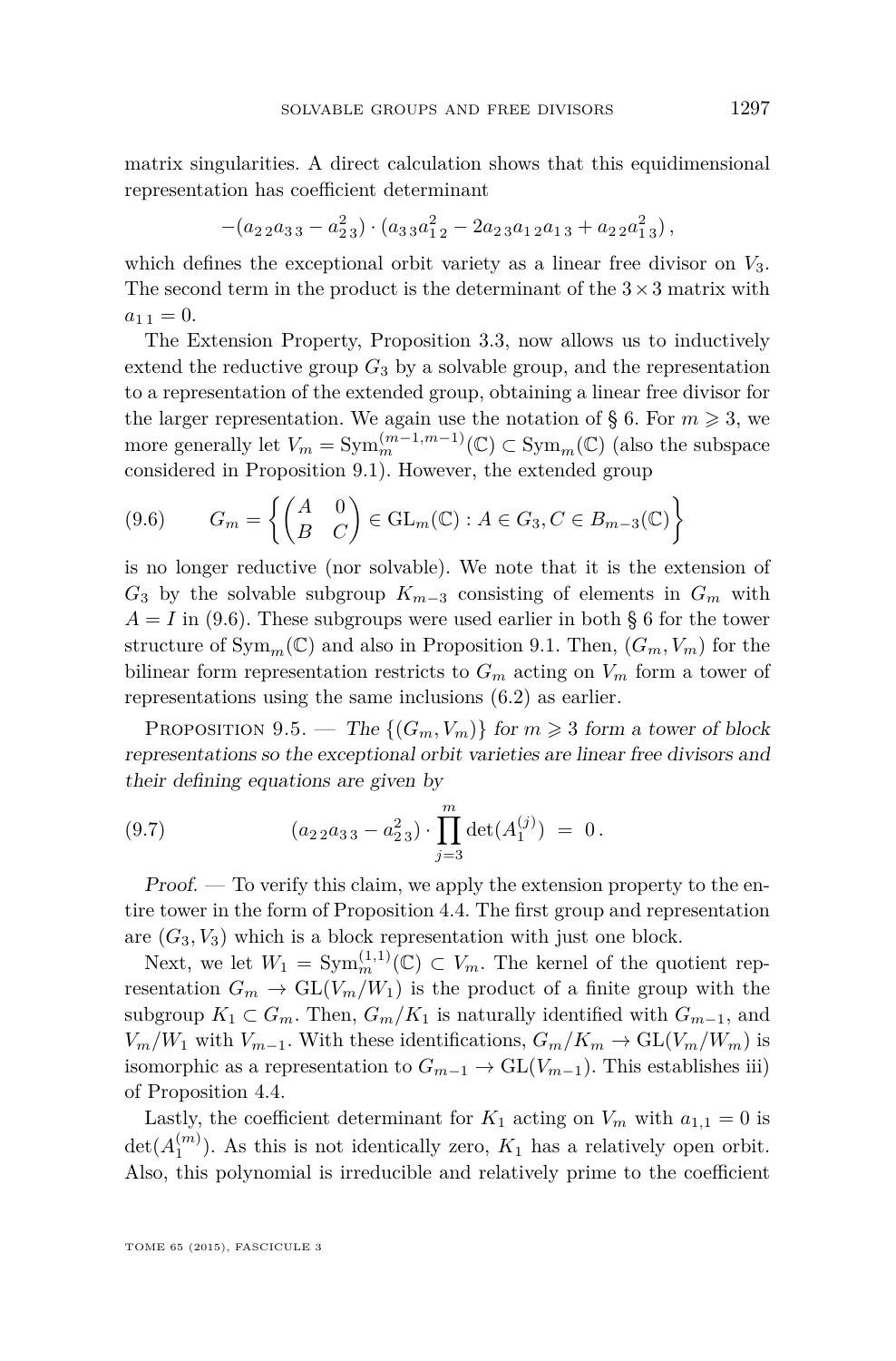matrix singularities. A direct calculation shows that this equidimensional representation has coefficient determinant

$$-(a_{2\,2}a_{3\,3} - a_{2\,3}^2) \cdot (a_{3\,3}a_{1\,2}^2 - 2a_{2\,3}a_{1\,2}a_{1\,3} + a_{2\,2}a_{1\,3}^2)\,,$$

which defines the exceptional orbit variety as a linear free divisor on $V_3$. The second term in the product is the determinant of the $3\times 3$ matrix with $a_{1\,1} = 0$.

The Extension Property, Proposition 3.3, now allows us to inductively extend the reductive group $G_3$ by a solvable group, and the representation to a representation of the extended group, obtaining a linear free divisor for the larger representation. We again use the notation of § 6. For $m \geqslant 3$, we more generally let $V_m = \mathrm{Sym}_m^{(m-1,m-1)}(\mathbb{C}) \subset \mathrm{Sym}_m(\mathbb{C})$ (also the subspace considered in Proposition 9.1). However, the extended group

$$G_m = \left\{ \begin{pmatrix} A & 0 \\ B & C \end{pmatrix} \in \mathrm{GL}_m(\mathbb{C}) : A \in G_3, C \in B_{m-3}(\mathbb{C}) \right\} \tag{9.6}$$

is no longer reductive (nor solvable). We note that it is the extension of $G_3$ by the solvable subgroup $K_{m-3}$ consisting of elements in $G_m$ with $A = I$ in (9.6). These subgroups were used earlier in both § 6 for the tower structure of $\mathrm{Sym}_m(\mathbb{C})$ and also in Proposition 9.1. Then, $(G_m, V_m)$ for the bilinear form representation restricts to $G_m$ acting on $V_m$ form a tower of representations using the same inclusions (6.2) as earlier.

Proposition 9.5. — *The $\{(G_m, V_m)\}$ for $m \geqslant 3$ form a tower of block representations so the exceptional orbit varieties are linear free divisors and their defining equations are given by*

$$(a_{2\,2}a_{3\,3} - a_{2\,3}^2) \cdot \prod_{j=3}^{m} \det(A_1^{(j)}) \;=\; 0\,. \tag{9.7}$$

*Proof.* — To verify this claim, we apply the extension property to the entire tower in the form of Proposition 4.4. The first group and representation are $(G_3, V_3)$ which is a block representation with just one block.

Next, we let $W_1 = \mathrm{Sym}_m^{(1,1)}(\mathbb{C}) \subset V_m$. The kernel of the quotient representation $G_m \to \mathrm{GL}(V_m/W_1)$ is the product of a finite group with the subgroup $K_1 \subset G_m$. Then, $G_m/K_1$ is naturally identified with $G_{m-1}$, and $V_m/W_1$ with $V_{m-1}$. With these identifications, $G_m/K_m \to \mathrm{GL}(V_m/W_m)$ is isomorphic as a representation to $G_{m-1} \to \mathrm{GL}(V_{m-1})$. This establishes iii) of Proposition 4.4.

Lastly, the coefficient determinant for $K_1$ acting on $V_m$ with $a_{1,1} = 0$ is $\det(A_1^{(m)})$. As this is not identically zero, $K_1$ has a relatively open orbit. Also, this polynomial is irreducible and relatively prime to the coefficient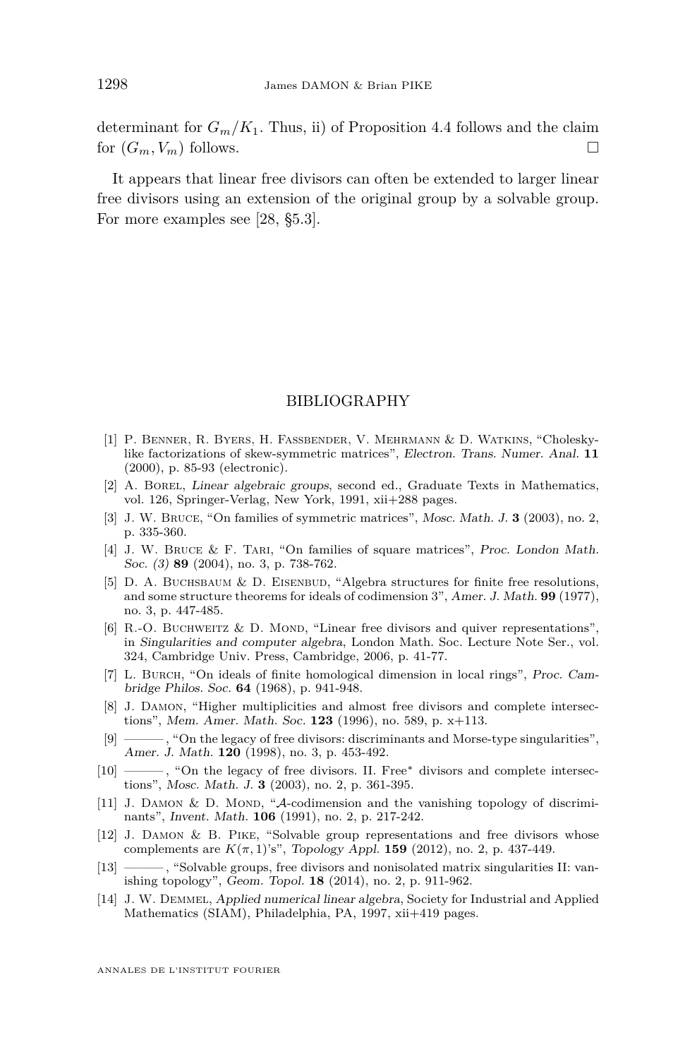determinant for $G_m/K_1$. Thus, ii) of Proposition 4.4 follows and the claim for $(G_m, V_m)$ follows. □

It appears that linear free divisors can often be extended to larger linear free divisors using an extension of the original group by a solvable group. For more examples see [28, §5.3].

## BIBLIOGRAPHY

[1] P. Benner, R. Byers, H. Fassbender, V. Mehrmann & D. Watkins, "Cholesky-like factorizations of skew-symmetric matrices", *Electron. Trans. Numer. Anal.* **11** (2000), p. 85-93 (electronic).

[2] A. Borel, *Linear algebraic groups*, second ed., Graduate Texts in Mathematics, vol. 126, Springer-Verlag, New York, 1991, xii+288 pages.

[3] J. W. Bruce, "On families of symmetric matrices", *Mosc. Math. J.* **3** (2003), no. 2, p. 335-360.

[4] J. W. Bruce & F. Tari, "On families of square matrices", *Proc. London Math. Soc. (3)* **89** (2004), no. 3, p. 738-762.

[5] D. A. Buchsbaum & D. Eisenbud, "Algebra structures for finite free resolutions, and some structure theorems for ideals of codimension 3", *Amer. J. Math.* **99** (1977), no. 3, p. 447-485.

[6] R.-O. Buchweitz & D. Mond, "Linear free divisors and quiver representations", in *Singularities and computer algebra*, London Math. Soc. Lecture Note Ser., vol. 324, Cambridge Univ. Press, Cambridge, 2006, p. 41-77.

[7] L. Burch, "On ideals of finite homological dimension in local rings", *Proc. Cambridge Philos. Soc.* **64** (1968), p. 941-948.

[8] J. Damon, "Higher multiplicities and almost free divisors and complete intersections", *Mem. Amer. Math. Soc.* **123** (1996), no. 589, p. x+113.

[9] ———, "On the legacy of free divisors: discriminants and Morse-type singularities", *Amer. J. Math.* **120** (1998), no. 3, p. 453-492.

[10] ———, "On the legacy of free divisors. II. Free* divisors and complete intersections", *Mosc. Math. J.* **3** (2003), no. 2, p. 361-395.

[11] J. Damon & D. Mond, "$\mathcal{A}$-codimension and the vanishing topology of discriminants", *Invent. Math.* **106** (1991), no. 2, p. 217-242.

[12] J. Damon & B. Pike, "Solvable group representations and free divisors whose complements are $K(\pi, 1)$'s", *Topology Appl.* **159** (2012), no. 2, p. 437-449.

[13] ———, "Solvable groups, free divisors and nonisolated matrix singularities II: vanishing topology", *Geom. Topol.* **18** (2014), no. 2, p. 911-962.

[14] J. W. Demmel, *Applied numerical linear algebra*, Society for Industrial and Applied Mathematics (SIAM), Philadelphia, PA, 1997, xii+419 pages.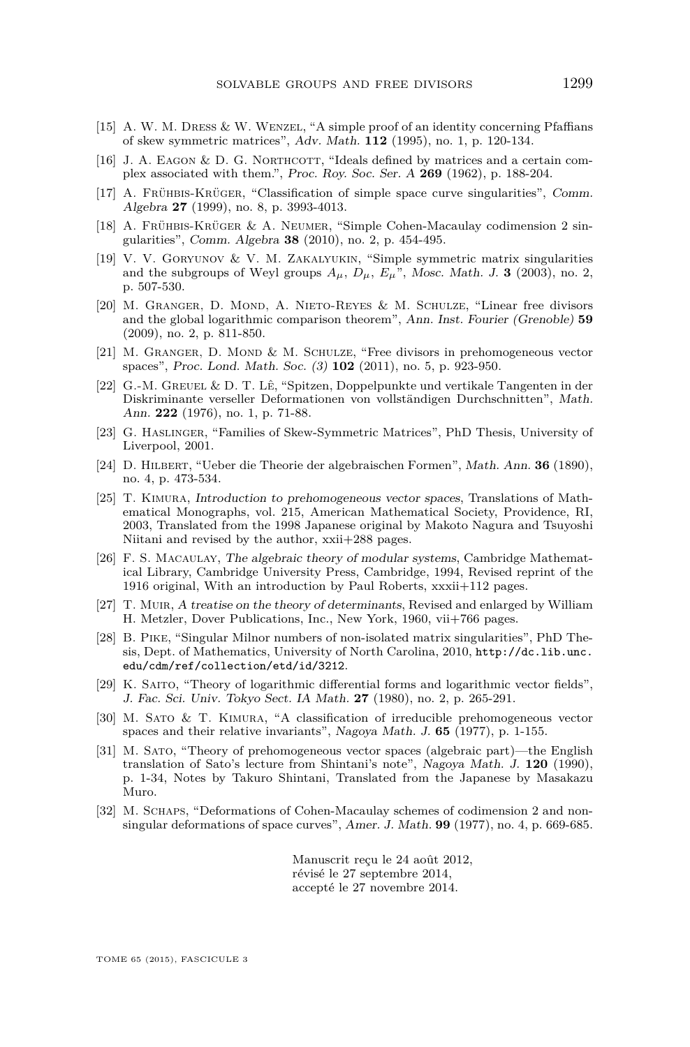[15] A. W. M. Dress & W. Wenzel, "A simple proof of an identity concerning Pfaffians of skew symmetric matrices", *Adv. Math.* **112** (1995), no. 1, p. 120-134.

[16] J. A. Eagon & D. G. Northcott, "Ideals defined by matrices and a certain complex associated with them.", *Proc. Roy. Soc. Ser. A* **269** (1962), p. 188-204.

[17] A. Frühbis-Krüger, "Classification of simple space curve singularities", *Comm. Algebra* **27** (1999), no. 8, p. 3993-4013.

[18] A. Frühbis-Krüger & A. Neumer, "Simple Cohen-Macaulay codimension 2 singularities", *Comm. Algebra* **38** (2010), no. 2, p. 454-495.

[19] V. V. Goryunov & V. M. Zakalyukin, "Simple symmetric matrix singularities and the subgroups of Weyl groups $A_\mu$, $D_\mu$, $E_\mu$", *Mosc. Math. J.* **3** (2003), no. 2, p. 507-530.

[20] M. Granger, D. Mond, A. Nieto-Reyes & M. Schulze, "Linear free divisors and the global logarithmic comparison theorem", *Ann. Inst. Fourier (Grenoble)* **59** (2009), no. 2, p. 811-850.

[21] M. Granger, D. Mond & M. Schulze, "Free divisors in prehomogeneous vector spaces", *Proc. Lond. Math. Soc. (3)* **102** (2011), no. 5, p. 923-950.

[22] G.-M. Greuel & D. T. Lê, "Spitzen, Doppelpunkte und vertikale Tangenten in der Diskriminante verseller Deformationen von vollständigen Durchschnitten", *Math. Ann.* **222** (1976), no. 1, p. 71-88.

[23] G. Haslinger, "Families of Skew-Symmetric Matrices", PhD Thesis, University of Liverpool, 2001.

[24] D. Hilbert, "Ueber die Theorie der algebraischen Formen", *Math. Ann.* **36** (1890), no. 4, p. 473-534.

[25] T. Kimura, *Introduction to prehomogeneous vector spaces*, Translations of Mathematical Monographs, vol. 215, American Mathematical Society, Providence, RI, 2003, Translated from the 1998 Japanese original by Makoto Nagura and Tsuyoshi Niitani and revised by the author, xxii+288 pages.

[26] F. S. Macaulay, *The algebraic theory of modular systems*, Cambridge Mathematical Library, Cambridge University Press, Cambridge, 1994, Revised reprint of the 1916 original, With an introduction by Paul Roberts, xxxii+112 pages.

[27] T. Muir, *A treatise on the theory of determinants*, Revised and enlarged by William H. Metzler, Dover Publications, Inc., New York, 1960, vii+766 pages.

[28] B. Pike, "Singular Milnor numbers of non-isolated matrix singularities", PhD Thesis, Dept. of Mathematics, University of North Carolina, 2010, `http://dc.lib.unc.edu/cdm/ref/collection/etd/id/3212`.

[29] K. Saito, "Theory of logarithmic differential forms and logarithmic vector fields", *J. Fac. Sci. Univ. Tokyo Sect. IA Math.* **27** (1980), no. 2, p. 265-291.

[30] M. Sato & T. Kimura, "A classification of irreducible prehomogeneous vector spaces and their relative invariants", *Nagoya Math. J.* **65** (1977), p. 1-155.

[31] M. Sato, "Theory of prehomogeneous vector spaces (algebraic part)—the English translation of Sato's lecture from Shintani's note", *Nagoya Math. J.* **120** (1990), p. 1-34, Notes by Takuro Shintani, Translated from the Japanese by Masakazu Muro.

[32] M. Schaps, "Deformations of Cohen-Macaulay schemes of codimension 2 and non-singular deformations of space curves", *Amer. J. Math.* **99** (1977), no. 4, p. 669-685.

Manuscrit reçu le 24 août 2012,
révisé le 27 septembre 2014,
accepté le 27 novembre 2014.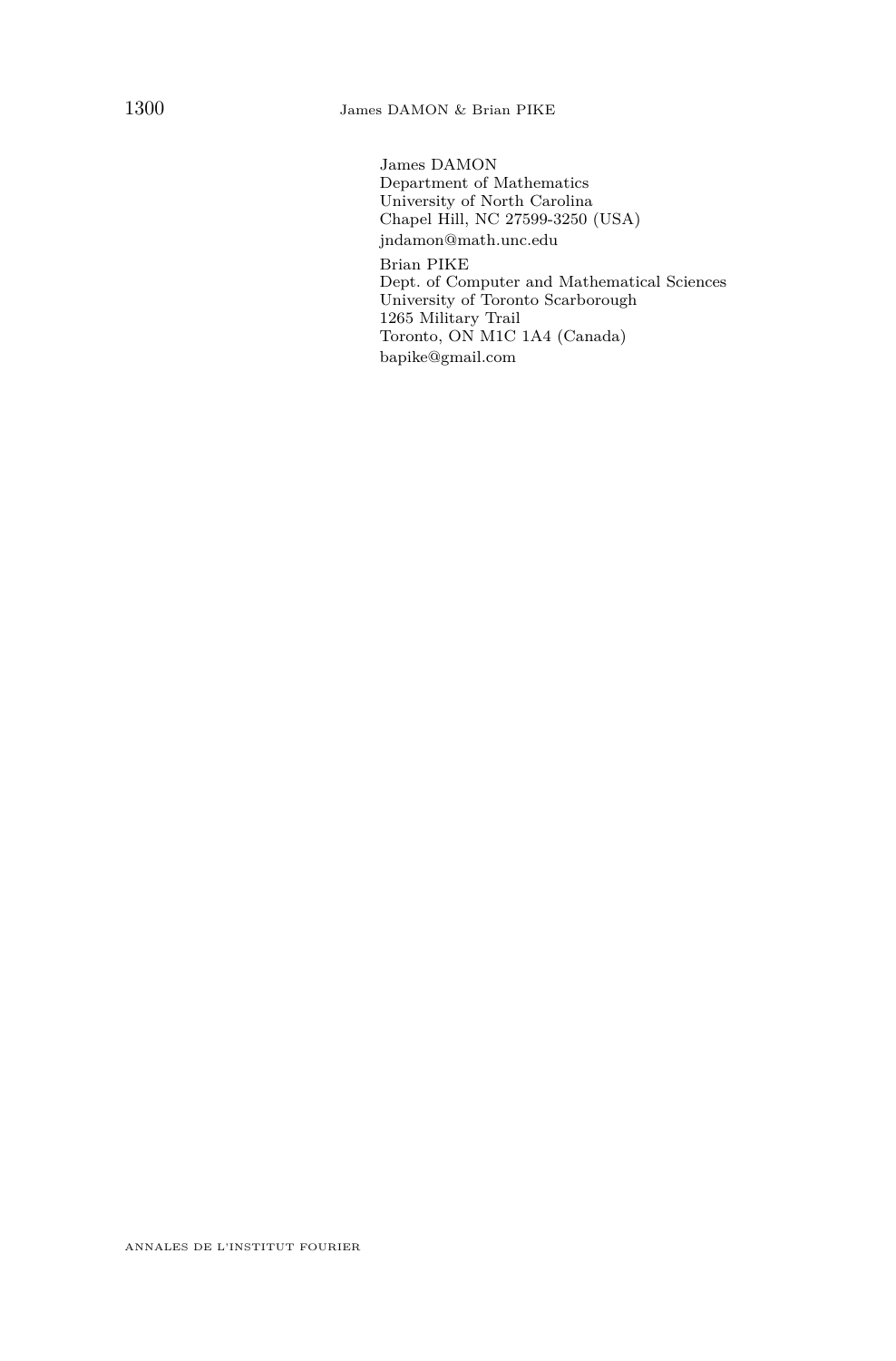James DAMON
Department of Mathematics
University of North Carolina
Chapel Hill, NC 27599-3250 (USA)
jndamon@math.unc.edu

Brian PIKE
Dept. of Computer and Mathematical Sciences
University of Toronto Scarborough
1265 Military Trail
Toronto, ON M1C 1A4 (Canada)
bapike@gmail.com